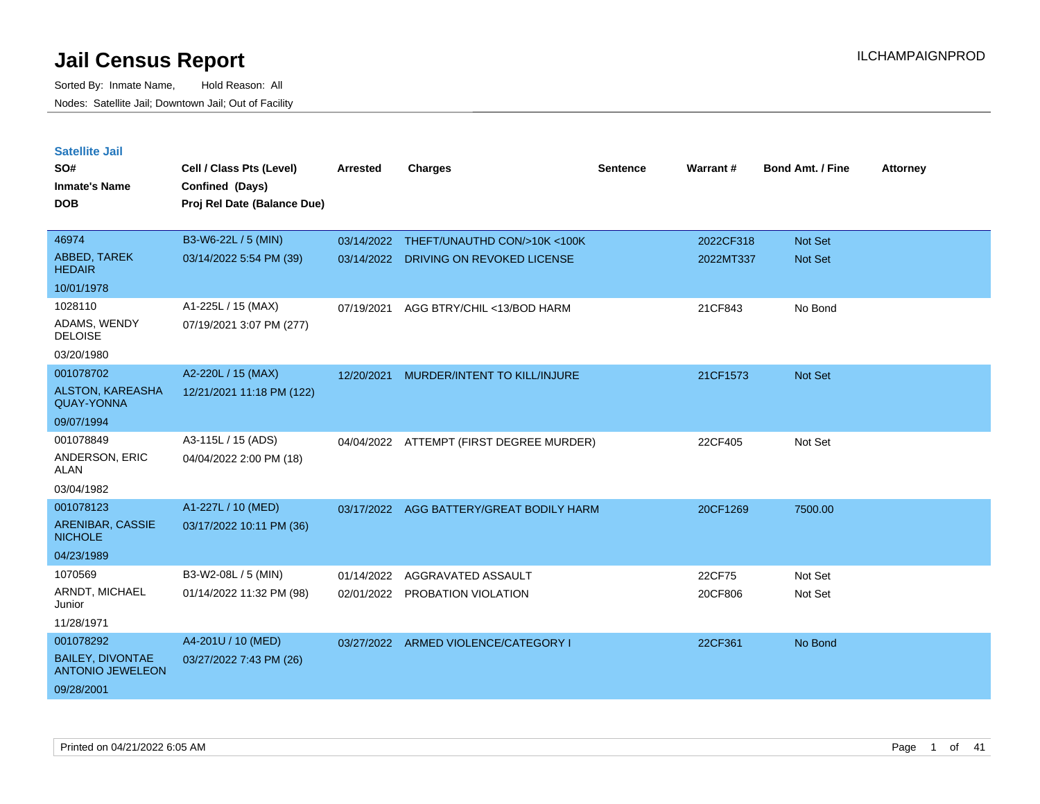# Jail Census Report

Sorted By: Inmate Name, Hold Reason: All

Nodes: Satellite Jail; Downtown Jail; Out of Facility

ILCHAMPAIGNPROD

## Satellite Jail

| SO# / Inmate's Name / DOB | Cell / Class Pts (Level) / Confined (Days) / Proj Rel Date (Balance Due) | Arrested | Charges | Sentence | Warrant # | Bond Amt. / Fine | Attorney |
|---|---|---|---|---|---|---|---|
| 46974<br>ABBED, TAREK HEDAIR<br>10/01/1978 | B3-W6-22L / 5 (MIN)<br>03/14/2022 5:54 PM (39) | 03/14/2022<br>03/14/2022 | THEFT/UNAUTHD CON/>10K <100K<br>DRIVING ON REVOKED LICENSE | | 2022CF318<br>2022MT337 | Not Set<br>Not Set | |
| 1028110<br>ADAMS, WENDY DELOISE<br>03/20/1980 | A1-225L / 15 (MAX)<br>07/19/2021 3:07 PM (277) | 07/19/2021 | AGG BTRY/CHIL <13/BOD HARM | | 21CF843 | No Bond | |
| 001078702<br>ALSTON, KAREASHA QUAY-YONNA<br>09/07/1994 | A2-220L / 15 (MAX)<br>12/21/2021 11:18 PM (122) | 12/20/2021 | MURDER/INTENT TO KILL/INJURE | | 21CF1573 | Not Set | |
| 001078849<br>ANDERSON, ERIC ALAN<br>03/04/1982 | A3-115L / 15 (ADS)<br>04/04/2022 2:00 PM (18) | 04/04/2022 | ATTEMPT (FIRST DEGREE MURDER) | | 22CF405 | Not Set | |
| 001078123<br>ARENIBAR, CASSIE NICHOLE<br>04/23/1989 | A1-227L / 10 (MED)<br>03/17/2022 10:11 PM (36) | 03/17/2022 | AGG BATTERY/GREAT BODILY HARM | | 20CF1269 | 7500.00 | |
| 1070569<br>ARNDT, MICHAEL Junior<br>11/28/1971 | B3-W2-08L / 5 (MIN)<br>01/14/2022 11:32 PM (98) | 01/14/2022<br>02/01/2022 | AGGRAVATED ASSAULT<br>PROBATION VIOLATION | | 22CF75<br>20CF806 | Not Set<br>Not Set | |
| 001078292<br>BAILEY, DIVONTAE ANTONIO JEWELEON<br>09/28/2001 | A4-201U / 10 (MED)<br>03/27/2022 7:43 PM (26) | 03/27/2022 | ARMED VIOLENCE/CATEGORY I | | 22CF361 | No Bond | |

Printed on 04/21/2022 6:05 AM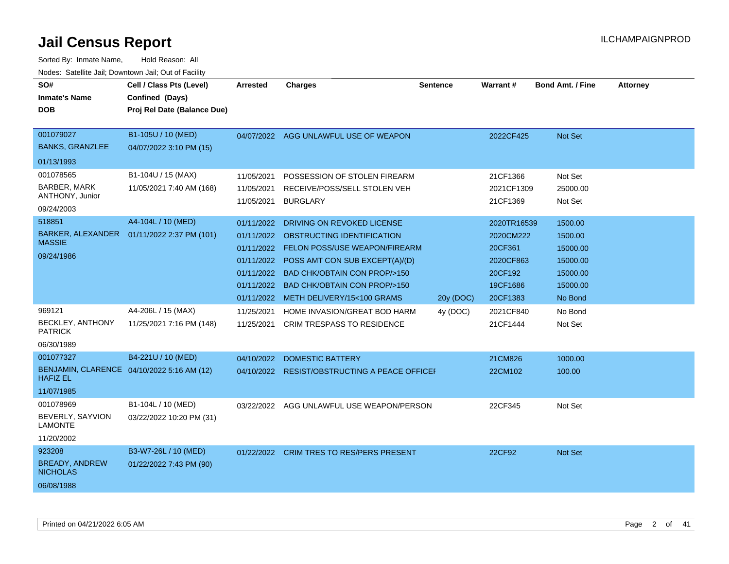# Jail Census Report

ILCHAMPAIGNPROD

Sorted By: Inmate Name, Hold Reason: All

Nodes: Satellite Jail; Downtown Jail; Out of Facility

| SO# / Inmate's Name / DOB | Cell / Class Pts (Level) / Confined (Days) / Proj Rel Date (Balance Due) | Arrested | Charges | Sentence | Warrant # | Bond Amt. / Fine | Attorney |
|---|---|---|---|---|---|---|---|
| 001079027<br>BANKS, GRANZLEE<br>01/13/1993 | B1-105U / 10 (MED)<br>04/07/2022 3:10 PM (15) | 04/07/2022 | AGG UNLAWFUL USE OF WEAPON | | 2022CF425 | Not Set | |
| 001078565<br>BARBER, MARK ANTHONY, Junior<br>09/24/2003 | B1-104U / 15 (MAX)<br>11/05/2021 7:40 AM (168) | 11/05/2021 | POSSESSION OF STOLEN FIREARM | | 21CF1366 | Not Set | |
| | | 11/05/2021 | RECEIVE/POSS/SELL STOLEN VEH | | 2021CF1309 | 25000.00 | |
| | | 11/05/2021 | BURGLARY | | 21CF1369 | Not Set | |
| 518851<br>BARKER, ALEXANDER MASSIE<br>09/24/1986 | A4-104L / 10 (MED)<br>01/11/2022 2:37 PM (101) | 01/11/2022 | DRIVING ON REVOKED LICENSE | | 2020TR16539 | 1500.00 | |
| | | 01/11/2022 | OBSTRUCTING IDENTIFICATION | | 2020CM222 | 1500.00 | |
| | | 01/11/2022 | FELON POSS/USE WEAPON/FIREARM | | 20CF361 | 15000.00 | |
| | | 01/11/2022 | POSS AMT CON SUB EXCEPT(A)/(D) | | 2020CF863 | 15000.00 | |
| | | 01/11/2022 | BAD CHK/OBTAIN CON PROP/>150 | | 20CF192 | 15000.00 | |
| | | 01/11/2022 | BAD CHK/OBTAIN CON PROP/>150 | | 19CF1686 | 15000.00 | |
| | | 01/11/2022 | METH DELIVERY/15<100 GRAMS | 20y (DOC) | 20CF1383 | No Bond | |
| 969121<br>BECKLEY, ANTHONY PATRICK<br>06/30/1989 | A4-206L / 15 (MAX)<br>11/25/2021 7:16 PM (148) | 11/25/2021 | HOME INVASION/GREAT BOD HARM | 4y (DOC) | 2021CF840 | No Bond | |
| | | 11/25/2021 | CRIM TRESPASS TO RESIDENCE | | 21CF1444 | Not Set | |
| 001077327<br>BENJAMIN, CLARENCE HAFIZ EL<br>11/07/1985 | B4-221U / 10 (MED)<br>04/10/2022 5:16 AM (12) | 04/10/2022 | DOMESTIC BATTERY | | 21CM826 | 1000.00 | |
| | | 04/10/2022 | RESIST/OBSTRUCTING A PEACE OFFICEI | | 22CM102 | 100.00 | |
| 001078969<br>BEVERLY, SAYVION LAMONTE<br>11/20/2002 | B1-104L / 10 (MED)<br>03/22/2022 10:20 PM (31) | 03/22/2022 | AGG UNLAWFUL USE WEAPON/PERSON | | 22CF345 | Not Set | |
| 923208<br>BREADY, ANDREW NICHOLAS<br>06/08/1988 | B3-W7-26L / 10 (MED)<br>01/22/2022 7:43 PM (90) | 01/22/2022 | CRIM TRES TO RES/PERS PRESENT | | 22CF92 | Not Set | |

Printed on 04/21/2022 6:05 AM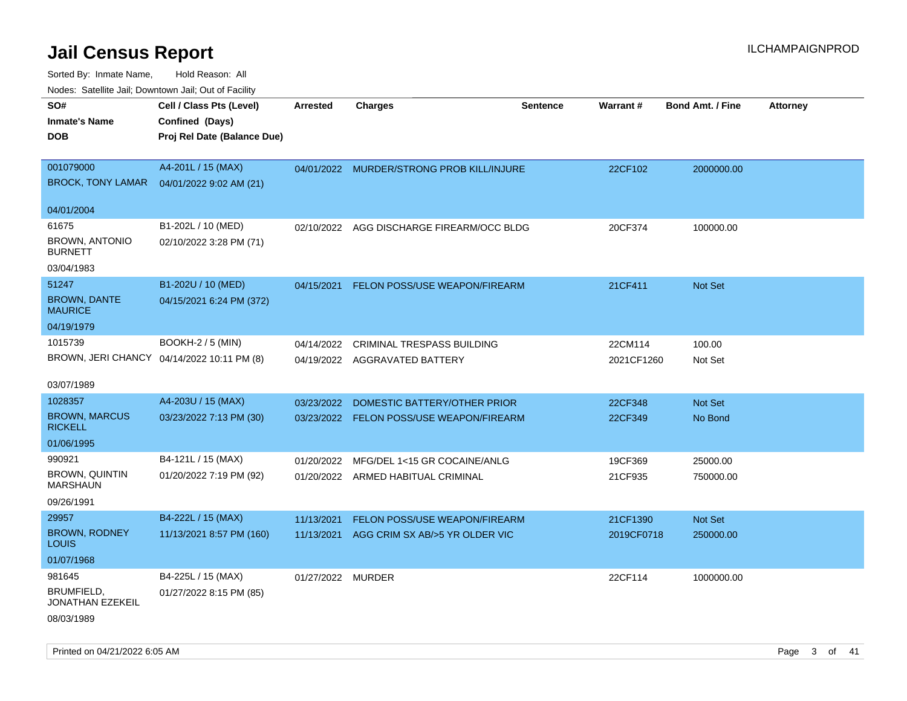# Jail Census Report

Sorted By: Inmate Name, Hold Reason: All

Nodes: Satellite Jail; Downtown Jail; Out of Facility

| SO# / Inmate's Name / DOB | Cell / Class Pts (Level) / Confined (Days) / Proj Rel Date (Balance Due) | Arrested | Charges | Sentence | Warrant # | Bond Amt. / Fine | Attorney |
|---|---|---|---|---|---|---|---|
| 001079000<br>BROCK, TONY LAMAR<br>04/01/2004 | A4-201L / 15 (MAX)<br>04/01/2022 9:02 AM (21) | 04/01/2022 | MURDER/STRONG PROB KILL/INJURE | | 22CF102 | 2000000.00 | |
| 61675<br>BROWN, ANTONIO BURNETT<br>03/04/1983 | B1-202L / 10 (MED)<br>02/10/2022 3:28 PM (71) | 02/10/2022 | AGG DISCHARGE FIREARM/OCC BLDG | | 20CF374 | 100000.00 | |
| 51247<br>BROWN, DANTE MAURICE<br>04/19/1979 | B1-202U / 10 (MED)<br>04/15/2021 6:24 PM (372) | 04/15/2021 | FELON POSS/USE WEAPON/FIREARM | | 21CF411 | Not Set | |
| 1015739<br>BROWN, JERI CHANCY<br>03/07/1989 | BOOKH-2 / 5 (MIN)<br>04/14/2022 10:11 PM (8) | 04/14/2022<br>04/19/2022 | CRIMINAL TRESPASS BUILDING<br>AGGRAVATED BATTERY | | 22CM114<br>2021CF1260 | 100.00<br>Not Set | |
| 1028357<br>BROWN, MARCUS RICKELL<br>01/06/1995 | A4-203U / 15 (MAX)<br>03/23/2022 7:13 PM (30) | 03/23/2022<br>03/23/2022 | DOMESTIC BATTERY/OTHER PRIOR<br>FELON POSS/USE WEAPON/FIREARM | | 22CF348<br>22CF349 | Not Set<br>No Bond | |
| 990921<br>BROWN, QUINTIN MARSHAUN<br>09/26/1991 | B4-121L / 15 (MAX)<br>01/20/2022 7:19 PM (92) | 01/20/2022<br>01/20/2022 | MFG/DEL 1<15 GR COCAINE/ANLG<br>ARMED HABITUAL CRIMINAL | | 19CF369<br>21CF935 | 25000.00<br>750000.00 | |
| 29957<br>BROWN, RODNEY LOUIS<br>01/07/1968 | B4-222L / 15 (MAX)<br>11/13/2021 8:57 PM (160) | 11/13/2021<br>11/13/2021 | FELON POSS/USE WEAPON/FIREARM<br>AGG CRIM SX AB/>5 YR OLDER VIC | | 21CF1390<br>2019CF0718 | Not Set<br>250000.00 | |
| 981645<br>BRUMFIELD, JONATHAN EZEKEIL<br>08/03/1989 | B4-225L / 15 (MAX)<br>01/27/2022 8:15 PM (85) | 01/27/2022 | MURDER | | 22CF114 | 1000000.00 | |

Printed on 04/21/2022 6:05 AM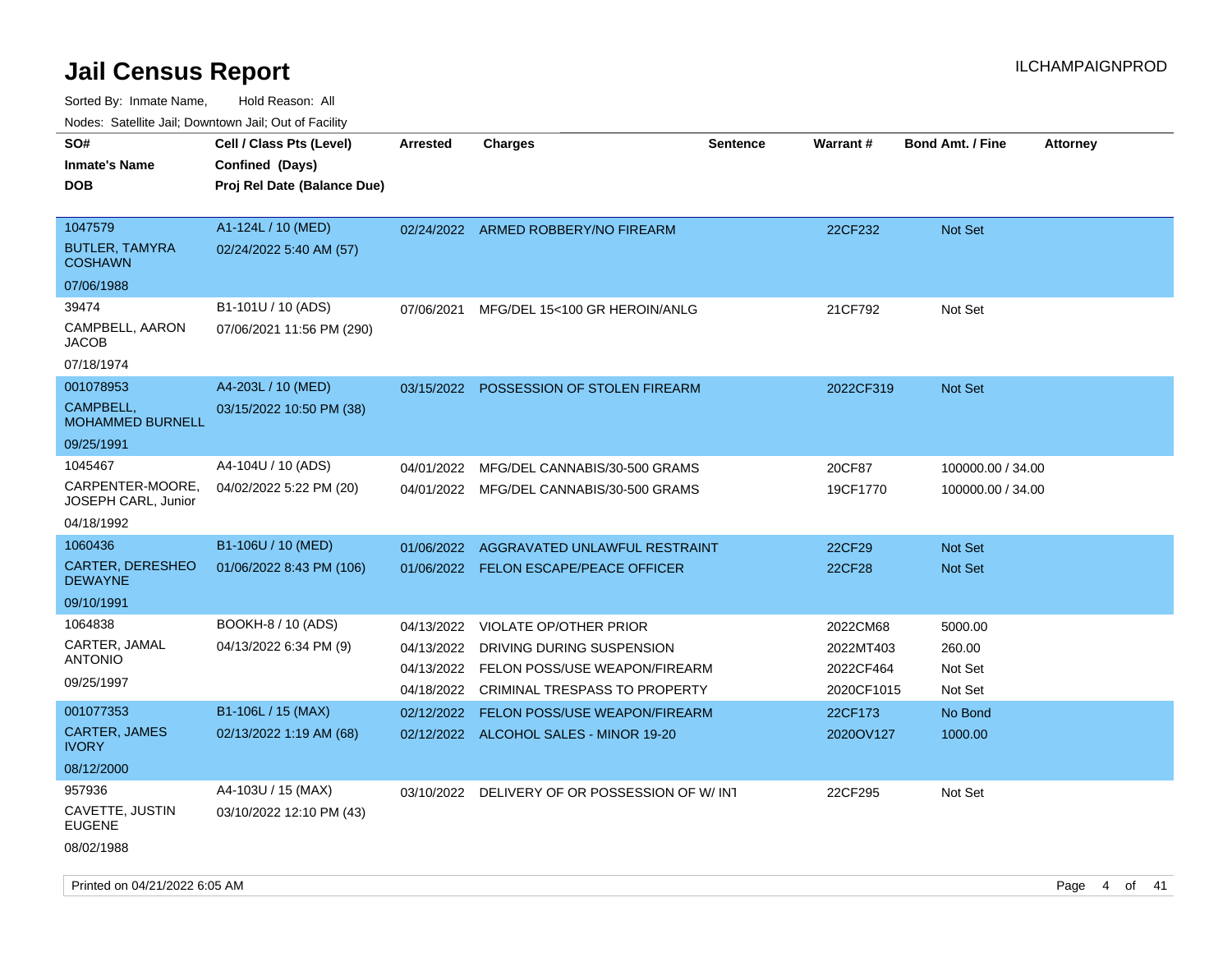# Jail Census Report

ILCHAMPAIGNPROD

Sorted By: Inmate Name, Hold Reason: All

Nodes: Satellite Jail; Downtown Jail; Out of Facility

| SO# / Inmate's Name / DOB | Cell / Class Pts (Level) / Confined (Days) / Proj Rel Date (Balance Due) | Arrested | Charges | Sentence | Warrant # | Bond Amt. / Fine | Attorney |
|---|---|---|---|---|---|---|---|
| 1047579<br>BUTLER, TAMYRA COSHAWN<br>07/06/1988 | A1-124L / 10 (MED)<br>02/24/2022 5:40 AM (57) | 02/24/2022 | ARMED ROBBERY/NO FIREARM | | 22CF232 | Not Set | |
| 39474<br>CAMPBELL, AARON JACOB<br>07/18/1974 | B1-101U / 10 (ADS)<br>07/06/2021 11:56 PM (290) | 07/06/2021 | MFG/DEL 15<100 GR HEROIN/ANLG | | 21CF792 | Not Set | |
| 001078953<br>CAMPBELL, MOHAMMED BURNELL<br>09/25/1991 | A4-203L / 10 (MED)<br>03/15/2022 10:50 PM (38) | 03/15/2022 | POSSESSION OF STOLEN FIREARM | | 2022CF319 | Not Set | |
| 1045467<br>CARPENTER-MOORE, JOSEPH CARL, Junior<br>04/18/1992 | A4-104U / 10 (ADS)<br>04/02/2022 5:22 PM (20) | 04/01/2022 | MFG/DEL CANNABIS/30-500 GRAMS | | 20CF87 | 100000.00 / 34.00 | |
| | | 04/01/2022 | MFG/DEL CANNABIS/30-500 GRAMS | | 19CF1770 | 100000.00 / 34.00 | |
| 1060436<br>CARTER, DERESHEO DEWAYNE<br>09/10/1991 | B1-106U / 10 (MED)<br>01/06/2022 8:43 PM (106) | 01/06/2022 | AGGRAVATED UNLAWFUL RESTRAINT | | 22CF29 | Not Set | |
| | | 01/06/2022 | FELON ESCAPE/PEACE OFFICER | | 22CF28 | Not Set | |
| 1064838<br>CARTER, JAMAL ANTONIO<br>09/25/1997 | BOOKH-8 / 10 (ADS)<br>04/13/2022 6:34 PM (9) | 04/13/2022 | VIOLATE OP/OTHER PRIOR | | 2022CM68 | 5000.00 | |
| | | 04/13/2022 | DRIVING DURING SUSPENSION | | 2022MT403 | 260.00 | |
| | | 04/13/2022 | FELON POSS/USE WEAPON/FIREARM | | 2022CF464 | Not Set | |
| | | 04/18/2022 | CRIMINAL TRESPASS TO PROPERTY | | 2020CF1015 | Not Set | |
| 001077353<br>CARTER, JAMES IVORY<br>08/12/2000 | B1-106L / 15 (MAX)<br>02/13/2022 1:19 AM (68) | 02/12/2022 | FELON POSS/USE WEAPON/FIREARM | | 22CF173 | No Bond | |
| | | 02/12/2022 | ALCOHOL SALES - MINOR 19-20 | | 2020OV127 | 1000.00 | |
| 957936<br>CAVETTE, JUSTIN EUGENE<br>08/02/1988 | A4-103U / 15 (MAX)<br>03/10/2022 12:10 PM (43) | 03/10/2022 | DELIVERY OF OR POSSESSION OF W/ INT | | 22CF295 | Not Set | |

Printed on 04/21/2022 6:05 AM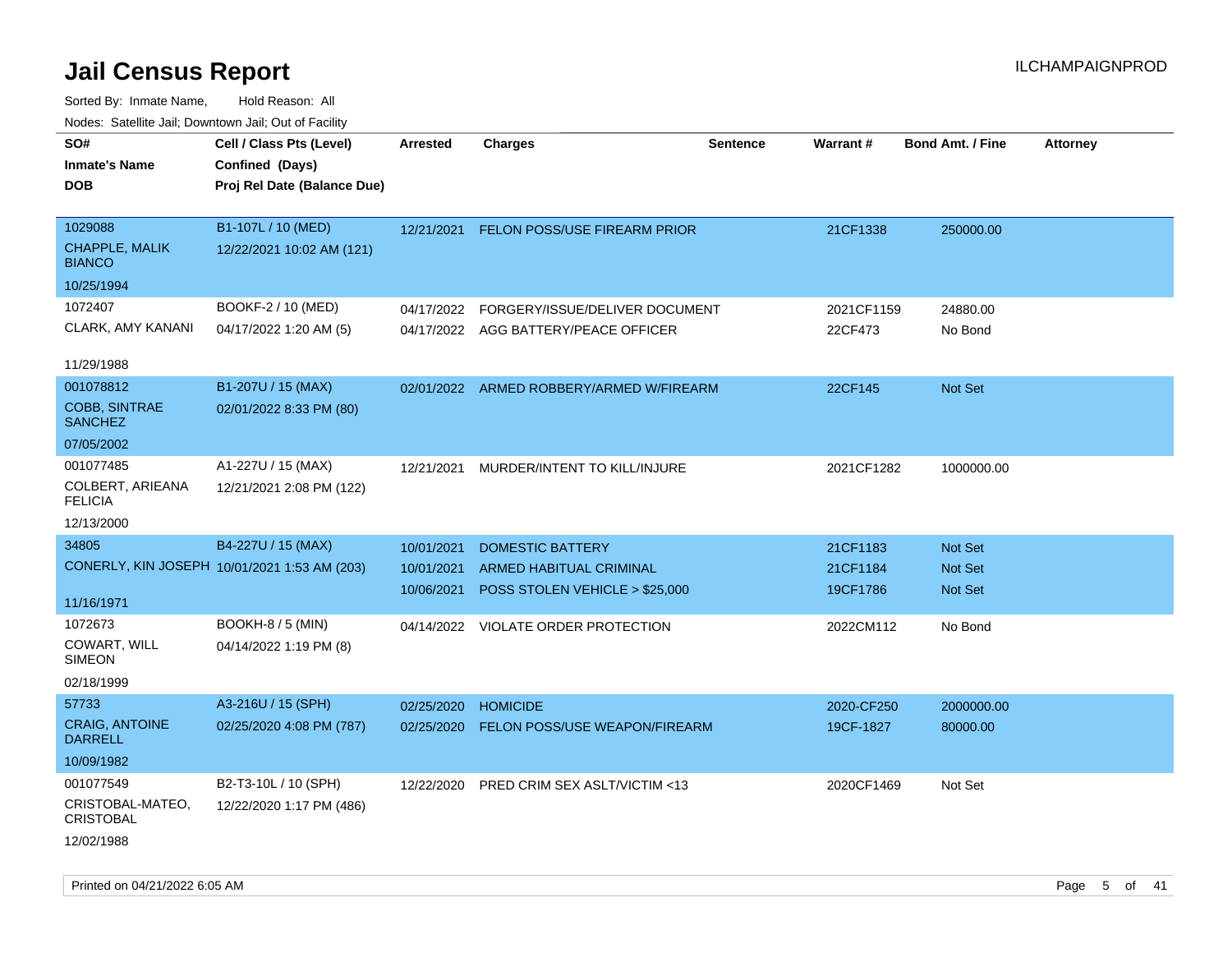# Jail Census Report

Sorted By: Inmate Name, Hold Reason: All

Nodes: Satellite Jail; Downtown Jail; Out of Facility

| SO# / Inmate's Name / DOB | Cell / Class Pts (Level) / Confined (Days) / Proj Rel Date (Balance Due) | Arrested | Charges | Sentence | Warrant # | Bond Amt. / Fine | Attorney |
|---|---|---|---|---|---|---|---|
| 1029088<br>CHAPPLE, MALIK BIANCO<br>10/25/1994 | B1-107L / 10 (MED)<br>12/22/2021 10:02 AM (121) | 12/21/2021 | FELON POSS/USE FIREARM PRIOR | | 21CF1338 | 250000.00 | |
| 1072407<br>CLARK, AMY KANANI<br>11/29/1988 | BOOKF-2 / 10 (MED)<br>04/17/2022 1:20 AM (5) | 04/17/2022<br>04/17/2022 | FORGERY/ISSUE/DELIVER DOCUMENT<br>AGG BATTERY/PEACE OFFICER | | 2021CF1159<br>22CF473 | 24880.00<br>No Bond | |
| 001078812<br>COBB, SINTRAE SANCHEZ<br>07/05/2002 | B1-207U / 15 (MAX)<br>02/01/2022 8:33 PM (80) | 02/01/2022 | ARMED ROBBERY/ARMED W/FIREARM | | 22CF145 | Not Set | |
| 001077485<br>COLBERT, ARIEANA FELICIA<br>12/13/2000 | A1-227U / 15 (MAX)<br>12/21/2021 2:08 PM (122) | 12/21/2021 | MURDER/INTENT TO KILL/INJURE | | 2021CF1282 | 1000000.00 | |
| 34805<br>CONERLY, KIN JOSEPH<br>11/16/1971 | B4-227U / 15 (MAX)<br>10/01/2021 1:53 AM (203) | 10/01/2021<br>10/01/2021<br>10/06/2021 | DOMESTIC BATTERY<br>ARMED HABITUAL CRIMINAL<br>POSS STOLEN VEHICLE > $25,000 | | 21CF1183<br>21CF1184<br>19CF1786 | Not Set<br>Not Set<br>Not Set | |
| 1072673<br>COWART, WILL SIMEON<br>02/18/1999 | BOOKH-8 / 5 (MIN)<br>04/14/2022 1:19 PM (8) | 04/14/2022 | VIOLATE ORDER PROTECTION | | 2022CM112 | No Bond | |
| 57733<br>CRAIG, ANTOINE DARRELL<br>10/09/1982 | A3-216U / 15 (SPH)<br>02/25/2020 4:08 PM (787) | 02/25/2020<br>02/25/2020 | HOMICIDE<br>FELON POSS/USE WEAPON/FIREARM | | 2020-CF250<br>19CF-1827 | 2000000.00<br>80000.00 | |
| 001077549<br>CRISTOBAL-MATEO, CRISTOBAL<br>12/02/1988 | B2-T3-10L / 10 (SPH)<br>12/22/2020 1:17 PM (486) | 12/22/2020 | PRED CRIM SEX ASLT/VICTIM <13 | | 2020CF1469 | Not Set | |

Printed on 04/21/2022 6:05 AM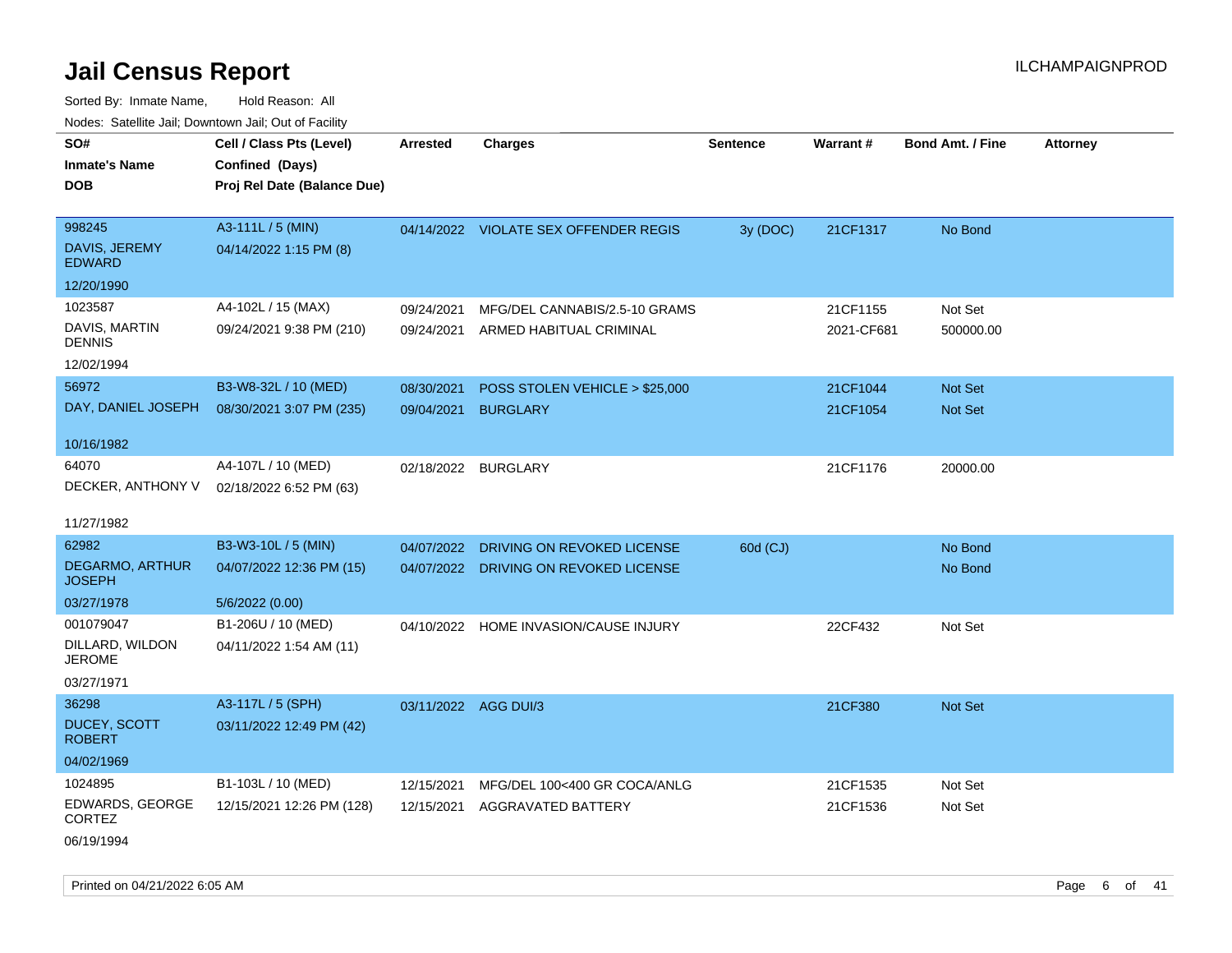# Jail Census Report

ILCHAMPAIGNPROD

Sorted By: Inmate Name, Hold Reason: All

Nodes: Satellite Jail; Downtown Jail; Out of Facility

| SO# / Inmate's Name / DOB | Cell / Class Pts (Level) / Confined (Days) / Proj Rel Date (Balance Due) | Arrested | Charges | Sentence | Warrant # | Bond Amt. / Fine | Attorney |
|---|---|---|---|---|---|---|---|
| 998245<br>DAVIS, JEREMY EDWARD<br>12/20/1990 | A3-111L / 5 (MIN)<br>04/14/2022 1:15 PM (8) | 04/14/2022 | VIOLATE SEX OFFENDER REGIS | 3y (DOC) | 21CF1317 | No Bond | |
| 1023587<br>DAVIS, MARTIN DENNIS<br>12/02/1994 | A4-102L / 15 (MAX)<br>09/24/2021 9:38 PM (210) | 09/24/2021<br>09/24/2021 | MFG/DEL CANNABIS/2.5-10 GRAMS<br>ARMED HABITUAL CRIMINAL | | 21CF1155<br>2021-CF681 | Not Set<br>500000.00 | |
| 56972<br>DAY, DANIEL JOSEPH<br>10/16/1982 | B3-W8-32L / 10 (MED)<br>08/30/2021 3:07 PM (235) | 08/30/2021<br>09/04/2021 | POSS STOLEN VEHICLE > $25,000<br>BURGLARY | | 21CF1044<br>21CF1054 | Not Set<br>Not Set | |
| 64070<br>DECKER, ANTHONY V<br>11/27/1982 | A4-107L / 10 (MED)<br>02/18/2022 6:52 PM (63) | 02/18/2022 | BURGLARY | | 21CF1176 | 20000.00 | |
| 62982<br>DEGARMO, ARTHUR JOSEPH<br>03/27/1978 | B3-W3-10L / 5 (MIN)<br>04/07/2022 12:36 PM (15)<br>5/6/2022 (0.00) | 04/07/2022<br>04/07/2022 | DRIVING ON REVOKED LICENSE<br>DRIVING ON REVOKED LICENSE | 60d (CJ) | | No Bond<br>No Bond | |
| 001079047<br>DILLARD, WILDON JEROME<br>03/27/1971 | B1-206U / 10 (MED)<br>04/11/2022 1:54 AM (11) | 04/10/2022 | HOME INVASION/CAUSE INJURY | | 22CF432 | Not Set | |
| 36298<br>DUCEY, SCOTT ROBERT<br>04/02/1969 | A3-117L / 5 (SPH)<br>03/11/2022 12:49 PM (42) | 03/11/2022 | AGG DUI/3 | | 21CF380 | Not Set | |
| 1024895<br>EDWARDS, GEORGE CORTEZ<br>06/19/1994 | B1-103L / 10 (MED)<br>12/15/2021 12:26 PM (128) | 12/15/2021<br>12/15/2021 | MFG/DEL 100<400 GR COCA/ANLG<br>AGGRAVATED BATTERY | | 21CF1535<br>21CF1536 | Not Set<br>Not Set | |

Printed on 04/21/2022 6:05 AM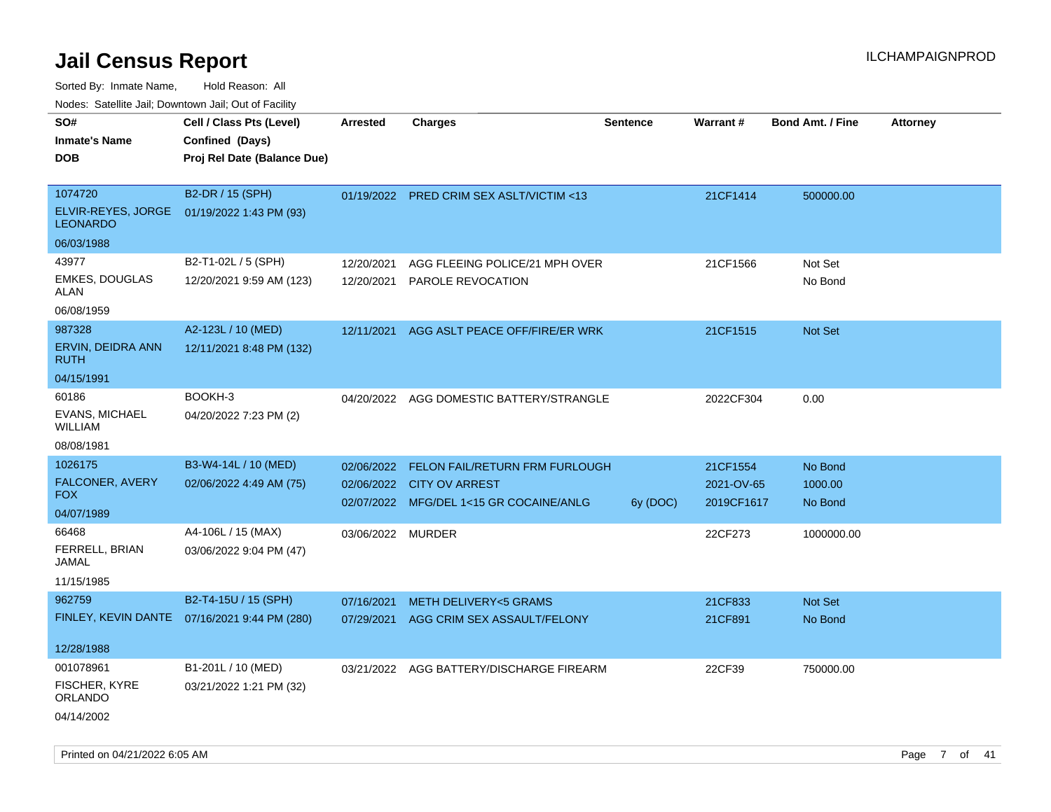# Jail Census Report

ILCHAMPAIGNPROD

Sorted By: Inmate Name, Hold Reason: All

Nodes: Satellite Jail; Downtown Jail; Out of Facility

| SO# / Inmate's Name / DOB | Cell / Class Pts (Level) / Confined (Days) / Proj Rel Date (Balance Due) | Arrested | Charges | Sentence | Warrant # | Bond Amt. / Fine | Attorney |
|---|---|---|---|---|---|---|---|
| 1074720<br>ELVIR-REYES, JORGE LEONARDO<br>06/03/1988 | B2-DR / 15 (SPH)<br>01/19/2022 1:43 PM (93) | 01/19/2022 | PRED CRIM SEX ASLT/VICTIM <13 | | 21CF1414 | 500000.00 | |
| 43977<br>EMKES, DOUGLAS ALAN<br>06/08/1959 | B2-T1-02L / 5 (SPH)<br>12/20/2021 9:59 AM (123) | 12/20/2021<br>12/20/2021 | AGG FLEEING POLICE/21 MPH OVER<br>PAROLE REVOCATION | | 21CF1566 | Not Set<br>No Bond | |
| 987328<br>ERVIN, DEIDRA ANN RUTH<br>04/15/1991 | A2-123L / 10 (MED)<br>12/11/2021 8:48 PM (132) | 12/11/2021 | AGG ASLT PEACE OFF/FIRE/ER WRK | | 21CF1515 | Not Set | |
| 60186<br>EVANS, MICHAEL WILLIAM<br>08/08/1981 | BOOKH-3<br>04/20/2022 7:23 PM (2) | 04/20/2022 | AGG DOMESTIC BATTERY/STRANGLE | | 2022CF304 | 0.00 | |
| 1026175<br>FALCONER, AVERY FOX<br>04/07/1989 | B3-W4-14L / 10 (MED)<br>02/06/2022 4:49 AM (75) | 02/06/2022<br>02/06/2022<br>02/07/2022 | FELON FAIL/RETURN FRM FURLOUGH<br>CITY OV ARREST<br>MFG/DEL 1<15 GR COCAINE/ANLG | <br><br>6y (DOC) | 21CF1554<br>2021-OV-65<br>2019CF1617 | No Bond<br>1000.00<br>No Bond | |
| 66468<br>FERRELL, BRIAN JAMAL<br>11/15/1985 | A4-106L / 15 (MAX)<br>03/06/2022 9:04 PM (47) | 03/06/2022 | MURDER | | 22CF273 | 1000000.00 | |
| 962759<br>FINLEY, KEVIN DANTE<br>12/28/1988 | B2-T4-15U / 15 (SPH)<br>07/16/2021 9:44 PM (280) | 07/16/2021<br>07/29/2021 | METH DELIVERY<5 GRAMS<br>AGG CRIM SEX ASSAULT/FELONY | | 21CF833<br>21CF891 | Not Set<br>No Bond | |
| 001078961<br>FISCHER, KYRE ORLANDO<br>04/14/2002 | B1-201L / 10 (MED)<br>03/21/2022 1:21 PM (32) | 03/21/2022 | AGG BATTERY/DISCHARGE FIREARM | | 22CF39 | 750000.00 | |

Printed on 04/21/2022 6:05 AM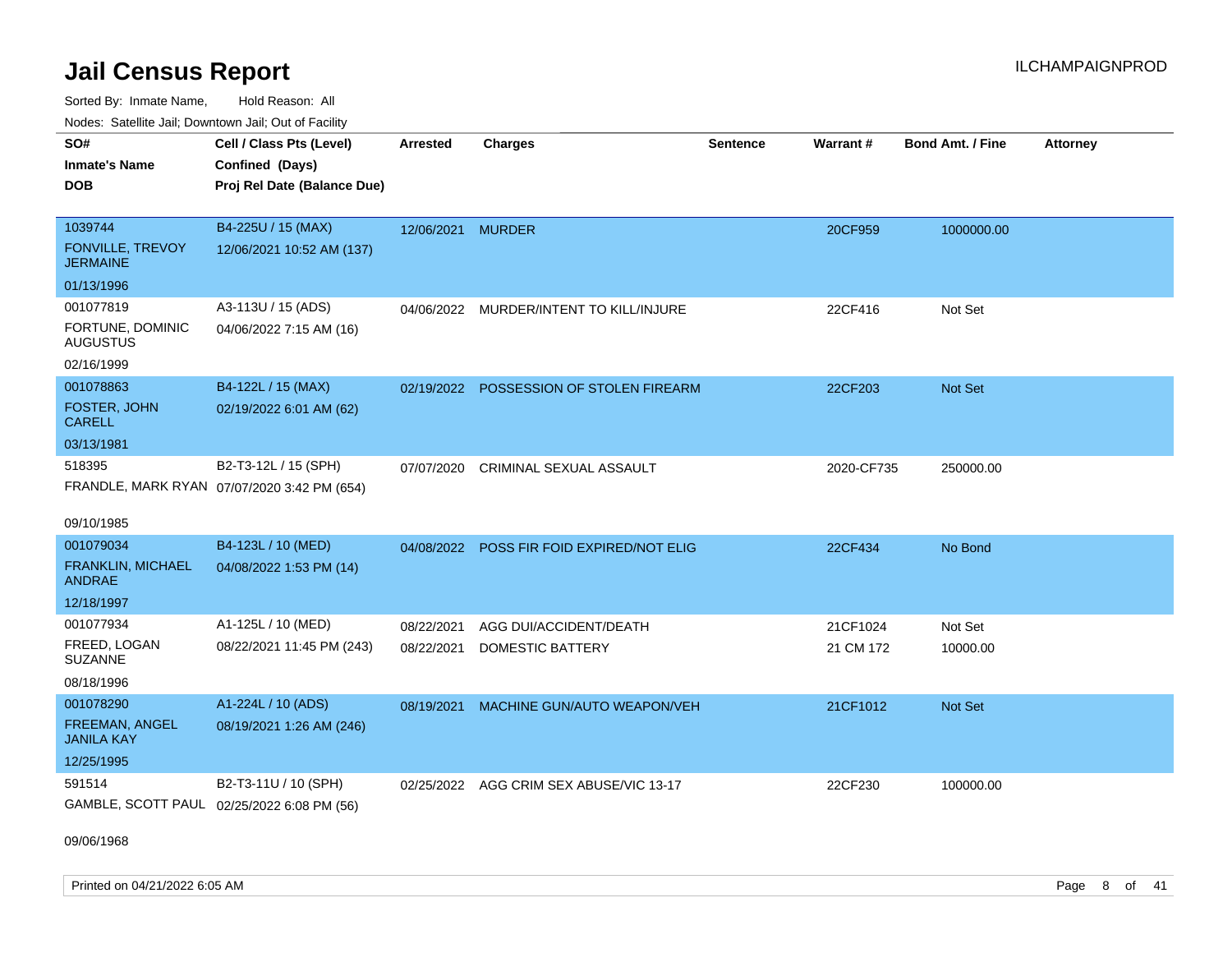# Jail Census Report

Sorted By: Inmate Name, Hold Reason: All

Nodes: Satellite Jail; Downtown Jail; Out of Facility

| SO# / Inmate's Name / DOB | Cell / Class Pts (Level) / Confined (Days) / Proj Rel Date (Balance Due) | Arrested | Charges | Sentence | Warrant # | Bond Amt. / Fine | Attorney |
|---|---|---|---|---|---|---|---|
| 1039744 FONVILLE, TREVOY JERMAINE 01/13/1996 | B4-225U / 15 (MAX) 12/06/2021 10:52 AM (137) | 12/06/2021 | MURDER | | 20CF959 | 1000000.00 | |
| 001077819 FORTUNE, DOMINIC AUGUSTUS 02/16/1999 | A3-113U / 15 (ADS) 04/06/2022 7:15 AM (16) | 04/06/2022 | MURDER/INTENT TO KILL/INJURE | | 22CF416 | Not Set | |
| 001078863 FOSTER, JOHN CARELL 03/13/1981 | B4-122L / 15 (MAX) 02/19/2022 6:01 AM (62) | 02/19/2022 | POSSESSION OF STOLEN FIREARM | | 22CF203 | Not Set | |
| 518395 FRANDLE, MARK RYAN 09/10/1985 | B2-T3-12L / 15 (SPH) 07/07/2020 3:42 PM (654) | 07/07/2020 | CRIMINAL SEXUAL ASSAULT | | 2020-CF735 | 250000.00 | |
| 001079034 FRANKLIN, MICHAEL ANDRAE 12/18/1997 | B4-123L / 10 (MED) 04/08/2022 1:53 PM (14) | 04/08/2022 | POSS FIR FOID EXPIRED/NOT ELIG | | 22CF434 | No Bond | |
| 001077934 FREED, LOGAN SUZANNE 08/18/1996 | A1-125L / 10 (MED) 08/22/2021 11:45 PM (243) | 08/22/2021 | AGG DUI/ACCIDENT/DEATH | | 21CF1024 | Not Set | |
| | | 08/22/2021 | DOMESTIC BATTERY | | 21 CM 172 | 10000.00 | |
| 001078290 FREEMAN, ANGEL JANILA KAY 12/25/1995 | A1-224L / 10 (ADS) 08/19/2021 1:26 AM (246) | 08/19/2021 | MACHINE GUN/AUTO WEAPON/VEH | | 21CF1012 | Not Set | |
| 591514 GAMBLE, SCOTT PAUL 09/06/1968 | B2-T3-11U / 10 (SPH) 02/25/2022 6:08 PM (56) | 02/25/2022 | AGG CRIM SEX ABUSE/VIC 13-17 | | 22CF230 | 100000.00 | |

Printed on 04/21/2022 6:05 AM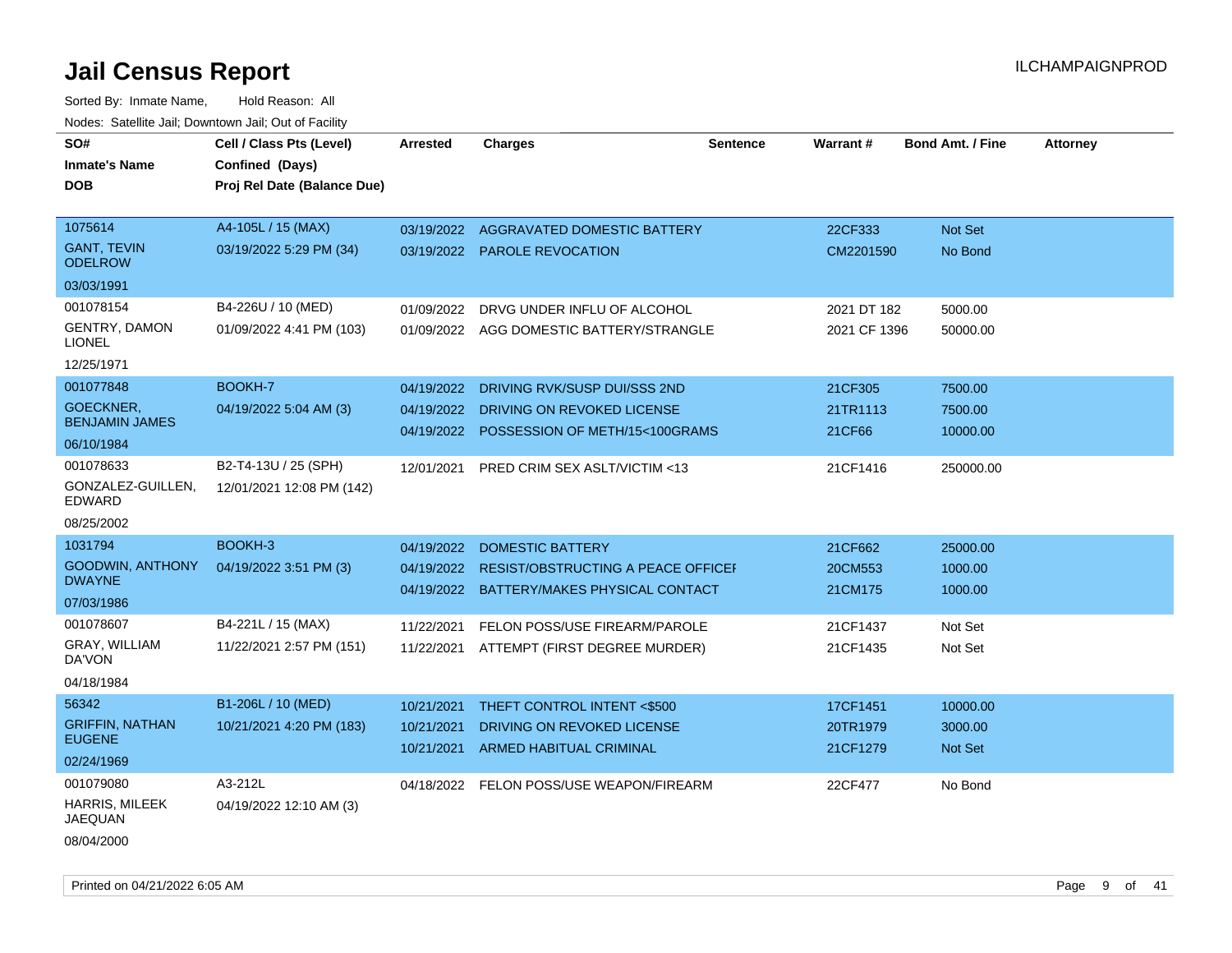# Jail Census Report

ILCHAMPAIGNPROD

Sorted By: Inmate Name, Hold Reason: All

Nodes: Satellite Jail; Downtown Jail; Out of Facility

| SO# / Inmate's Name / DOB | Cell / Class Pts (Level) / Confined (Days) / Proj Rel Date (Balance Due) | Arrested | Charges | Sentence | Warrant # | Bond Amt. / Fine | Attorney |
|---|---|---|---|---|---|---|---|
| 1075614<br>GANT, TEVIN ODELROW<br>03/03/1991 | A4-105L / 15 (MAX)<br>03/19/2022 5:29 PM (34) | 03/19/2022 | AGGRAVATED DOMESTIC BATTERY | | 22CF333 | Not Set | |
| | | 03/19/2022 | PAROLE REVOCATION | | CM2201590 | No Bond | |
| 001078154<br>GENTRY, DAMON LIONEL<br>12/25/1971 | B4-226U / 10 (MED)<br>01/09/2022 4:41 PM (103) | 01/09/2022 | DRVG UNDER INFLU OF ALCOHOL | | 2021 DT 182 | 5000.00 | |
| | | 01/09/2022 | AGG DOMESTIC BATTERY/STRANGLE | | 2021 CF 1396 | 50000.00 | |
| 001077848<br>GOECKNER, BENJAMIN JAMES<br>06/10/1984 | BOOKH-7<br>04/19/2022 5:04 AM (3) | 04/19/2022 | DRIVING RVK/SUSP DUI/SSS 2ND | | 21CF305 | 7500.00 | |
| | | 04/19/2022 | DRIVING ON REVOKED LICENSE | | 21TR1113 | 7500.00 | |
| | | 04/19/2022 | POSSESSION OF METH/15<100GRAMS | | 21CF66 | 10000.00 | |
| 001078633<br>GONZALEZ-GUILLEN, EDWARD<br>08/25/2002 | B2-T4-13U / 25 (SPH)<br>12/01/2021 12:08 PM (142) | 12/01/2021 | PRED CRIM SEX ASLT/VICTIM <13 | | 21CF1416 | 250000.00 | |
| 1031794<br>GOODWIN, ANTHONY DWAYNE<br>07/03/1986 | BOOKH-3<br>04/19/2022 3:51 PM (3) | 04/19/2022 | DOMESTIC BATTERY | | 21CF662 | 25000.00 | |
| | | 04/19/2022 | RESIST/OBSTRUCTING A PEACE OFFICEI | | 20CM553 | 1000.00 | |
| | | 04/19/2022 | BATTERY/MAKES PHYSICAL CONTACT | | 21CM175 | 1000.00 | |
| 001078607<br>GRAY, WILLIAM DA'VON<br>04/18/1984 | B4-221L / 15 (MAX)<br>11/22/2021 2:57 PM (151) | 11/22/2021 | FELON POSS/USE FIREARM/PAROLE | | 21CF1437 | Not Set | |
| | | 11/22/2021 | ATTEMPT (FIRST DEGREE MURDER) | | 21CF1435 | Not Set | |
| 56342<br>GRIFFIN, NATHAN EUGENE<br>02/24/1969 | B1-206L / 10 (MED)<br>10/21/2021 4:20 PM (183) | 10/21/2021 | THEFT CONTROL INTENT <$500 | | 17CF1451 | 10000.00 | |
| | | 10/21/2021 | DRIVING ON REVOKED LICENSE | | 20TR1979 | 3000.00 | |
| | | 10/21/2021 | ARMED HABITUAL CRIMINAL | | 21CF1279 | Not Set | |
| 001079080<br>HARRIS, MILEEK JAEQUAN<br>08/04/2000 | A3-212L<br>04/19/2022 12:10 AM (3) | 04/18/2022 | FELON POSS/USE WEAPON/FIREARM | | 22CF477 | No Bond | |

Printed on 04/21/2022 6:05 AM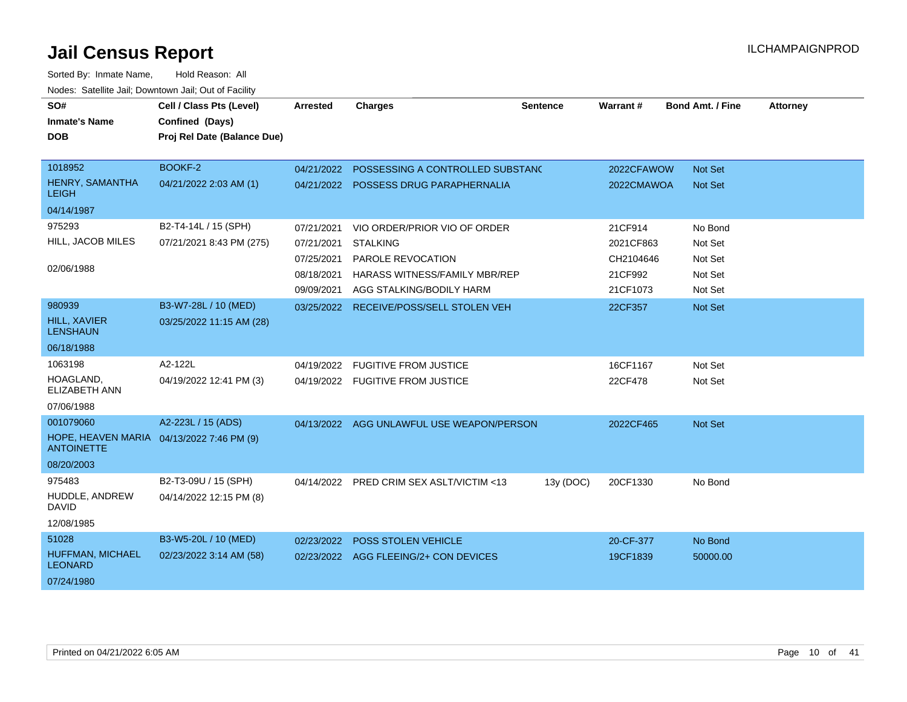# Jail Census Report

Sorted By: Inmate Name, Hold Reason: All

Nodes: Satellite Jail; Downtown Jail; Out of Facility

| SO# / Inmate's Name / DOB | Cell / Class Pts (Level) / Confined (Days) / Proj Rel Date (Balance Due) | Arrested | Charges | Sentence | Warrant # | Bond Amt. / Fine | Attorney |
|---|---|---|---|---|---|---|---|
| 1018952 HENRY, SAMANTHA LEIGH 04/14/1987 | BOOKF-2 04/21/2022 2:03 AM (1) | 04/21/2022 | POSSESSING A CONTROLLED SUBSTANC | | 2022CFAWOW | Not Set | |
| | | 04/21/2022 | POSSESS DRUG PARAPHERNALIA | | 2022CMAWOA | Not Set | |
| 975293 HILL, JACOB MILES 02/06/1988 | B2-T4-14L / 15 (SPH) 07/21/2021 8:43 PM (275) | 07/21/2021 | VIO ORDER/PRIOR VIO OF ORDER | | 21CF914 | No Bond | |
| | | 07/21/2021 | STALKING | | 2021CF863 | Not Set | |
| | | 07/25/2021 | PAROLE REVOCATION | | CH2104646 | Not Set | |
| | | 08/18/2021 | HARASS WITNESS/FAMILY MBR/REP | | 21CF992 | Not Set | |
| | | 09/09/2021 | AGG STALKING/BODILY HARM | | 21CF1073 | Not Set | |
| 980939 HILL, XAVIER LENSHAUN 06/18/1988 | B3-W7-28L / 10 (MED) 03/25/2022 11:15 AM (28) | 03/25/2022 | RECEIVE/POSS/SELL STOLEN VEH | | 22CF357 | Not Set | |
| 1063198 HOAGLAND, ELIZABETH ANN 07/06/1988 | A2-122L 04/19/2022 12:41 PM (3) | 04/19/2022 | FUGITIVE FROM JUSTICE | | 16CF1167 | Not Set | |
| | | 04/19/2022 | FUGITIVE FROM JUSTICE | | 22CF478 | Not Set | |
| 001079060 HOPE, HEAVEN MARIA ANTOINETTE 08/20/2003 | A2-223L / 15 (ADS) 04/13/2022 7:46 PM (9) | 04/13/2022 | AGG UNLAWFUL USE WEAPON/PERSON | | 2022CF465 | Not Set | |
| 975483 HUDDLE, ANDREW DAVID 12/08/1985 | B2-T3-09U / 15 (SPH) 04/14/2022 12:15 PM (8) | 04/14/2022 | PRED CRIM SEX ASLT/VICTIM <13 | 13y (DOC) | 20CF1330 | No Bond | |
| 51028 HUFFMAN, MICHAEL LEONARD 07/24/1980 | B3-W5-20L / 10 (MED) 02/23/2022 3:14 AM (58) | 02/23/2022 | POSS STOLEN VEHICLE | | 20-CF-377 | No Bond | |
| | | 02/23/2022 | AGG FLEEING/2+ CON DEVICES | | 19CF1839 | 50000.00 | |

Printed on 04/21/2022 6:05 AM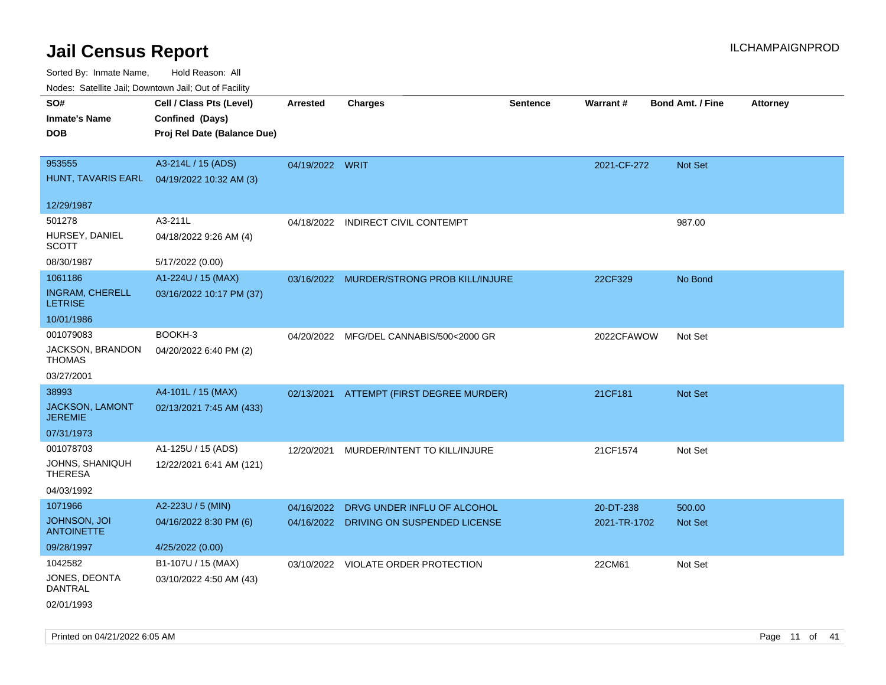# Jail Census Report

ILCHAMPAIGNPROD

Sorted By: Inmate Name, Hold Reason: All

Nodes: Satellite Jail; Downtown Jail; Out of Facility

| SO# / Inmate's Name / DOB | Cell / Class Pts (Level) / Confined (Days) / Proj Rel Date (Balance Due) | Arrested | Charges | Sentence | Warrant # | Bond Amt. / Fine | Attorney |
|---|---|---|---|---|---|---|---|
| 953555<br>HUNT, TAVARIS EARL<br>12/29/1987 | A3-214L / 15 (ADS)<br>04/19/2022 10:32 AM (3) | 04/19/2022 | WRIT | | 2021-CF-272 | Not Set | |
| 501278<br>HURSEY, DANIEL SCOTT<br>08/30/1987 | A3-211L<br>04/18/2022 9:26 AM (4)<br>5/17/2022 (0.00) | 04/18/2022 | INDIRECT CIVIL CONTEMPT | | | 987.00 | |
| 1061186<br>INGRAM, CHERELL LETRISE<br>10/01/1986 | A1-224U / 15 (MAX)<br>03/16/2022 10:17 PM (37) | 03/16/2022 | MURDER/STRONG PROB KILL/INJURE | | 22CF329 | No Bond | |
| 001079083<br>JACKSON, BRANDON THOMAS<br>03/27/2001 | BOOKH-3<br>04/20/2022 6:40 PM (2) | 04/20/2022 | MFG/DEL CANNABIS/500<2000 GR | | 2022CFAWOW | Not Set | |
| 38993<br>JACKSON, LAMONT JEREMIE<br>07/31/1973 | A4-101L / 15 (MAX)<br>02/13/2021 7:45 AM (433) | 02/13/2021 | ATTEMPT (FIRST DEGREE MURDER) | | 21CF181 | Not Set | |
| 001078703<br>JOHNS, SHANIQUH THERESA<br>04/03/1992 | A1-125U / 15 (ADS)<br>12/22/2021 6:41 AM (121) | 12/20/2021 | MURDER/INTENT TO KILL/INJURE | | 21CF1574 | Not Set | |
| 1071966<br>JOHNSON, JOI ANTOINETTE<br>09/28/1997 | A2-223U / 5 (MIN)<br>04/16/2022 8:30 PM (6)<br>4/25/2022 (0.00) | 04/16/2022<br>04/16/2022 | DRVG UNDER INFLU OF ALCOHOL<br>DRIVING ON SUSPENDED LICENSE | | 20-DT-238<br>2021-TR-1702 | 500.00<br>Not Set | |
| 1042582<br>JONES, DEONTA DANTRAL<br>02/01/1993 | B1-107U / 15 (MAX)<br>03/10/2022 4:50 AM (43) | 03/10/2022 | VIOLATE ORDER PROTECTION | | 22CM61 | Not Set | |

Printed on 04/21/2022 6:05 AM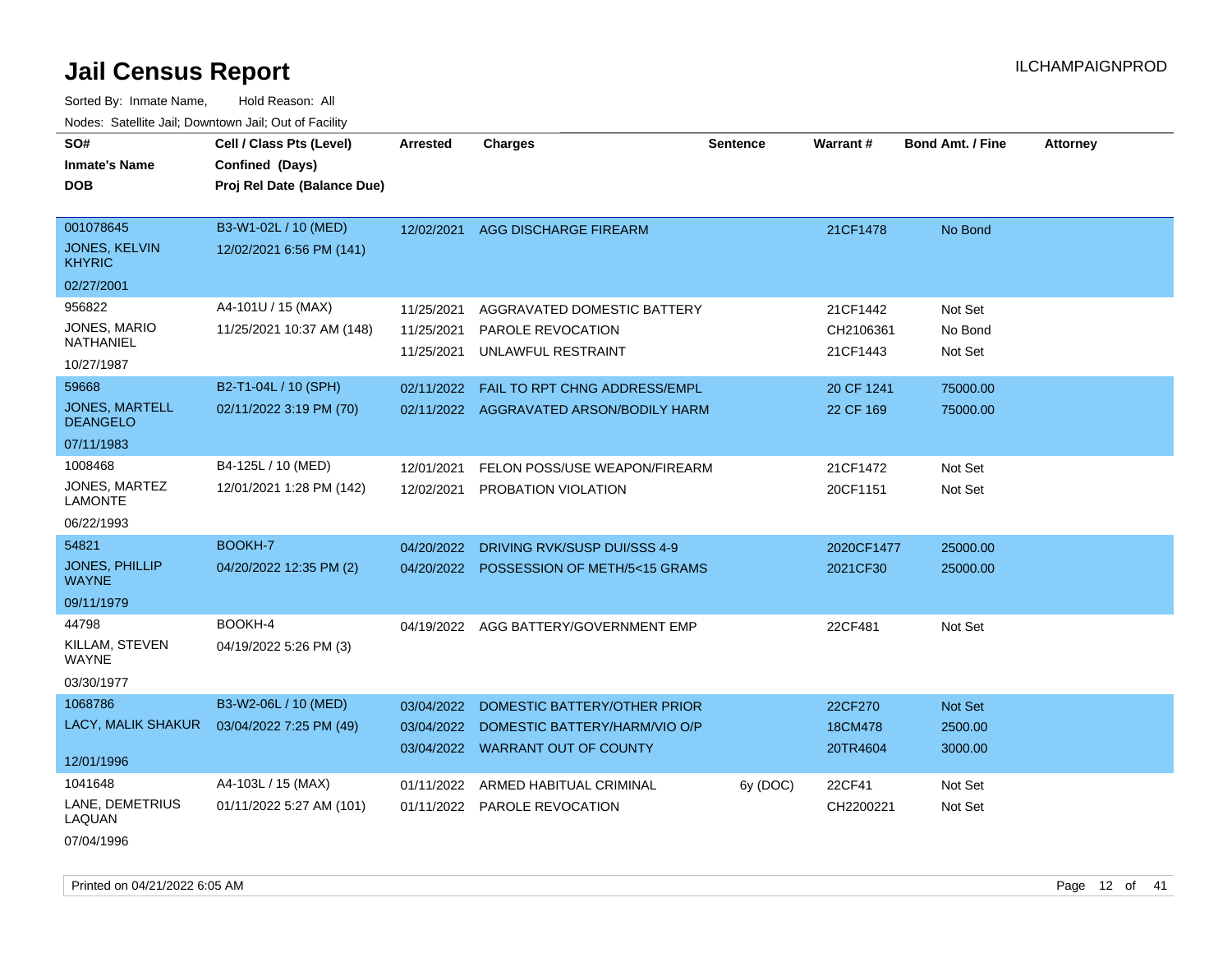# Jail Census Report

Sorted By: Inmate Name, Hold Reason: All

Nodes: Satellite Jail; Downtown Jail; Out of Facility

| SO# / Inmate's Name / DOB | Cell / Class Pts (Level) / Confined (Days) / Proj Rel Date (Balance Due) | Arrested | Charges | Sentence | Warrant # | Bond Amt. / Fine | Attorney |
|---|---|---|---|---|---|---|---|
| 001078645<br>JONES, KELVIN KHYRIC<br>02/27/2001 | B3-W1-02L / 10 (MED)<br>12/02/2021 6:56 PM (141) | 12/02/2021 | AGG DISCHARGE FIREARM | | 21CF1478 | No Bond | |
| 956822<br>JONES, MARIO NATHANIEL<br>10/27/1987 | A4-101U / 15 (MAX)<br>11/25/2021 10:37 AM (148) | 11/25/2021<br>11/25/2021<br>11/25/2021 | AGGRAVATED DOMESTIC BATTERY<br>PAROLE REVOCATION<br>UNLAWFUL RESTRAINT | | 21CF1442<br>CH2106361<br>21CF1443 | Not Set<br>No Bond<br>Not Set | |
| 59668<br>JONES, MARTELL DEANGELO<br>07/11/1983 | B2-T1-04L / 10 (SPH)<br>02/11/2022 3:19 PM (70) | 02/11/2022<br>02/11/2022 | FAIL TO RPT CHNG ADDRESS/EMPL<br>AGGRAVATED ARSON/BODILY HARM | | 20 CF 1241<br>22 CF 169 | 75000.00<br>75000.00 | |
| 1008468<br>JONES, MARTEZ LAMONTE<br>06/22/1993 | B4-125L / 10 (MED)<br>12/01/2021 1:28 PM (142) | 12/01/2021<br>12/02/2021 | FELON POSS/USE WEAPON/FIREARM<br>PROBATION VIOLATION | | 21CF1472<br>20CF1151 | Not Set<br>Not Set | |
| 54821<br>JONES, PHILLIP WAYNE<br>09/11/1979 | BOOKH-7<br>04/20/2022 12:35 PM (2) | 04/20/2022<br>04/20/2022 | DRIVING RVK/SUSP DUI/SSS 4-9<br>POSSESSION OF METH/5<15 GRAMS | | 2020CF1477<br>2021CF30 | 25000.00<br>25000.00 | |
| 44798<br>KILLAM, STEVEN WAYNE<br>03/30/1977 | BOOKH-4<br>04/19/2022 5:26 PM (3) | 04/19/2022 | AGG BATTERY/GOVERNMENT EMP | | 22CF481 | Not Set | |
| 1068786<br>LACY, MALIK SHAKUR<br>12/01/1996 | B3-W2-06L / 10 (MED)<br>03/04/2022 7:25 PM (49) | 03/04/2022<br>03/04/2022<br>03/04/2022 | DOMESTIC BATTERY/OTHER PRIOR<br>DOMESTIC BATTERY/HARM/VIO O/P<br>WARRANT OUT OF COUNTY | | 22CF270<br>18CM478<br>20TR4604 | Not Set<br>2500.00<br>3000.00 | |
| 1041648<br>LANE, DEMETRIUS LAQUAN<br>07/04/1996 | A4-103L / 15 (MAX)<br>01/11/2022 5:27 AM (101) | 01/11/2022<br>01/11/2022 | ARMED HABITUAL CRIMINAL<br>PAROLE REVOCATION | 6y (DOC) | 22CF41<br>CH2200221 | Not Set<br>Not Set | |

Printed on 04/21/2022 6:05 AM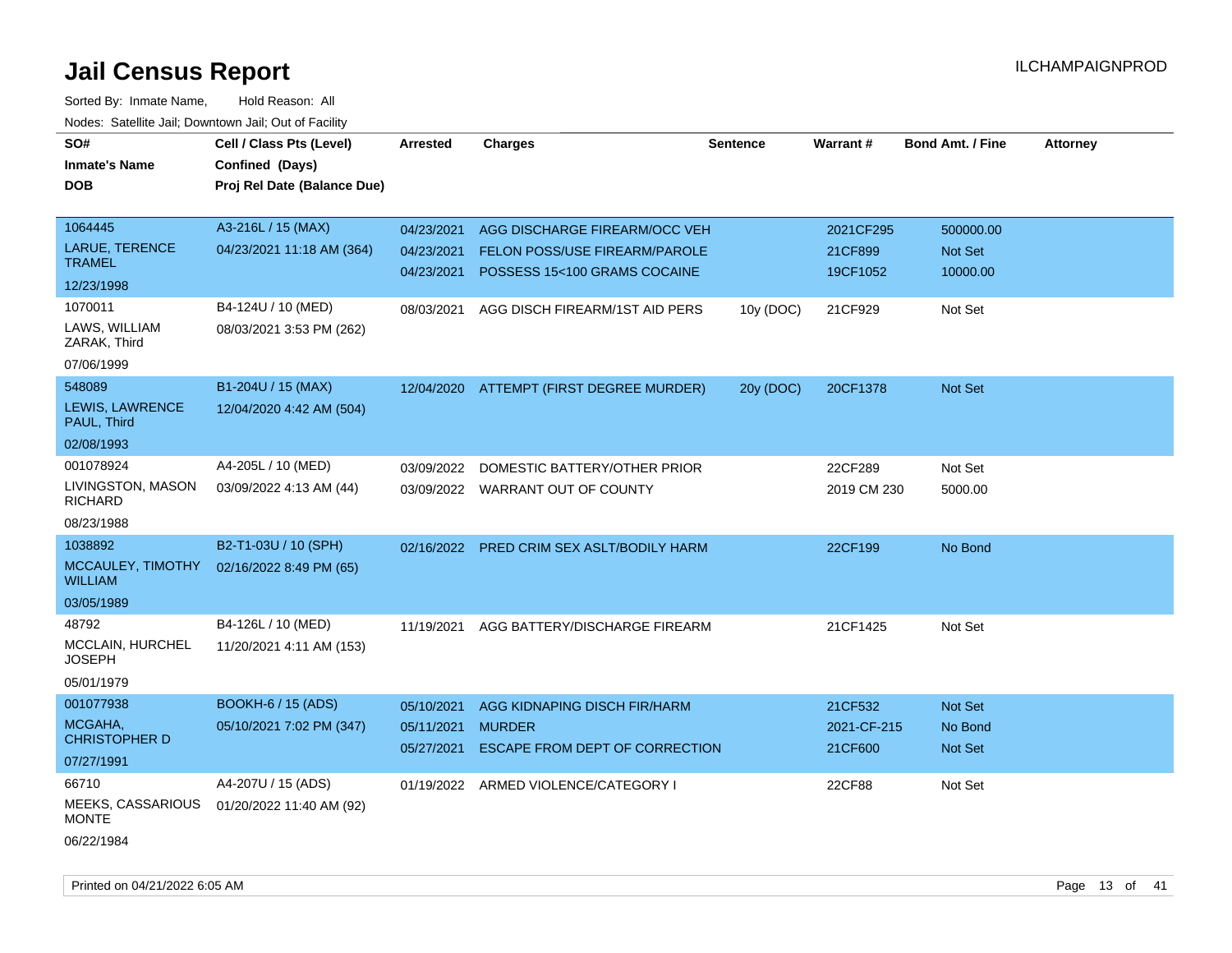# Jail Census Report

ILCHAMPAIGNPROD

Sorted By: Inmate Name, Hold Reason: All

Nodes: Satellite Jail; Downtown Jail; Out of Facility

| SO# / Inmate's Name / DOB | Cell / Class Pts (Level) / Confined (Days) / Proj Rel Date (Balance Due) | Arrested | Charges | Sentence | Warrant # | Bond Amt. / Fine | Attorney |
|---|---|---|---|---|---|---|---|
| 1064445<br>LARUE, TERENCE TRAMEL<br>12/23/1998 | A3-216L / 15 (MAX)<br>04/23/2021 11:18 AM (364) | 04/23/2021<br>04/23/2021<br>04/23/2021 | AGG DISCHARGE FIREARM/OCC VEH<br>FELON POSS/USE FIREARM/PAROLE<br>POSSESS 15<100 GRAMS COCAINE | | 2021CF295<br>21CF899<br>19CF1052 | 500000.00<br>Not Set<br>10000.00 | |
| 1070011<br>LAWS, WILLIAM ZARAK, Third<br>07/06/1999 | B4-124U / 10 (MED)<br>08/03/2021 3:53 PM (262) | 08/03/2021 | AGG DISCH FIREARM/1ST AID PERS | 10y (DOC) | 21CF929 | Not Set | |
| 548089<br>LEWIS, LAWRENCE PAUL, Third<br>02/08/1993 | B1-204U / 15 (MAX)<br>12/04/2020 4:42 AM (504) | 12/04/2020 | ATTEMPT (FIRST DEGREE MURDER) | 20y (DOC) | 20CF1378 | Not Set | |
| 001078924<br>LIVINGSTON, MASON RICHARD<br>08/23/1988 | A4-205L / 10 (MED)<br>03/09/2022 4:13 AM (44) | 03/09/2022<br>03/09/2022 | DOMESTIC BATTERY/OTHER PRIOR<br>WARRANT OUT OF COUNTY | | 22CF289<br>2019 CM 230 | Not Set<br>5000.00 | |
| 1038892<br>MCCAULEY, TIMOTHY WILLIAM<br>03/05/1989 | B2-T1-03U / 10 (SPH)<br>02/16/2022 8:49 PM (65) | 02/16/2022 | PRED CRIM SEX ASLT/BODILY HARM | | 22CF199 | No Bond | |
| 48792<br>MCCLAIN, HURCHEL JOSEPH<br>05/01/1979 | B4-126L / 10 (MED)<br>11/20/2021 4:11 AM (153) | 11/19/2021 | AGG BATTERY/DISCHARGE FIREARM | | 21CF1425 | Not Set | |
| 001077938<br>MCGAHA, CHRISTOPHER D<br>07/27/1991 | BOOKH-6 / 15 (ADS)<br>05/10/2021 7:02 PM (347) | 05/10/2021<br>05/11/2021<br>05/27/2021 | AGG KIDNAPING DISCH FIR/HARM<br>MURDER<br>ESCAPE FROM DEPT OF CORRECTION | | 21CF532<br>2021-CF-215<br>21CF600 | Not Set<br>No Bond<br>Not Set | |
| 66710<br>MEEKS, CASSARIOUS MONTE<br>06/22/1984 | A4-207U / 15 (ADS)<br>01/20/2022 11:40 AM (92) | 01/19/2022 | ARMED VIOLENCE/CATEGORY I | | 22CF88 | Not Set | |

Printed on 04/21/2022 6:05 AM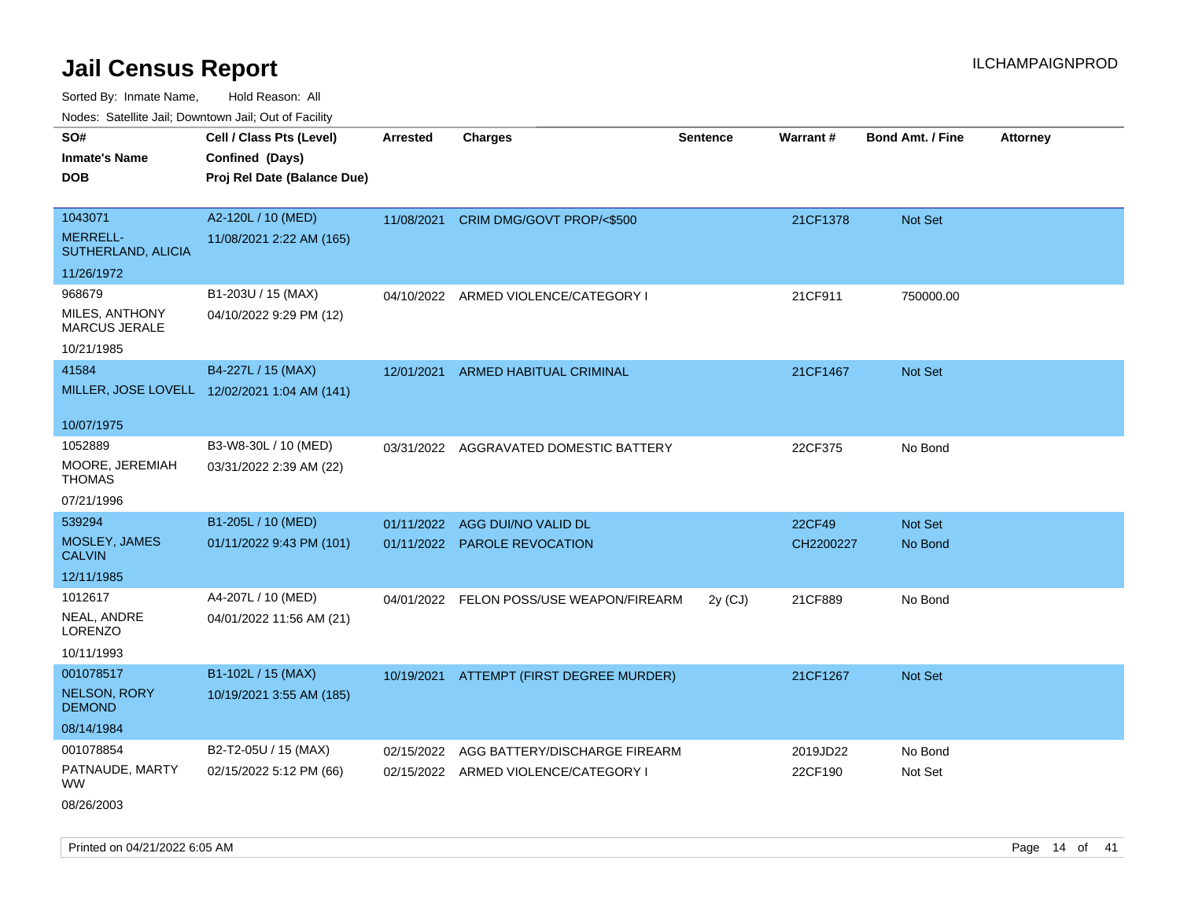# Jail Census Report

ILCHAMPAIGNPROD

Sorted By: Inmate Name, Hold Reason: All

Nodes: Satellite Jail; Downtown Jail; Out of Facility

| SO# / Inmate's Name / DOB | Cell / Class Pts (Level) / Confined (Days) / Proj Rel Date (Balance Due) | Arrested | Charges | Sentence | Warrant # | Bond Amt. / Fine | Attorney |
|---|---|---|---|---|---|---|---|
| 1043071<br>MERRELL-SUTHERLAND, ALICIA<br>11/26/1972 | A2-120L / 10 (MED)<br>11/08/2021 2:22 AM (165) | 11/08/2021 | CRIM DMG/GOVT PROP/<$500 | | 21CF1378 | Not Set | |
| 968679<br>MILES, ANTHONY MARCUS JERALE<br>10/21/1985 | B1-203U / 15 (MAX)<br>04/10/2022 9:29 PM (12) | 04/10/2022 | ARMED VIOLENCE/CATEGORY I | | 21CF911 | 750000.00 | |
| 41584<br>MILLER, JOSE LOVELL<br>10/07/1975 | B4-227L / 15 (MAX)<br>12/02/2021 1:04 AM (141) | 12/01/2021 | ARMED HABITUAL CRIMINAL | | 21CF1467 | Not Set | |
| 1052889<br>MOORE, JEREMIAH THOMAS<br>07/21/1996 | B3-W8-30L / 10 (MED)<br>03/31/2022 2:39 AM (22) | 03/31/2022 | AGGRAVATED DOMESTIC BATTERY | | 22CF375 | No Bond | |
| 539294<br>MOSLEY, JAMES CALVIN<br>12/11/1985 | B1-205L / 10 (MED)<br>01/11/2022 9:43 PM (101) | 01/11/2022 | AGG DUI/NO VALID DL | | 22CF49 | Not Set | |
| | | 01/11/2022 | PAROLE REVOCATION | | CH2200227 | No Bond | |
| 1012617<br>NEAL, ANDRE LORENZO<br>10/11/1993 | A4-207L / 10 (MED)<br>04/01/2022 11:56 AM (21) | 04/01/2022 | FELON POSS/USE WEAPON/FIREARM | 2y (CJ) | 21CF889 | No Bond | |
| 001078517<br>NELSON, RORY DEMOND<br>08/14/1984 | B1-102L / 15 (MAX)<br>10/19/2021 3:55 AM (185) | 10/19/2021 | ATTEMPT (FIRST DEGREE MURDER) | | 21CF1267 | Not Set | |
| 001078854<br>PATNAUDE, MARTY WW<br>08/26/2003 | B2-T2-05U / 15 (MAX)<br>02/15/2022 5:12 PM (66) | 02/15/2022 | AGG BATTERY/DISCHARGE FIREARM | | 2019JD22 | No Bond | |
| | | 02/15/2022 | ARMED VIOLENCE/CATEGORY I | | 22CF190 | Not Set | |

Printed on 04/21/2022 6:05 AM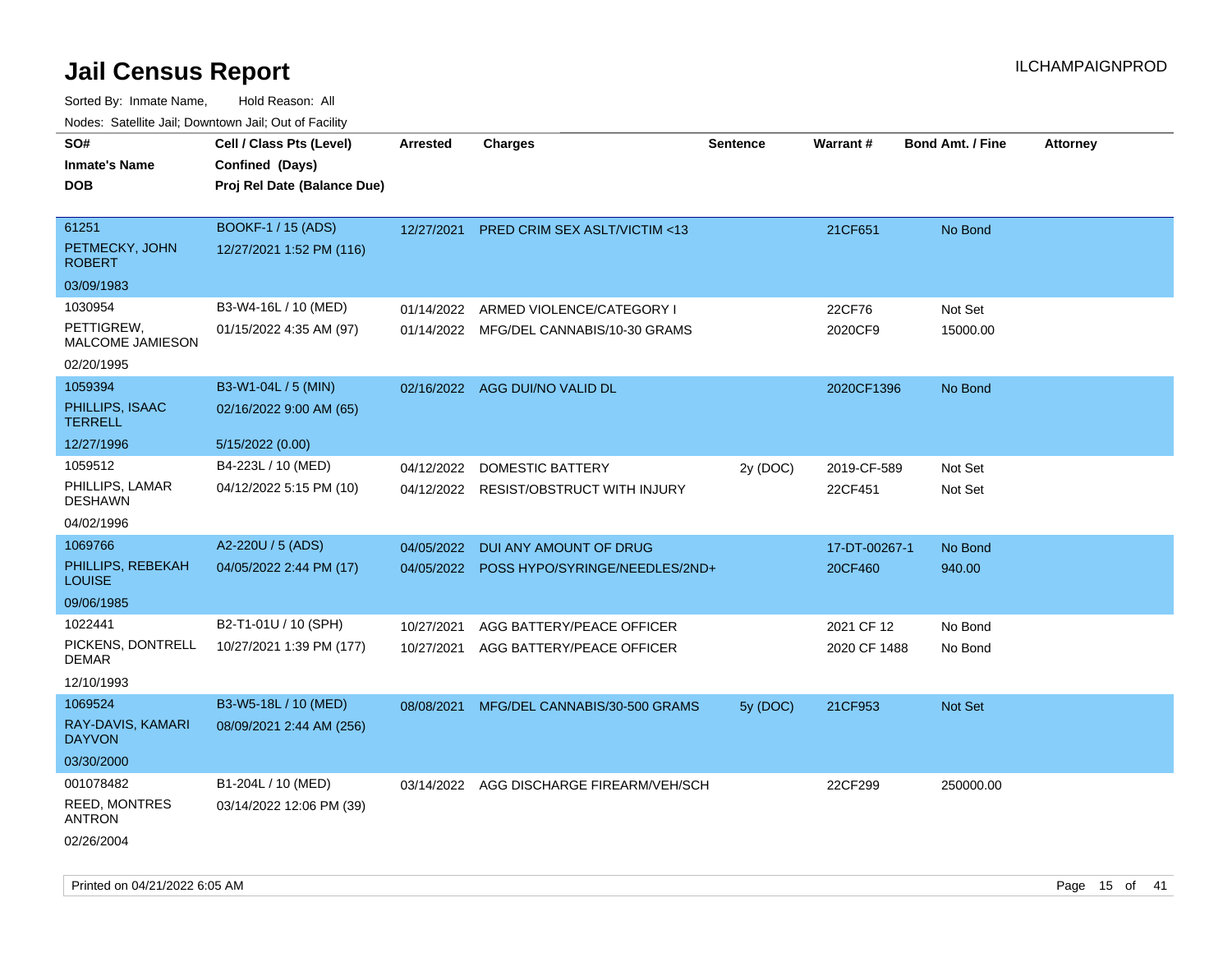# Jail Census Report

ILCHAMPAIGNPROD

Sorted By: Inmate Name, Hold Reason: All

Nodes: Satellite Jail; Downtown Jail; Out of Facility

| SO# / Inmate's Name / DOB | Cell / Class Pts (Level) / Confined (Days) / Proj Rel Date (Balance Due) | Arrested | Charges | Sentence | Warrant # | Bond Amt. / Fine | Attorney |
|---|---|---|---|---|---|---|---|
| 61251<br>PETMECKY, JOHN ROBERT<br>03/09/1983 | BOOKF-1 / 15 (ADS)<br>12/27/2021 1:52 PM (116) | 12/27/2021 | PRED CRIM SEX ASLT/VICTIM <13 | | 21CF651 | No Bond | |
| 1030954<br>PETTIGREW, MALCOME JAMIESON<br>02/20/1995 | B3-W4-16L / 10 (MED)<br>01/15/2022 4:35 AM (97) | 01/14/2022 | ARMED VIOLENCE/CATEGORY I | | 22CF76 | Not Set | |
| | | 01/14/2022 | MFG/DEL CANNABIS/10-30 GRAMS | | 2020CF9 | 15000.00 | |
| 1059394<br>PHILLIPS, ISAAC TERRELL<br>12/27/1996 | B3-W1-04L / 5 (MIN)<br>02/16/2022 9:00 AM (65)<br>5/15/2022 (0.00) | 02/16/2022 | AGG DUI/NO VALID DL | | 2020CF1396 | No Bond | |
| 1059512<br>PHILLIPS, LAMAR DESHAWN<br>04/02/1996 | B4-223L / 10 (MED)<br>04/12/2022 5:15 PM (10) | 04/12/2022 | DOMESTIC BATTERY | 2y (DOC) | 2019-CF-589 | Not Set | |
| | | 04/12/2022 | RESIST/OBSTRUCT WITH INJURY | | 22CF451 | Not Set | |
| 1069766<br>PHILLIPS, REBEKAH LOUISE<br>09/06/1985 | A2-220U / 5 (ADS)<br>04/05/2022 2:44 PM (17) | 04/05/2022 | DUI ANY AMOUNT OF DRUG | | 17-DT-00267-1 | No Bond | |
| | | 04/05/2022 | POSS HYPO/SYRINGE/NEEDLES/2ND+ | | 20CF460 | 940.00 | |
| 1022441<br>PICKENS, DONTRELL DEMAR<br>12/10/1993 | B2-T1-01U / 10 (SPH)<br>10/27/2021 1:39 PM (177) | 10/27/2021 | AGG BATTERY/PEACE OFFICER | | 2021 CF 12 | No Bond | |
| | | 10/27/2021 | AGG BATTERY/PEACE OFFICER | | 2020 CF 1488 | No Bond | |
| 1069524<br>RAY-DAVIS, KAMARI DAYVON<br>03/30/2000 | B3-W5-18L / 10 (MED)<br>08/09/2021 2:44 AM (256) | 08/08/2021 | MFG/DEL CANNABIS/30-500 GRAMS | 5y (DOC) | 21CF953 | Not Set | |
| 001078482<br>REED, MONTRES ANTRON<br>02/26/2004 | B1-204L / 10 (MED)<br>03/14/2022 12:06 PM (39) | 03/14/2022 | AGG DISCHARGE FIREARM/VEH/SCH | | 22CF299 | 250000.00 | |

Printed on 04/21/2022 6:05 AM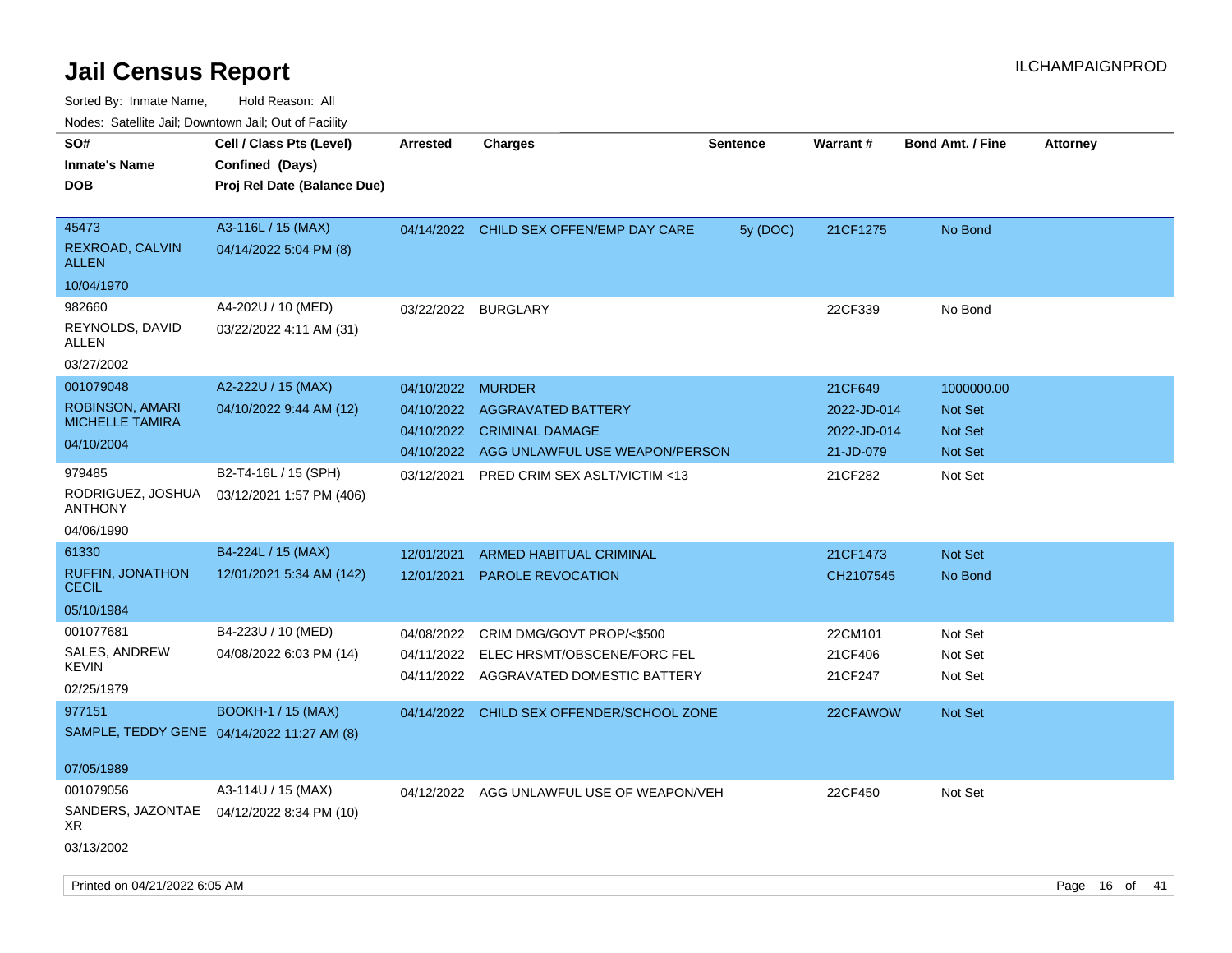# Jail Census Report

ILCHAMPAIGNPROD

Sorted By: Inmate Name, Hold Reason: All

Nodes: Satellite Jail; Downtown Jail; Out of Facility

| SO# / Inmate's Name / DOB | Cell / Class Pts (Level) / Confined (Days) / Proj Rel Date (Balance Due) | Arrested | Charges | Sentence | Warrant # | Bond Amt. / Fine | Attorney |
|---|---|---|---|---|---|---|---|
| 45473<br>REXROAD, CALVIN ALLEN<br>10/04/1970 | A3-116L / 15 (MAX)<br>04/14/2022 5:04 PM (8) | 04/14/2022 | CHILD SEX OFFEN/EMP DAY CARE | 5y (DOC) | 21CF1275 | No Bond | |
| 982660<br>REYNOLDS, DAVID ALLEN<br>03/27/2002 | A4-202U / 10 (MED)<br>03/22/2022 4:11 AM (31) | 03/22/2022 | BURGLARY | | 22CF339 | No Bond | |
| 001079048<br>ROBINSON, AMARI MICHELLE TAMIRA<br>04/10/2004 | A2-222U / 15 (MAX)<br>04/10/2022 9:44 AM (12) | 04/10/2022 | MURDER | | 21CF649 | 1000000.00 | |
| | | 04/10/2022 | AGGRAVATED BATTERY | | 2022-JD-014 | Not Set | |
| | | 04/10/2022 | CRIMINAL DAMAGE | | 2022-JD-014 | Not Set | |
| | | 04/10/2022 | AGG UNLAWFUL USE WEAPON/PERSON | | 21-JD-079 | Not Set | |
| 979485<br>RODRIGUEZ, JOSHUA ANTHONY<br>04/06/1990 | B2-T4-16L / 15 (SPH)<br>03/12/2021 1:57 PM (406) | 03/12/2021 | PRED CRIM SEX ASLT/VICTIM <13 | | 21CF282 | Not Set | |
| 61330<br>RUFFIN, JONATHON CECIL<br>05/10/1984 | B4-224L / 15 (MAX)<br>12/01/2021 5:34 AM (142) | 12/01/2021 | ARMED HABITUAL CRIMINAL | | 21CF1473 | Not Set | |
| | | 12/01/2021 | PAROLE REVOCATION | | CH2107545 | No Bond | |
| 001077681<br>SALES, ANDREW KEVIN<br>02/25/1979 | B4-223U / 10 (MED)<br>04/08/2022 6:03 PM (14) | 04/08/2022 | CRIM DMG/GOVT PROP/<$500 | | 22CM101 | Not Set | |
| | | 04/11/2022 | ELEC HRSMT/OBSCENE/FORC FEL | | 21CF406 | Not Set | |
| | | 04/11/2022 | AGGRAVATED DOMESTIC BATTERY | | 21CF247 | Not Set | |
| 977151<br>SAMPLE, TEDDY GENE<br>07/05/1989 | BOOKH-1 / 15 (MAX)<br>04/14/2022 11:27 AM (8) | 04/14/2022 | CHILD SEX OFFENDER/SCHOOL ZONE | | 22CFAWOW | Not Set | |
| 001079056<br>SANDERS, JAZONTAE XR<br>03/13/2002 | A3-114U / 15 (MAX)<br>04/12/2022 8:34 PM (10) | 04/12/2022 | AGG UNLAWFUL USE OF WEAPON/VEH | | 22CF450 | Not Set | |

Printed on 04/21/2022 6:05 AM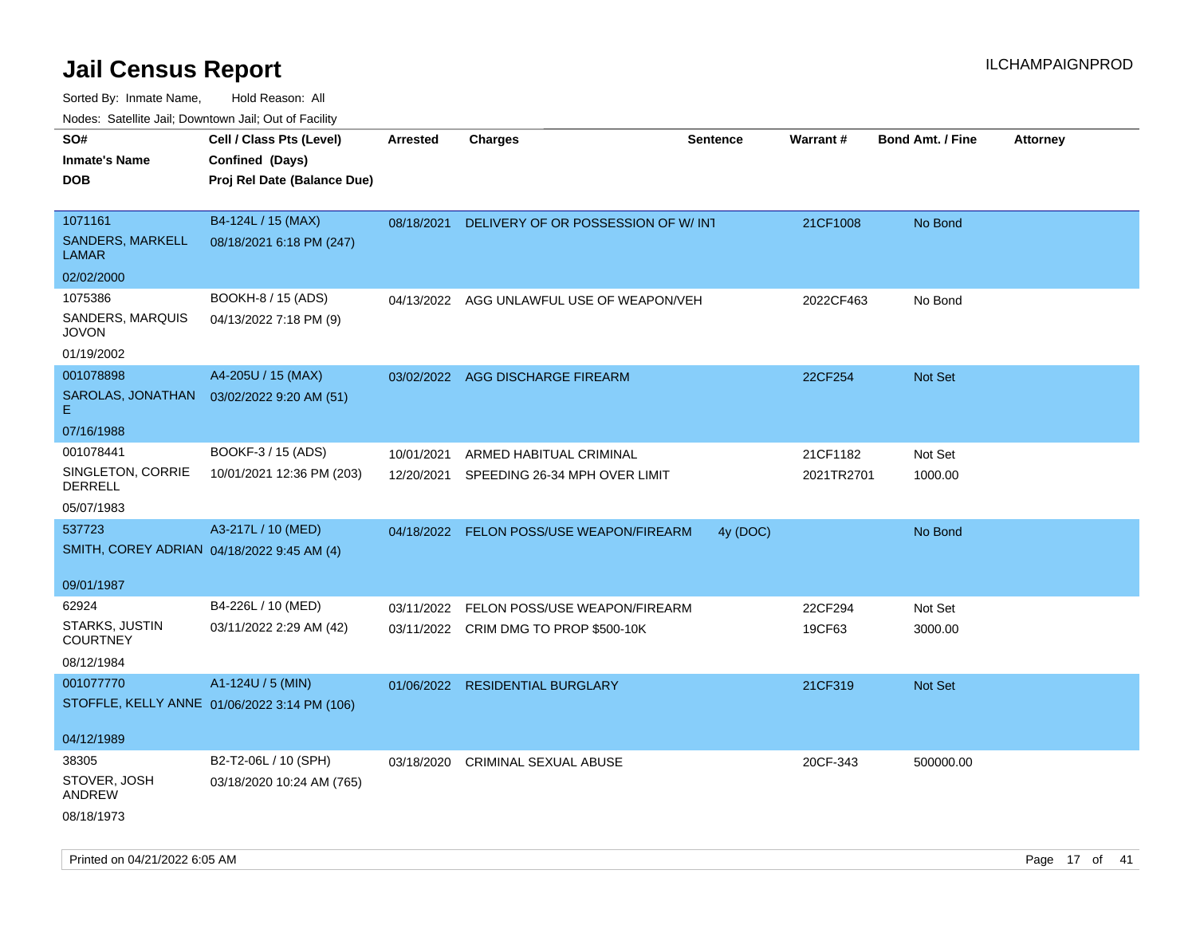# Jail Census Report

ILCHAMPAIGNPROD

Sorted By: Inmate Name, Hold Reason: All

Nodes: Satellite Jail; Downtown Jail; Out of Facility

| SO# / Inmate's Name / DOB | Cell / Class Pts (Level) / Confined (Days) / Proj Rel Date (Balance Due) | Arrested | Charges | Sentence | Warrant # | Bond Amt. / Fine | Attorney |
|---|---|---|---|---|---|---|---|
| 1071161<br>SANDERS, MARKELL LAMAR<br>02/02/2000 | B4-124L / 15 (MAX)<br>08/18/2021 6:18 PM (247) | 08/18/2021 | DELIVERY OF OR POSSESSION OF W/ INT | | 21CF1008 | No Bond | |
| 1075386<br>SANDERS, MARQUIS JOVON<br>01/19/2002 | BOOKH-8 / 15 (ADS)<br>04/13/2022 7:18 PM (9) | 04/13/2022 | AGG UNLAWFUL USE OF WEAPON/VEH | | 2022CF463 | No Bond | |
| 001078898<br>SAROLAS, JONATHAN E<br>07/16/1988 | A4-205U / 15 (MAX)<br>03/02/2022 9:20 AM (51) | 03/02/2022 | AGG DISCHARGE FIREARM | | 22CF254 | Not Set | |
| 001078441<br>SINGLETON, CORRIE DERRELL<br>05/07/1983 | BOOKF-3 / 15 (ADS)<br>10/01/2021 12:36 PM (203) | 10/01/2021<br>12/20/2021 | ARMED HABITUAL CRIMINAL<br>SPEEDING 26-34 MPH OVER LIMIT | | 21CF1182<br>2021TR2701 | Not Set<br>1000.00 | |
| 537723<br>SMITH, COREY ADRIAN<br>09/01/1987 | A3-217L / 10 (MED)<br>04/18/2022 9:45 AM (4) | 04/18/2022 | FELON POSS/USE WEAPON/FIREARM | 4y (DOC) | | No Bond | |
| 62924<br>STARKS, JUSTIN COURTNEY<br>08/12/1984 | B4-226L / 10 (MED)<br>03/11/2022 2:29 AM (42) | 03/11/2022<br>03/11/2022 | FELON POSS/USE WEAPON/FIREARM<br>CRIM DMG TO PROP $500-10K | | 22CF294<br>19CF63 | Not Set<br>3000.00 | |
| 001077770<br>STOFFLE, KELLY ANNE<br>04/12/1989 | A1-124U / 5 (MIN)<br>01/06/2022 3:14 PM (106) | 01/06/2022 | RESIDENTIAL BURGLARY | | 21CF319 | Not Set | |
| 38305<br>STOVER, JOSH ANDREW<br>08/18/1973 | B2-T2-06L / 10 (SPH)<br>03/18/2020 10:24 AM (765) | 03/18/2020 | CRIMINAL SEXUAL ABUSE | | 20CF-343 | 500000.00 | |

Printed on 04/21/2022 6:05 AM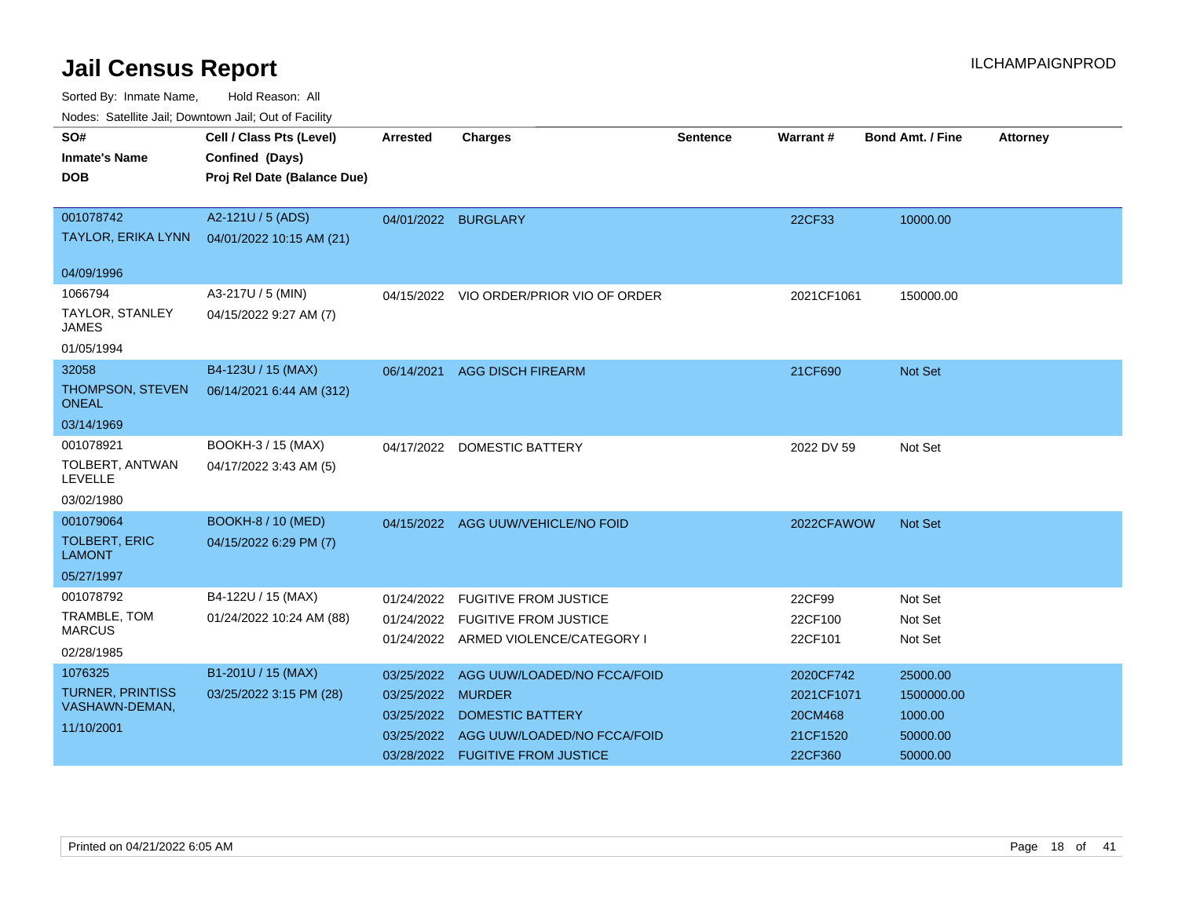# Jail Census Report

ILCHAMPAIGNPROD

Sorted By: Inmate Name, Hold Reason: All

Nodes: Satellite Jail; Downtown Jail; Out of Facility

| SO# / Inmate's Name / DOB | Cell / Class Pts (Level) / Confined (Days) / Proj Rel Date (Balance Due) | Arrested | Charges | Sentence | Warrant # | Bond Amt. / Fine | Attorney |
|---|---|---|---|---|---|---|---|
| 001078742<br>TAYLOR, ERIKA LYNN<br>04/09/1996 | A2-121U / 5 (ADS)<br>04/01/2022 10:15 AM (21) | 04/01/2022 | BURGLARY | | 22CF33 | 10000.00 | |
| 1066794<br>TAYLOR, STANLEY JAMES<br>01/05/1994 | A3-217U / 5 (MIN)<br>04/15/2022 9:27 AM (7) | 04/15/2022 | VIO ORDER/PRIOR VIO OF ORDER | | 2021CF1061 | 150000.00 | |
| 32058<br>THOMPSON, STEVEN ONEAL<br>03/14/1969 | B4-123U / 15 (MAX)<br>06/14/2021 6:44 AM (312) | 06/14/2021 | AGG DISCH FIREARM | | 21CF690 | Not Set | |
| 001078921<br>TOLBERT, ANTWAN LEVELLE<br>03/02/1980 | BOOKH-3 / 15 (MAX)<br>04/17/2022 3:43 AM (5) | 04/17/2022 | DOMESTIC BATTERY | | 2022 DV 59 | Not Set | |
| 001079064<br>TOLBERT, ERIC LAMONT<br>05/27/1997 | BOOKH-8 / 10 (MED)<br>04/15/2022 6:29 PM (7) | 04/15/2022 | AGG UUW/VEHICLE/NO FOID | | 2022CFAWOW | Not Set | |
| 001078792<br>TRAMBLE, TOM MARCUS<br>02/28/1985 | B4-122U / 15 (MAX)<br>01/24/2022 10:24 AM (88) | 01/24/2022 | FUGITIVE FROM JUSTICE | | 22CF99 | Not Set | |
| | | 01/24/2022 | FUGITIVE FROM JUSTICE | | 22CF100 | Not Set | |
| | | 01/24/2022 | ARMED VIOLENCE/CATEGORY I | | 22CF101 | Not Set | |
| 1076325<br>TURNER, PRINTISS VASHAWN-DEMAN,<br>11/10/2001 | B1-201U / 15 (MAX)<br>03/25/2022 3:15 PM (28) | 03/25/2022 | AGG UUW/LOADED/NO FCCA/FOID | | 2020CF742 | 25000.00 | |
| | | 03/25/2022 | MURDER | | 2021CF1071 | 1500000.00 | |
| | | 03/25/2022 | DOMESTIC BATTERY | | 20CM468 | 1000.00 | |
| | | 03/25/2022 | AGG UUW/LOADED/NO FCCA/FOID | | 21CF1520 | 50000.00 | |
| | | 03/28/2022 | FUGITIVE FROM JUSTICE | | 22CF360 | 50000.00 | |

Printed on 04/21/2022 6:05 AM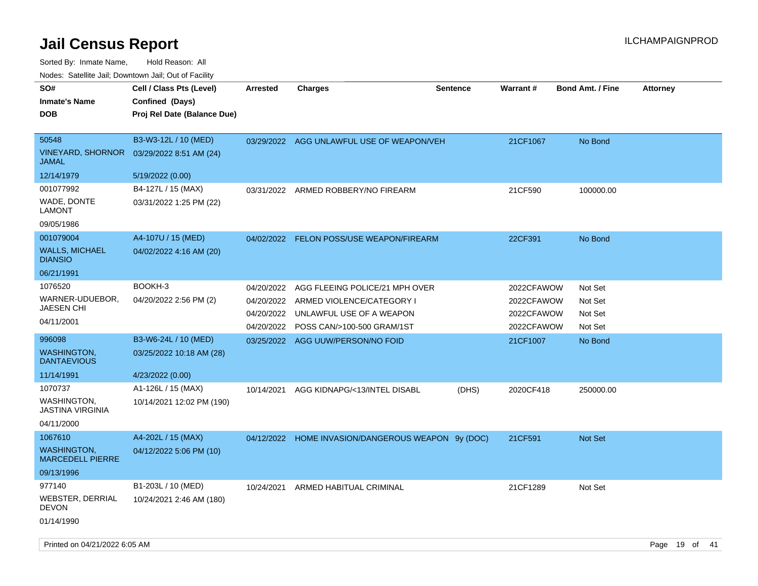# Jail Census Report

ILCHAMPAIGNPROD

Sorted By: Inmate Name, Hold Reason: All

Nodes: Satellite Jail; Downtown Jail; Out of Facility

| SO# / Inmate's Name / DOB | Cell / Class Pts (Level) / Confined (Days) / Proj Rel Date (Balance Due) | Arrested | Charges | Sentence | Warrant # | Bond Amt. / Fine | Attorney |
|---|---|---|---|---|---|---|---|
| 50548<br>VINEYARD, SHORNOR JAMAL<br>12/14/1979 | B3-W3-12L / 10 (MED)<br>03/29/2022 8:51 AM (24)<br>5/19/2022 (0.00) | 03/29/2022 | AGG UNLAWFUL USE OF WEAPON/VEH | | 21CF1067 | No Bond | |
| 001077992<br>WADE, DONTE LAMONT<br>09/05/1986 | B4-127L / 15 (MAX)<br>03/31/2022 1:25 PM (22) | 03/31/2022 | ARMED ROBBERY/NO FIREARM | | 21CF590 | 100000.00 | |
| 001079004<br>WALLS, MICHAEL DIANSIO<br>06/21/1991 | A4-107U / 15 (MED)<br>04/02/2022 4:16 AM (20) | 04/02/2022 | FELON POSS/USE WEAPON/FIREARM | | 22CF391 | No Bond | |
| 1076520<br>WARNER-UDUEBOR, JAESEN CHI<br>04/11/2001 | BOOKH-3<br>04/20/2022 2:56 PM (2) | 04/20/2022 | AGG FLEEING POLICE/21 MPH OVER | | 2022CFAWOW | Not Set | |
| | | 04/20/2022 | ARMED VIOLENCE/CATEGORY I | | 2022CFAWOW | Not Set | |
| | | 04/20/2022 | UNLAWFUL USE OF A WEAPON | | 2022CFAWOW | Not Set | |
| | | 04/20/2022 | POSS CAN/>100-500 GRAM/1ST | | 2022CFAWOW | Not Set | |
| 996098<br>WASHINGTON, DANTAEVIOUS<br>11/14/1991 | B3-W6-24L / 10 (MED)<br>03/25/2022 10:18 AM (28)<br>4/23/2022 (0.00) | 03/25/2022 | AGG UUW/PERSON/NO FOID | | 21CF1007 | No Bond | |
| 1070737<br>WASHINGTON, JASTINA VIRGINIA<br>04/11/2000 | A1-126L / 15 (MAX)<br>10/14/2021 12:02 PM (190) | 10/14/2021 | AGG KIDNAPG/<13/INTEL DISABL | (DHS) | 2020CF418 | 250000.00 | |
| 1067610<br>WASHINGTON, MARCEDELL PIERRE<br>09/13/1996 | A4-202L / 15 (MAX)<br>04/12/2022 5:06 PM (10) | 04/12/2022 | HOME INVASION/DANGEROUS WEAPON | 9y (DOC) | 21CF591 | Not Set | |
| 977140<br>WEBSTER, DERRIAL DEVON<br>01/14/1990 | B1-203L / 10 (MED)<br>10/24/2021 2:46 AM (180) | 10/24/2021 | ARMED HABITUAL CRIMINAL | | 21CF1289 | Not Set | |

Printed on 04/21/2022 6:05 AM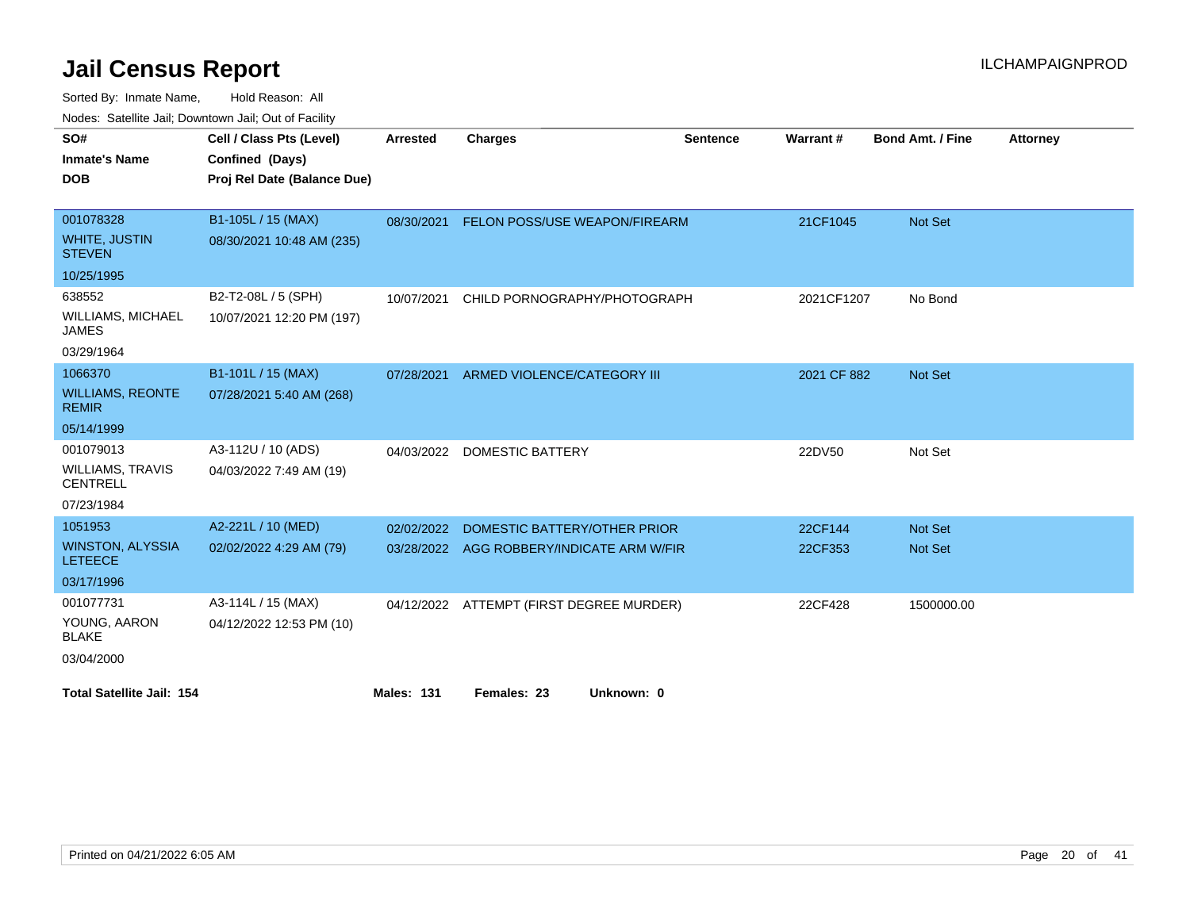# Jail Census Report

ILCHAMPAIGNPROD

Sorted By: Inmate Name, Hold Reason: All

Nodes: Satellite Jail; Downtown Jail; Out of Facility

| SO# / Inmate's Name / DOB | Cell / Class Pts (Level) / Confined (Days) / Proj Rel Date (Balance Due) | Arrested | Charges | Sentence | Warrant # | Bond Amt. / Fine | Attorney |
|---|---|---|---|---|---|---|---|
| 001078328<br>WHITE, JUSTIN STEVEN<br>10/25/1995 | B1-105L / 15 (MAX)<br>08/30/2021 10:48 AM (235) | 08/30/2021 | FELON POSS/USE WEAPON/FIREARM | | 21CF1045 | Not Set | |
| 638552<br>WILLIAMS, MICHAEL JAMES<br>03/29/1964 | B2-T2-08L / 5 (SPH)<br>10/07/2021 12:20 PM (197) | 10/07/2021 | CHILD PORNOGRAPHY/PHOTOGRAPH | | 2021CF1207 | No Bond | |
| 1066370<br>WILLIAMS, REONTE REMIR<br>05/14/1999 | B1-101L / 15 (MAX)<br>07/28/2021 5:40 AM (268) | 07/28/2021 | ARMED VIOLENCE/CATEGORY III | | 2021 CF 882 | Not Set | |
| 001079013<br>WILLIAMS, TRAVIS CENTRELL<br>07/23/1984 | A3-112U / 10 (ADS)<br>04/03/2022 7:49 AM (19) | 04/03/2022 | DOMESTIC BATTERY | | 22DV50 | Not Set | |
| 1051953<br>WINSTON, ALYSSIA LETEECE<br>03/17/1996 | A2-221L / 10 (MED)<br>02/02/2022 4:29 AM (79) | 02/02/2022 | DOMESTIC BATTERY/OTHER PRIOR | | 22CF144 | Not Set | |
| | | 03/28/2022 | AGG ROBBERY/INDICATE ARM W/FIR | | 22CF353 | Not Set | |
| 001077731<br>YOUNG, AARON BLAKE<br>03/04/2000 | A3-114L / 15 (MAX)<br>04/12/2022 12:53 PM (10) | 04/12/2022 | ATTEMPT (FIRST DEGREE MURDER) | | 22CF428 | 1500000.00 | |

**Total Satellite Jail: 154** **Males: 131** **Females: 23** **Unknown: 0**

Printed on 04/21/2022 6:05 AM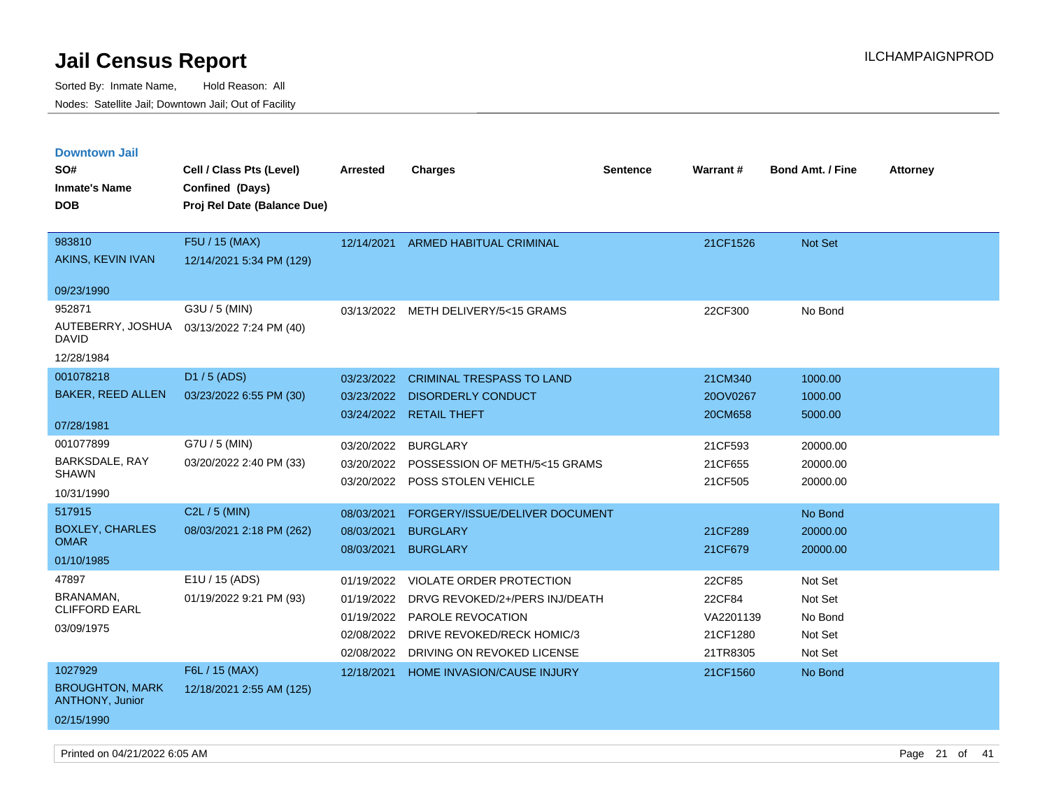# Jail Census Report

Sorted By: Inmate Name, Hold Reason: All

Nodes: Satellite Jail; Downtown Jail; Out of Facility

## Downtown Jail

| SO# / Inmate's Name / DOB | Cell / Class Pts (Level) / Confined (Days) / Proj Rel Date (Balance Due) | Arrested | Charges | Sentence | Warrant # | Bond Amt. / Fine | Attorney |
|---|---|---|---|---|---|---|---|
| 983810<br>AKINS, KEVIN IVAN<br>09/23/1990 | F5U / 15 (MAX)<br>12/14/2021 5:34 PM (129) | 12/14/2021 | ARMED HABITUAL CRIMINAL | | 21CF1526 | Not Set | |
| 952871<br>AUTEBERRY, JOSHUA DAVID<br>12/28/1984 | G3U / 5 (MIN)<br>03/13/2022 7:24 PM (40) | 03/13/2022 | METH DELIVERY/5<15 GRAMS | | 22CF300 | No Bond | |
| 001078218<br>BAKER, REED ALLEN<br>07/28/1981 | D1 / 5 (ADS)<br>03/23/2022 6:55 PM (30) | 03/23/2022 | CRIMINAL TRESPASS TO LAND | | 21CM340 | 1000.00 | |
| | | 03/23/2022 | DISORDERLY CONDUCT | | 20OV0267 | 1000.00 | |
| | | 03/24/2022 | RETAIL THEFT | | 20CM658 | 5000.00 | |
| 001077899<br>BARKSDALE, RAY SHAWN<br>10/31/1990 | G7U / 5 (MIN)<br>03/20/2022 2:40 PM (33) | 03/20/2022 | BURGLARY | | 21CF593 | 20000.00 | |
| | | 03/20/2022 | POSSESSION OF METH/5<15 GRAMS | | 21CF655 | 20000.00 | |
| | | 03/20/2022 | POSS STOLEN VEHICLE | | 21CF505 | 20000.00 | |
| 517915<br>BOXLEY, CHARLES OMAR<br>01/10/1985 | C2L / 5 (MIN)<br>08/03/2021 2:18 PM (262) | 08/03/2021 | FORGERY/ISSUE/DELIVER DOCUMENT | | | No Bond | |
| | | 08/03/2021 | BURGLARY | | 21CF289 | 20000.00 | |
| | | 08/03/2021 | BURGLARY | | 21CF679 | 20000.00 | |
| 47897<br>BRANAMAN, CLIFFORD EARL<br>03/09/1975 | E1U / 15 (ADS)<br>01/19/2022 9:21 PM (93) | 01/19/2022 | VIOLATE ORDER PROTECTION | | 22CF85 | Not Set | |
| | | 01/19/2022 | DRVG REVOKED/2+/PERS INJ/DEATH | | 22CF84 | Not Set | |
| | | 01/19/2022 | PAROLE REVOCATION | | VA2201139 | No Bond | |
| | | 02/08/2022 | DRIVE REVOKED/RECK HOMIC/3 | | 21CF1280 | Not Set | |
| | | 02/08/2022 | DRIVING ON REVOKED LICENSE | | 21TR8305 | Not Set | |
| 1027929<br>BROUGHTON, MARK ANTHONY, Junior<br>02/15/1990 | F6L / 15 (MAX)<br>12/18/2021 2:55 AM (125) | 12/18/2021 | HOME INVASION/CAUSE INJURY | | 21CF1560 | No Bond | |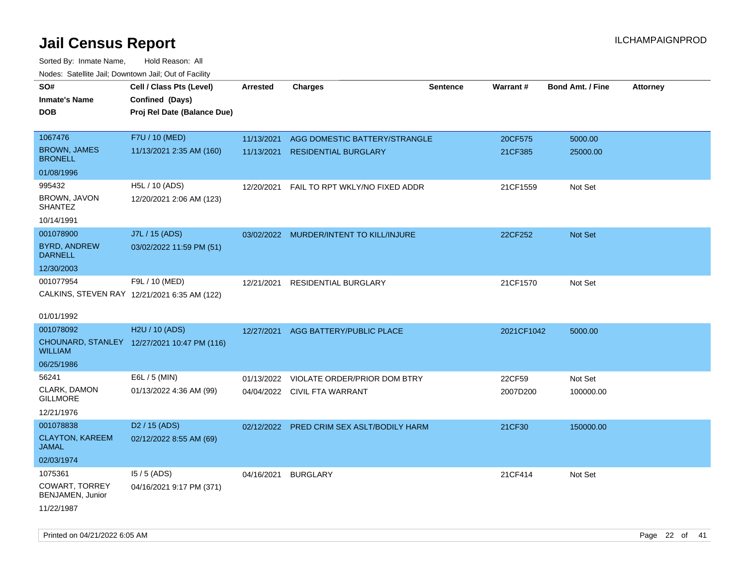# Jail Census Report

ILCHAMPAIGNPROD

Sorted By: Inmate Name, Hold Reason: All

Nodes: Satellite Jail; Downtown Jail; Out of Facility

| SO# / Inmate's Name / DOB | Cell / Class Pts (Level) / Confined (Days) / Proj Rel Date (Balance Due) | Arrested | Charges | Sentence | Warrant # | Bond Amt. / Fine | Attorney |
|---|---|---|---|---|---|---|---|
| 1067476<br>BROWN, JAMES BRONELL<br>01/08/1996 | F7U / 10 (MED)<br>11/13/2021 2:35 AM (160) | 11/13/2021<br>11/13/2021 | AGG DOMESTIC BATTERY/STRANGLE<br>RESIDENTIAL BURGLARY | | 20CF575<br>21CF385 | 5000.00<br>25000.00 | |
| 995432<br>BROWN, JAVON SHANTEZ<br>10/14/1991 | H5L / 10 (ADS)<br>12/20/2021 2:06 AM (123) | 12/20/2021 | FAIL TO RPT WKLY/NO FIXED ADDR | | 21CF1559 | Not Set | |
| 001078900<br>BYRD, ANDREW DARNELL<br>12/30/2003 | J7L / 15 (ADS)<br>03/02/2022 11:59 PM (51) | 03/02/2022 | MURDER/INTENT TO KILL/INJURE | | 22CF252 | Not Set | |
| 001077954<br>CALKINS, STEVEN RAY<br>01/01/1992 | F9L / 10 (MED)<br>12/21/2021 6:35 AM (122) | 12/21/2021 | RESIDENTIAL BURGLARY | | 21CF1570 | Not Set | |
| 001078092<br>CHOUNARD, STANLEY WILLIAM<br>06/25/1986 | H2U / 10 (ADS)<br>12/27/2021 10:47 PM (116) | 12/27/2021 | AGG BATTERY/PUBLIC PLACE | | 2021CF1042 | 5000.00 | |
| 56241<br>CLARK, DAMON GILLMORE<br>12/21/1976 | E6L / 5 (MIN)<br>01/13/2022 4:36 AM (99) | 01/13/2022<br>04/04/2022 | VIOLATE ORDER/PRIOR DOM BTRY<br>CIVIL FTA WARRANT | | 22CF59<br>2007D200 | Not Set<br>100000.00 | |
| 001078838<br>CLAYTON, KAREEM JAMAL<br>02/03/1974 | D2 / 15 (ADS)<br>02/12/2022 8:55 AM (69) | 02/12/2022 | PRED CRIM SEX ASLT/BODILY HARM | | 21CF30 | 150000.00 | |
| 1075361<br>COWART, TORREY BENJAMEN, Junior<br>11/22/1987 | I5 / 5 (ADS)<br>04/16/2021 9:17 PM (371) | 04/16/2021 | BURGLARY | | 21CF414 | Not Set | |

Printed on 04/21/2022 6:05 AM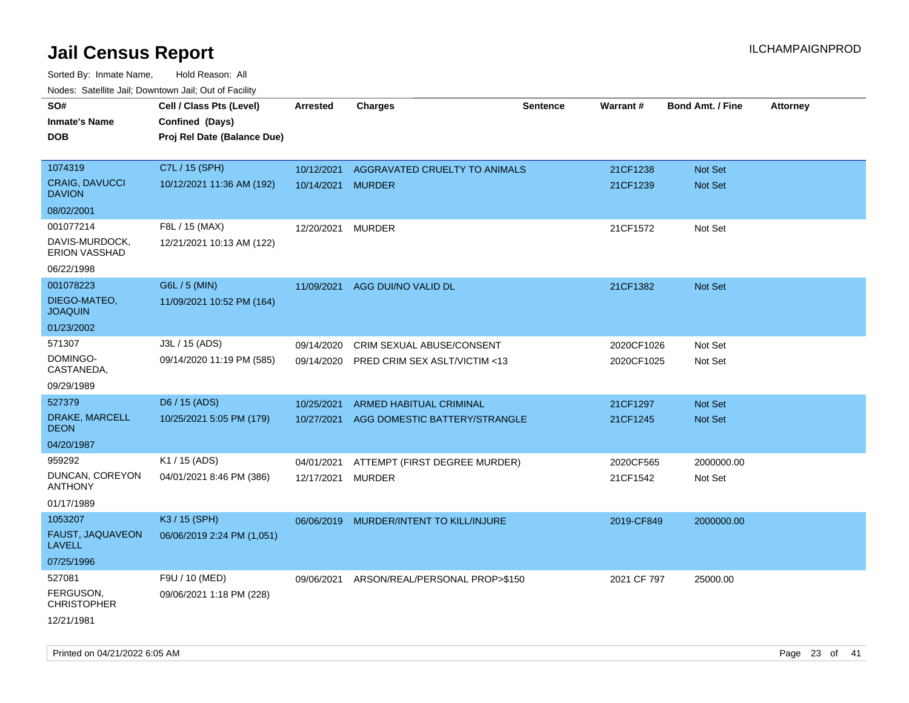# Jail Census Report

Sorted By: Inmate Name, Hold Reason: All

Nodes: Satellite Jail; Downtown Jail; Out of Facility

| SO# / Inmate's Name / DOB | Cell / Class Pts (Level) / Confined (Days) / Proj Rel Date (Balance Due) | Arrested | Charges | Sentence | Warrant # | Bond Amt. / Fine | Attorney |
|---|---|---|---|---|---|---|---|
| 1074319<br>CRAIG, DAVUCCI DAVION<br>08/02/2001 | C7L / 15 (SPH)<br>10/12/2021 11:36 AM (192) | 10/12/2021<br>10/14/2021 | AGGRAVATED CRUELTY TO ANIMALS<br>MURDER | | 21CF1238<br>21CF1239 | Not Set<br>Not Set | |
| 001077214<br>DAVIS-MURDOCK, ERION VASSHAD<br>06/22/1998 | F8L / 15 (MAX)<br>12/21/2021 10:13 AM (122) | 12/20/2021 | MURDER | | 21CF1572 | Not Set | |
| 001078223<br>DIEGO-MATEO, JOAQUIN<br>01/23/2002 | G6L / 5 (MIN)<br>11/09/2021 10:52 PM (164) | 11/09/2021 | AGG DUI/NO VALID DL | | 21CF1382 | Not Set | |
| 571307<br>DOMINGO-CASTANEDA,<br>09/29/1989 | J3L / 15 (ADS)<br>09/14/2020 11:19 PM (585) | 09/14/2020<br>09/14/2020 | CRIM SEXUAL ABUSE/CONSENT<br>PRED CRIM SEX ASLT/VICTIM <13 | | 2020CF1026<br>2020CF1025 | Not Set<br>Not Set | |
| 527379<br>DRAKE, MARCELL DEON<br>04/20/1987 | D6 / 15 (ADS)<br>10/25/2021 5:05 PM (179) | 10/25/2021<br>10/27/2021 | ARMED HABITUAL CRIMINAL<br>AGG DOMESTIC BATTERY/STRANGLE | | 21CF1297<br>21CF1245 | Not Set<br>Not Set | |
| 959292<br>DUNCAN, COREYON ANTHONY<br>01/17/1989 | K1 / 15 (ADS)<br>04/01/2021 8:46 PM (386) | 04/01/2021<br>12/17/2021 | ATTEMPT (FIRST DEGREE MURDER)<br>MURDER | | 2020CF565<br>21CF1542 | 2000000.00<br>Not Set | |
| 1053207<br>FAUST, JAQUAVEON LAVELL<br>07/25/1996 | K3 / 15 (SPH)<br>06/06/2019 2:24 PM (1,051) | 06/06/2019 | MURDER/INTENT TO KILL/INJURE | | 2019-CF849 | 2000000.00 | |
| 527081<br>FERGUSON, CHRISTOPHER<br>12/21/1981 | F9U / 10 (MED)<br>09/06/2021 1:18 PM (228) | 09/06/2021 | ARSON/REAL/PERSONAL PROP>$150 | | 2021 CF 797 | 25000.00 | |

Printed on 04/21/2022 6:05 AM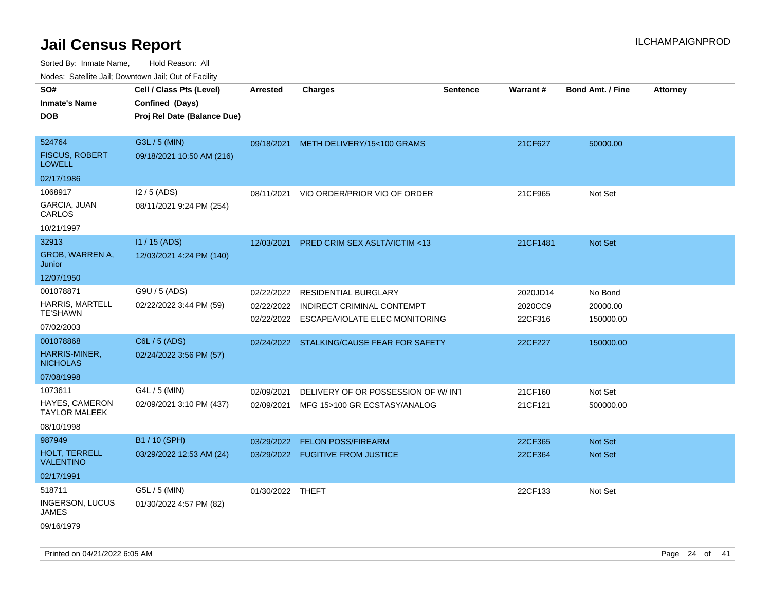# Jail Census Report

Sorted By: Inmate Name, Hold Reason: All

Nodes: Satellite Jail; Downtown Jail; Out of Facility

| SO# / Inmate's Name / DOB | Cell / Class Pts (Level) / Confined (Days) / Proj Rel Date (Balance Due) | Arrested | Charges | Sentence | Warrant # | Bond Amt. / Fine | Attorney |
|---|---|---|---|---|---|---|---|
| 524764 FISCUS, ROBERT LOWELL 02/17/1986 | G3L / 5 (MIN) 09/18/2021 10:50 AM (216) | 09/18/2021 | METH DELIVERY/15<100 GRAMS | | 21CF627 | 50000.00 | |
| 1068917 GARCIA, JUAN CARLOS 10/21/1997 | I2 / 5 (ADS) 08/11/2021 9:24 PM (254) | 08/11/2021 | VIO ORDER/PRIOR VIO OF ORDER | | 21CF965 | Not Set | |
| 32913 GROB, WARREN A, Junior 12/07/1950 | I1 / 15 (ADS) 12/03/2021 4:24 PM (140) | 12/03/2021 | PRED CRIM SEX ASLT/VICTIM <13 | | 21CF1481 | Not Set | |
| 001078871 HARRIS, MARTELL TE'SHAWN 07/02/2003 | G9U / 5 (ADS) 02/22/2022 3:44 PM (59) | 02/22/2022 | RESIDENTIAL BURGLARY | | 2020JD14 | No Bond | |
| | | 02/22/2022 | INDIRECT CRIMINAL CONTEMPT | | 2020CC9 | 20000.00 | |
| | | 02/22/2022 | ESCAPE/VIOLATE ELEC MONITORING | | 22CF316 | 150000.00 | |
| 001078868 HARRIS-MINER, NICHOLAS 07/08/1998 | C6L / 5 (ADS) 02/24/2022 3:56 PM (57) | 02/24/2022 | STALKING/CAUSE FEAR FOR SAFETY | | 22CF227 | 150000.00 | |
| 1073611 HAYES, CAMERON TAYLOR MALEEK 08/10/1998 | G4L / 5 (MIN) 02/09/2021 3:10 PM (437) | 02/09/2021 | DELIVERY OF OR POSSESSION OF W/ INT | | 21CF160 | Not Set | |
| | | 02/09/2021 | MFG 15>100 GR ECSTASY/ANALOG | | 21CF121 | 500000.00 | |
| 987949 HOLT, TERRELL VALENTINO 02/17/1991 | B1 / 10 (SPH) 03/29/2022 12:53 AM (24) | 03/29/2022 | FELON POSS/FIREARM | | 22CF365 | Not Set | |
| | | 03/29/2022 | FUGITIVE FROM JUSTICE | | 22CF364 | Not Set | |
| 518711 INGERSON, LUCUS JAMES 09/16/1979 | G5L / 5 (MIN) 01/30/2022 4:57 PM (82) | 01/30/2022 | THEFT | | 22CF133 | Not Set | |

Printed on 04/21/2022 6:05 AM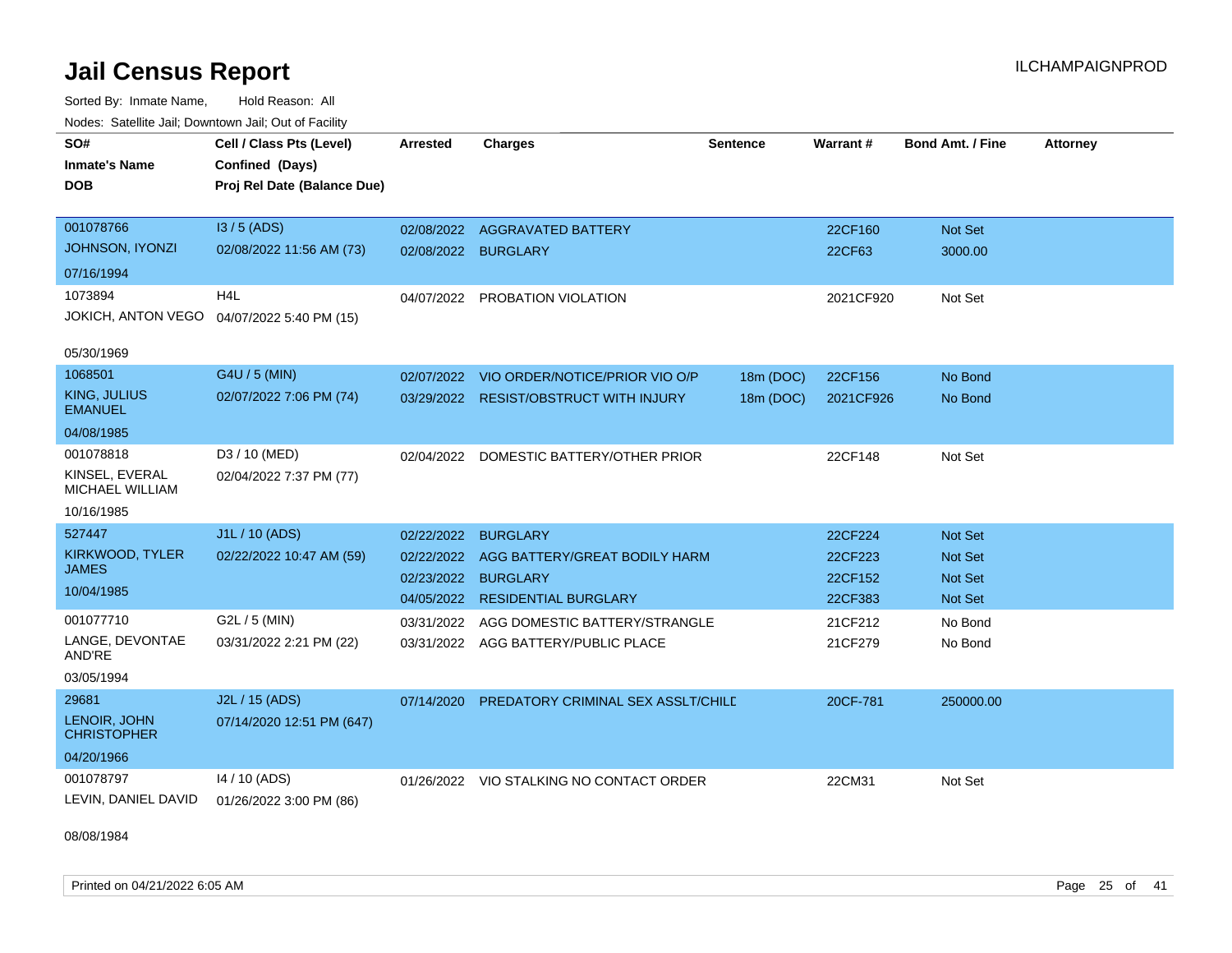# Jail Census Report

Sorted By: Inmate Name, Hold Reason: All

Nodes: Satellite Jail; Downtown Jail; Out of Facility

| SO# / Inmate's Name / DOB | Cell / Class Pts (Level) / Confined (Days) / Proj Rel Date (Balance Due) | Arrested | Charges | Sentence | Warrant # | Bond Amt. / Fine | Attorney |
|---|---|---|---|---|---|---|---|
| 001078766<br>JOHNSON, IYONZI<br>07/16/1994 | I3 / 5 (ADS)<br>02/08/2022 11:56 AM (73) | 02/08/2022 | AGGRAVATED BATTERY | | 22CF160 | Not Set | |
| | | 02/08/2022 | BURGLARY | | 22CF63 | 3000.00 | |
| 1073894<br>JOKICH, ANTON VEGO<br>05/30/1969 | H4L<br>04/07/2022 5:40 PM (15) | 04/07/2022 | PROBATION VIOLATION | | 2021CF920 | Not Set | |
| 1068501<br>KING, JULIUS EMANUEL<br>04/08/1985 | G4U / 5 (MIN)<br>02/07/2022 7:06 PM (74) | 02/07/2022 | VIO ORDER/NOTICE/PRIOR VIO O/P | 18m (DOC) | 22CF156 | No Bond | |
| | | 03/29/2022 | RESIST/OBSTRUCT WITH INJURY | 18m (DOC) | 2021CF926 | No Bond | |
| 001078818<br>KINSEL, EVERAL MICHAEL WILLIAM<br>10/16/1985 | D3 / 10 (MED)<br>02/04/2022 7:37 PM (77) | 02/04/2022 | DOMESTIC BATTERY/OTHER PRIOR | | 22CF148 | Not Set | |
| 527447<br>KIRKWOOD, TYLER JAMES<br>10/04/1985 | J1L / 10 (ADS)<br>02/22/2022 10:47 AM (59) | 02/22/2022 | BURGLARY | | 22CF224 | Not Set | |
| | | 02/22/2022 | AGG BATTERY/GREAT BODILY HARM | | 22CF223 | Not Set | |
| | | 02/23/2022 | BURGLARY | | 22CF152 | Not Set | |
| | | 04/05/2022 | RESIDENTIAL BURGLARY | | 22CF383 | Not Set | |
| 001077710<br>LANGE, DEVONTAE AND'RE<br>03/05/1994 | G2L / 5 (MIN)<br>03/31/2022 2:21 PM (22) | 03/31/2022 | AGG DOMESTIC BATTERY/STRANGLE | | 21CF212 | No Bond | |
| | | 03/31/2022 | AGG BATTERY/PUBLIC PLACE | | 21CF279 | No Bond | |
| 29681<br>LENOIR, JOHN CHRISTOPHER<br>04/20/1966 | J2L / 15 (ADS)<br>07/14/2020 12:51 PM (647) | 07/14/2020 | PREDATORY CRIMINAL SEX ASSLT/CHILD | | 20CF-781 | 250000.00 | |
| 001078797<br>LEVIN, DANIEL DAVID<br>08/08/1984 | I4 / 10 (ADS)<br>01/26/2022 3:00 PM (86) | 01/26/2022 | VIO STALKING NO CONTACT ORDER | | 22CM31 | Not Set | |

Printed on 04/21/2022 6:05 AM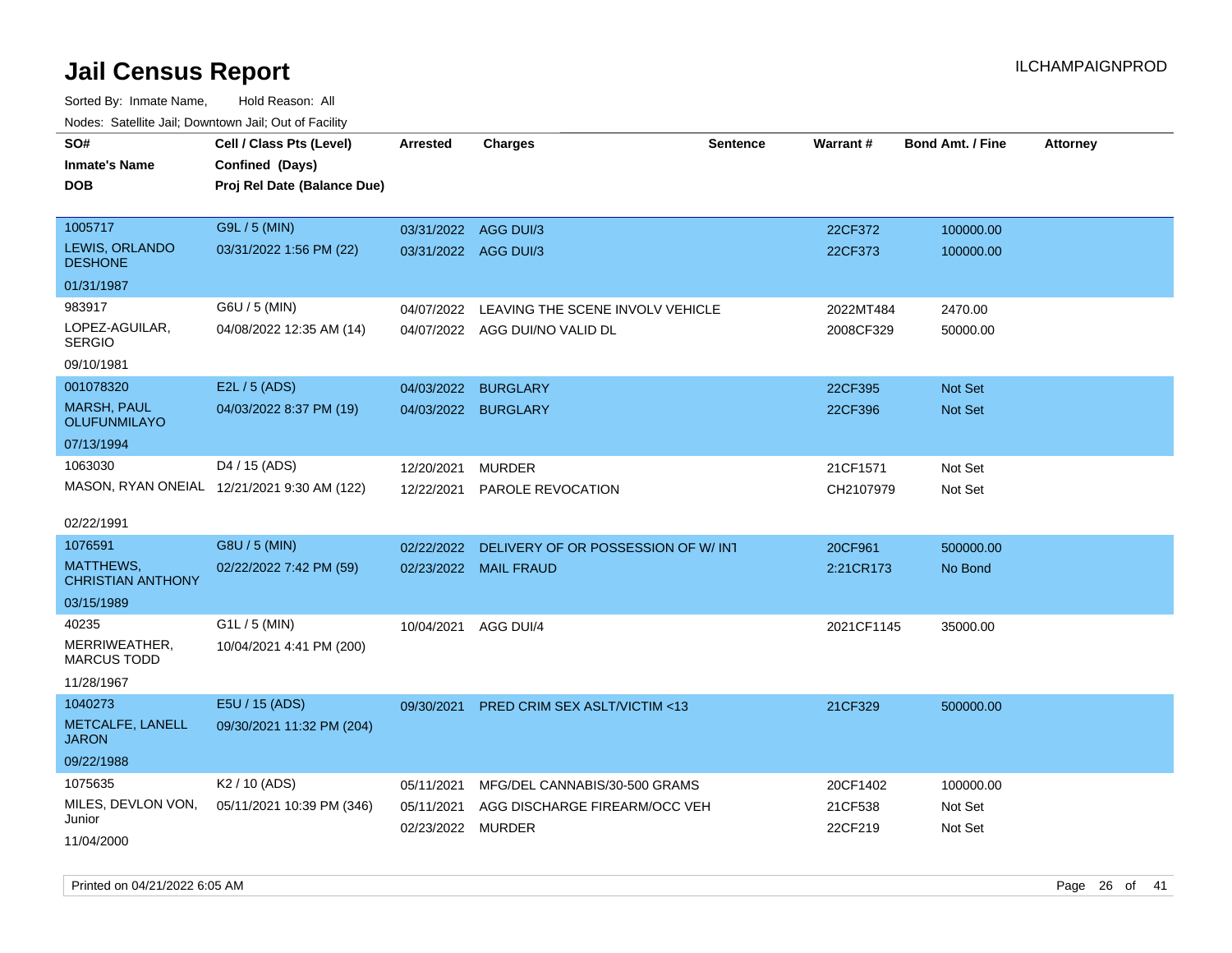# Jail Census Report

Sorted By: Inmate Name, Hold Reason: All

Nodes: Satellite Jail; Downtown Jail; Out of Facility

| SO# / Inmate's Name / DOB | Cell / Class Pts (Level) / Confined (Days) / Proj Rel Date (Balance Due) | Arrested | Charges | Sentence | Warrant # | Bond Amt. / Fine | Attorney |
|---|---|---|---|---|---|---|---|
| 1005717<br>LEWIS, ORLANDO DESHONE<br>01/31/1987 | G9L / 5 (MIN)<br>03/31/2022 1:56 PM (22) | 03/31/2022<br>03/31/2022 | AGG DUI/3<br>AGG DUI/3 | | 22CF372<br>22CF373 | 100000.00<br>100000.00 | |
| 983917<br>LOPEZ-AGUILAR, SERGIO<br>09/10/1981 | G6U / 5 (MIN)<br>04/08/2022 12:35 AM (14) | 04/07/2022<br>04/07/2022 | LEAVING THE SCENE INVOLV VEHICLE<br>AGG DUI/NO VALID DL | | 2022MT484<br>2008CF329 | 2470.00<br>50000.00 | |
| 001078320<br>MARSH, PAUL OLUFUNMILAYO<br>07/13/1994 | E2L / 5 (ADS)<br>04/03/2022 8:37 PM (19) | 04/03/2022<br>04/03/2022 | BURGLARY<br>BURGLARY | | 22CF395<br>22CF396 | Not Set<br>Not Set | |
| 1063030<br>MASON, RYAN ONEIAL<br>02/22/1991 | D4 / 15 (ADS)<br>12/21/2021 9:30 AM (122) | 12/20/2021<br>12/22/2021 | MURDER<br>PAROLE REVOCATION | | 21CF1571<br>CH2107979 | Not Set<br>Not Set | |
| 1076591<br>MATTHEWS, CHRISTIAN ANTHONY<br>03/15/1989 | G8U / 5 (MIN)<br>02/22/2022 7:42 PM (59) | 02/22/2022<br>02/23/2022 | DELIVERY OF OR POSSESSION OF W/ INT<br>MAIL FRAUD | | 20CF961<br>2:21CR173 | 500000.00<br>No Bond | |
| 40235<br>MERRIWEATHER, MARCUS TODD<br>11/28/1967 | G1L / 5 (MIN)<br>10/04/2021 4:41 PM (200) | 10/04/2021 | AGG DUI/4 | | 2021CF1145 | 35000.00 | |
| 1040273<br>METCALFE, LANELL JARON<br>09/22/1988 | E5U / 15 (ADS)<br>09/30/2021 11:32 PM (204) | 09/30/2021 | PRED CRIM SEX ASLT/VICTIM <13 | | 21CF329 | 500000.00 | |
| 1075635<br>MILES, DEVLON VON, Junior<br>11/04/2000 | K2 / 10 (ADS)<br>05/11/2021 10:39 PM (346) | 05/11/2021<br>05/11/2021<br>02/23/2022 | MFG/DEL CANNABIS/30-500 GRAMS<br>AGG DISCHARGE FIREARM/OCC VEH<br>MURDER | | 20CF1402<br>21CF538<br>22CF219 | 100000.00<br>Not Set<br>Not Set | |

Printed on 04/21/2022 6:05 AM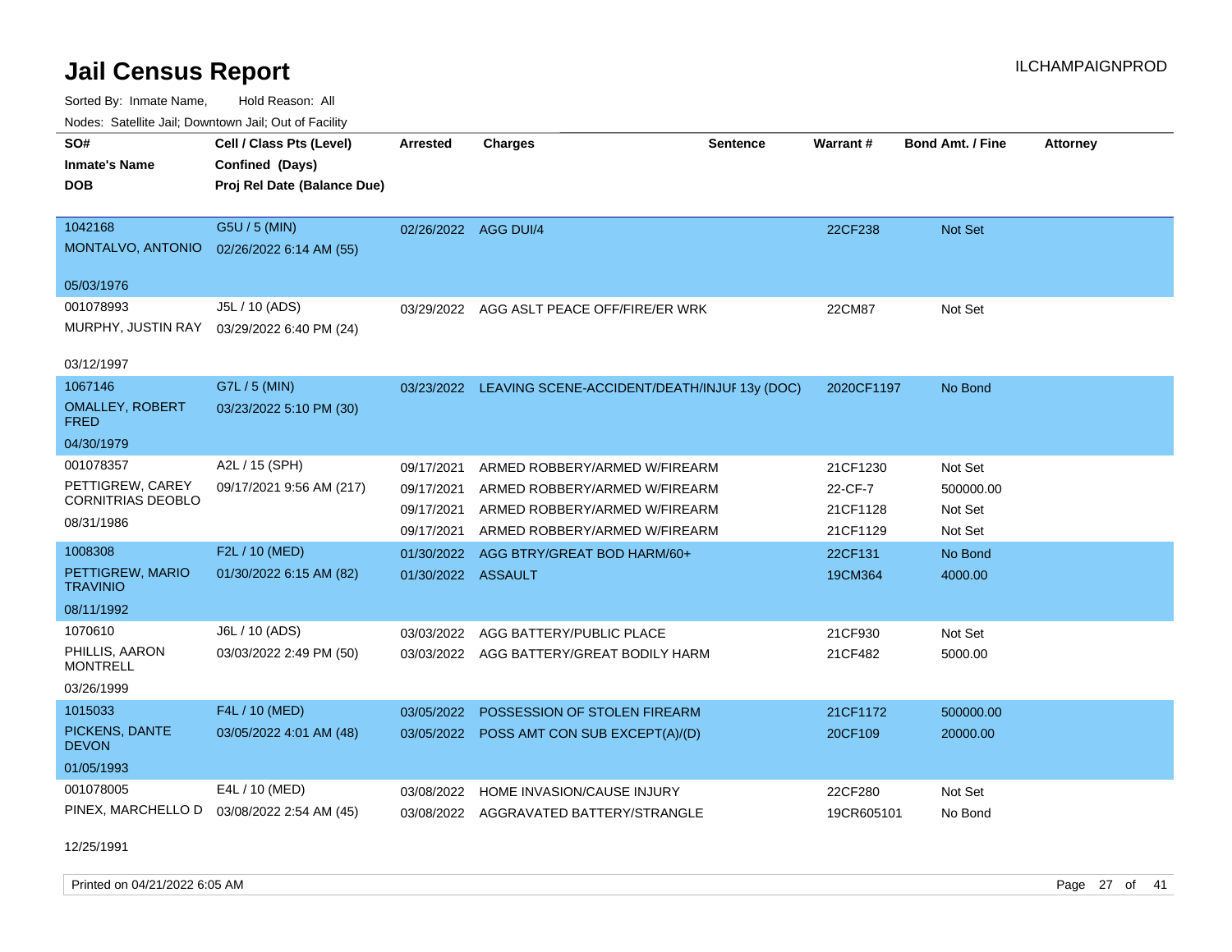# Jail Census Report

Sorted By: Inmate Name, Hold Reason: All

Nodes: Satellite Jail; Downtown Jail; Out of Facility

| SO# / Inmate's Name / DOB | Cell / Class Pts (Level) / Confined (Days) / Proj Rel Date (Balance Due) | Arrested | Charges | Sentence | Warrant # | Bond Amt. / Fine | Attorney |
|---|---|---|---|---|---|---|---|
| 1042168 MONTALVO, ANTONIO 05/03/1976 | G5U / 5 (MIN) 02/26/2022 6:14 AM (55) | 02/26/2022 | AGG DUI/4 | | 22CF238 | Not Set | |
| 001078993 MURPHY, JUSTIN RAY 03/12/1997 | J5L / 10 (ADS) 03/29/2022 6:40 PM (24) | 03/29/2022 | AGG ASLT PEACE OFF/FIRE/ER WRK | | 22CM87 | Not Set | |
| 1067146 OMALLEY, ROBERT FRED 04/30/1979 | G7L / 5 (MIN) 03/23/2022 5:10 PM (30) | 03/23/2022 | LEAVING SCENE-ACCIDENT/DEATH/INJUF | 13y (DOC) | 2020CF1197 | No Bond | |
| 001078357 PETTIGREW, CAREY CORNITRIAS DEOBLO 08/31/1986 | A2L / 15 (SPH) 09/17/2021 9:56 AM (217) | 09/17/2021 | ARMED ROBBERY/ARMED W/FIREARM | | 21CF1230 | Not Set | |
| | | 09/17/2021 | ARMED ROBBERY/ARMED W/FIREARM | | 22-CF-7 | 500000.00 | |
| | | 09/17/2021 | ARMED ROBBERY/ARMED W/FIREARM | | 21CF1128 | Not Set | |
| | | 09/17/2021 | ARMED ROBBERY/ARMED W/FIREARM | | 21CF1129 | Not Set | |
| 1008308 PETTIGREW, MARIO TRAVINIO 08/11/1992 | F2L / 10 (MED) 01/30/2022 6:15 AM (82) | 01/30/2022 | AGG BTRY/GREAT BOD HARM/60+ | | 22CF131 | No Bond | |
| | | 01/30/2022 | ASSAULT | | 19CM364 | 4000.00 | |
| 1070610 PHILLIS, AARON MONTRELL 03/26/1999 | J6L / 10 (ADS) 03/03/2022 2:49 PM (50) | 03/03/2022 | AGG BATTERY/PUBLIC PLACE | | 21CF930 | Not Set | |
| | | 03/03/2022 | AGG BATTERY/GREAT BODILY HARM | | 21CF482 | 5000.00 | |
| 1015033 PICKENS, DANTE DEVON 01/05/1993 | F4L / 10 (MED) 03/05/2022 4:01 AM (48) | 03/05/2022 | POSSESSION OF STOLEN FIREARM | | 21CF1172 | 500000.00 | |
| | | 03/05/2022 | POSS AMT CON SUB EXCEPT(A)/(D) | | 20CF109 | 20000.00 | |
| 001078005 PINEX, MARCHELLO D 12/25/1991 | E4L / 10 (MED) 03/08/2022 2:54 AM (45) | 03/08/2022 | HOME INVASION/CAUSE INJURY | | 22CF280 | Not Set | |
| | | 03/08/2022 | AGGRAVATED BATTERY/STRANGLE | | 19CR605101 | No Bond | |

Printed on 04/21/2022 6:05 AM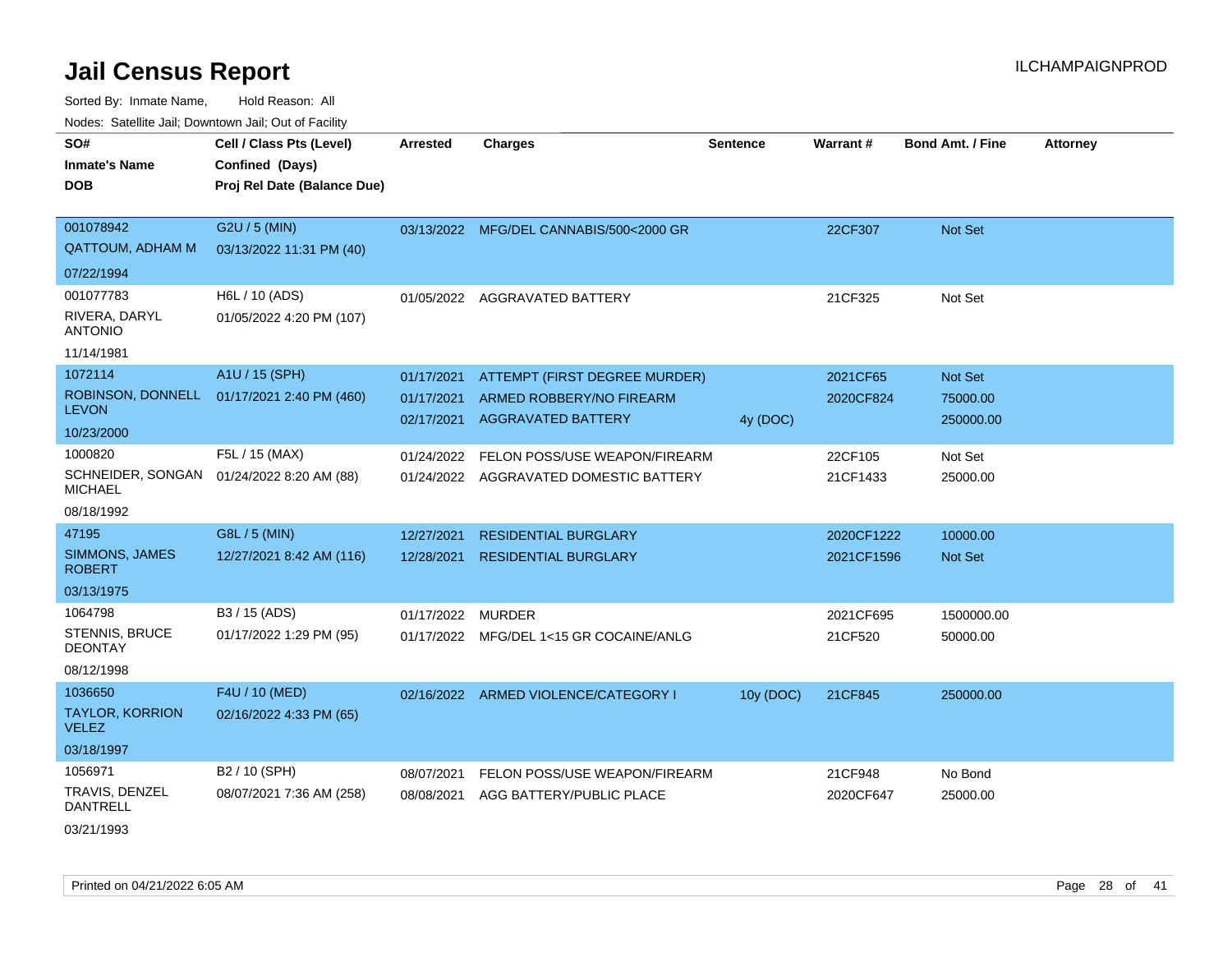# Jail Census Report

ILCHAMPAIGNPROD

Sorted By: Inmate Name, Hold Reason: All

Nodes: Satellite Jail; Downtown Jail; Out of Facility

| SO# / Inmate's Name / DOB | Cell / Class Pts (Level) / Confined (Days) / Proj Rel Date (Balance Due) | Arrested | Charges | Sentence | Warrant # | Bond Amt. / Fine | Attorney |
|---|---|---|---|---|---|---|---|
| 001078942<br>QATTOUM, ADHAM M<br>07/22/1994 | G2U / 5 (MIN)<br>03/13/2022 11:31 PM (40) | 03/13/2022 | MFG/DEL CANNABIS/500<2000 GR | | 22CF307 | Not Set | |
| 001077783<br>RIVERA, DARYL ANTONIO<br>11/14/1981 | H6L / 10 (ADS)<br>01/05/2022 4:20 PM (107) | 01/05/2022 | AGGRAVATED BATTERY | | 21CF325 | Not Set | |
| 1072114<br>ROBINSON, DONNELL LEVON<br>10/23/2000 | A1U / 15 (SPH)<br>01/17/2021 2:40 PM (460) | 01/17/2021 | ATTEMPT (FIRST DEGREE MURDER) | | 2021CF65 | Not Set | |
| | | 01/17/2021 | ARMED ROBBERY/NO FIREARM | | 2020CF824 | 75000.00 | |
| | | 02/17/2021 | AGGRAVATED BATTERY | 4y (DOC) | | 250000.00 | |
| 1000820<br>SCHNEIDER, SONGAN MICHAEL<br>08/18/1992 | F5L / 15 (MAX)<br>01/24/2022 8:20 AM (88) | 01/24/2022 | FELON POSS/USE WEAPON/FIREARM | | 22CF105 | Not Set | |
| | | 01/24/2022 | AGGRAVATED DOMESTIC BATTERY | | 21CF1433 | 25000.00 | |
| 47195<br>SIMMONS, JAMES ROBERT<br>03/13/1975 | G8L / 5 (MIN)<br>12/27/2021 8:42 AM (116) | 12/27/2021 | RESIDENTIAL BURGLARY | | 2020CF1222 | 10000.00 | |
| | | 12/28/2021 | RESIDENTIAL BURGLARY | | 2021CF1596 | Not Set | |
| 1064798<br>STENNIS, BRUCE DEONTAY<br>08/12/1998 | B3 / 15 (ADS)<br>01/17/2022 1:29 PM (95) | 01/17/2022 | MURDER | | 2021CF695 | 1500000.00 | |
| | | 01/17/2022 | MFG/DEL 1<15 GR COCAINE/ANLG | | 21CF520 | 50000.00 | |
| 1036650<br>TAYLOR, KORRION VELEZ<br>03/18/1997 | F4U / 10 (MED)<br>02/16/2022 4:33 PM (65) | 02/16/2022 | ARMED VIOLENCE/CATEGORY I | 10y (DOC) | 21CF845 | 250000.00 | |
| 1056971<br>TRAVIS, DENZEL DANTRELL<br>03/21/1993 | B2 / 10 (SPH)<br>08/07/2021 7:36 AM (258) | 08/07/2021 | FELON POSS/USE WEAPON/FIREARM | | 21CF948 | No Bond | |
| | | 08/08/2021 | AGG BATTERY/PUBLIC PLACE | | 2020CF647 | 25000.00 | |

Printed on 04/21/2022 6:05 AM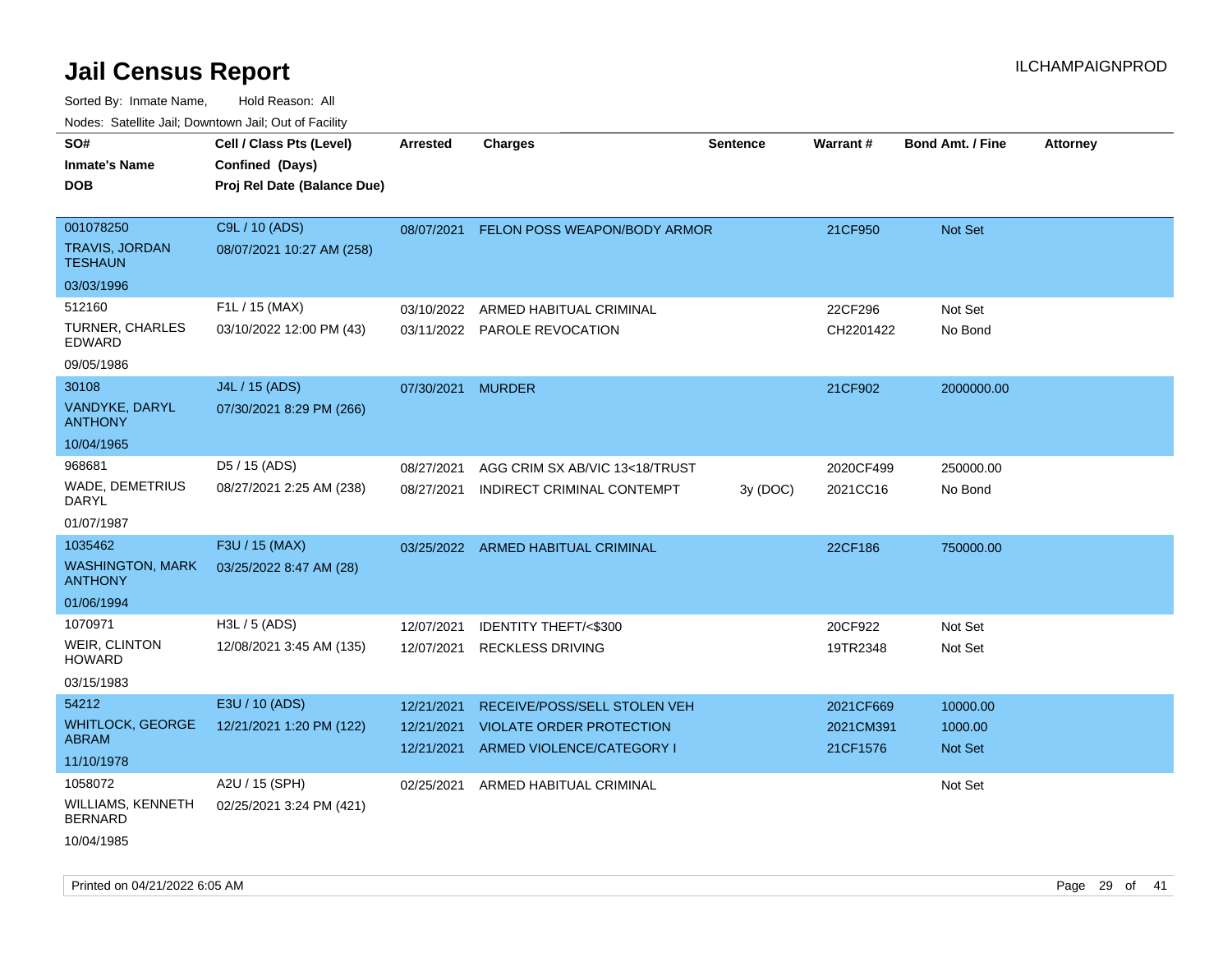# Jail Census Report

ILCHAMPAIGNPROD

Sorted By: Inmate Name, Hold Reason: All

Nodes: Satellite Jail; Downtown Jail; Out of Facility

| SO# / Inmate's Name / DOB | Cell / Class Pts (Level) / Confined (Days) / Proj Rel Date (Balance Due) | Arrested | Charges | Sentence | Warrant # | Bond Amt. / Fine | Attorney |
|---|---|---|---|---|---|---|---|
| 001078250 TRAVIS, JORDAN TESHAUN 03/03/1996 | C9L / 10 (ADS) 08/07/2021 10:27 AM (258) | 08/07/2021 | FELON POSS WEAPON/BODY ARMOR | | 21CF950 | Not Set | |
| 512160 TURNER, CHARLES EDWARD 09/05/1986 | F1L / 15 (MAX) 03/10/2022 12:00 PM (43) | 03/10/2022 | ARMED HABITUAL CRIMINAL | | 22CF296 | Not Set | |
| | | 03/11/2022 | PAROLE REVOCATION | | CH2201422 | No Bond | |
| 30108 VANDYKE, DARYL ANTHONY 10/04/1965 | J4L / 15 (ADS) 07/30/2021 8:29 PM (266) | 07/30/2021 | MURDER | | 21CF902 | 2000000.00 | |
| 968681 WADE, DEMETRIUS DARYL 01/07/1987 | D5 / 15 (ADS) 08/27/2021 2:25 AM (238) | 08/27/2021 | AGG CRIM SX AB/VIC 13<18/TRUST | | 2020CF499 | 250000.00 | |
| | | 08/27/2021 | INDIRECT CRIMINAL CONTEMPT | 3y (DOC) | 2021CC16 | No Bond | |
| 1035462 WASHINGTON, MARK ANTHONY 01/06/1994 | F3U / 15 (MAX) 03/25/2022 8:47 AM (28) | 03/25/2022 | ARMED HABITUAL CRIMINAL | | 22CF186 | 750000.00 | |
| 1070971 WEIR, CLINTON HOWARD 03/15/1983 | H3L / 5 (ADS) 12/08/2021 3:45 AM (135) | 12/07/2021 | IDENTITY THEFT/<$300 | | 20CF922 | Not Set | |
| | | 12/07/2021 | RECKLESS DRIVING | | 19TR2348 | Not Set | |
| 54212 WHITLOCK, GEORGE ABRAM 11/10/1978 | E3U / 10 (ADS) 12/21/2021 1:20 PM (122) | 12/21/2021 | RECEIVE/POSS/SELL STOLEN VEH | | 2021CF669 | 10000.00 | |
| | | 12/21/2021 | VIOLATE ORDER PROTECTION | | 2021CM391 | 1000.00 | |
| | | 12/21/2021 | ARMED VIOLENCE/CATEGORY I | | 21CF1576 | Not Set | |
| 1058072 WILLIAMS, KENNETH BERNARD 10/04/1985 | A2U / 15 (SPH) 02/25/2021 3:24 PM (421) | 02/25/2021 | ARMED HABITUAL CRIMINAL | | | Not Set | |

Printed on 04/21/2022 6:05 AM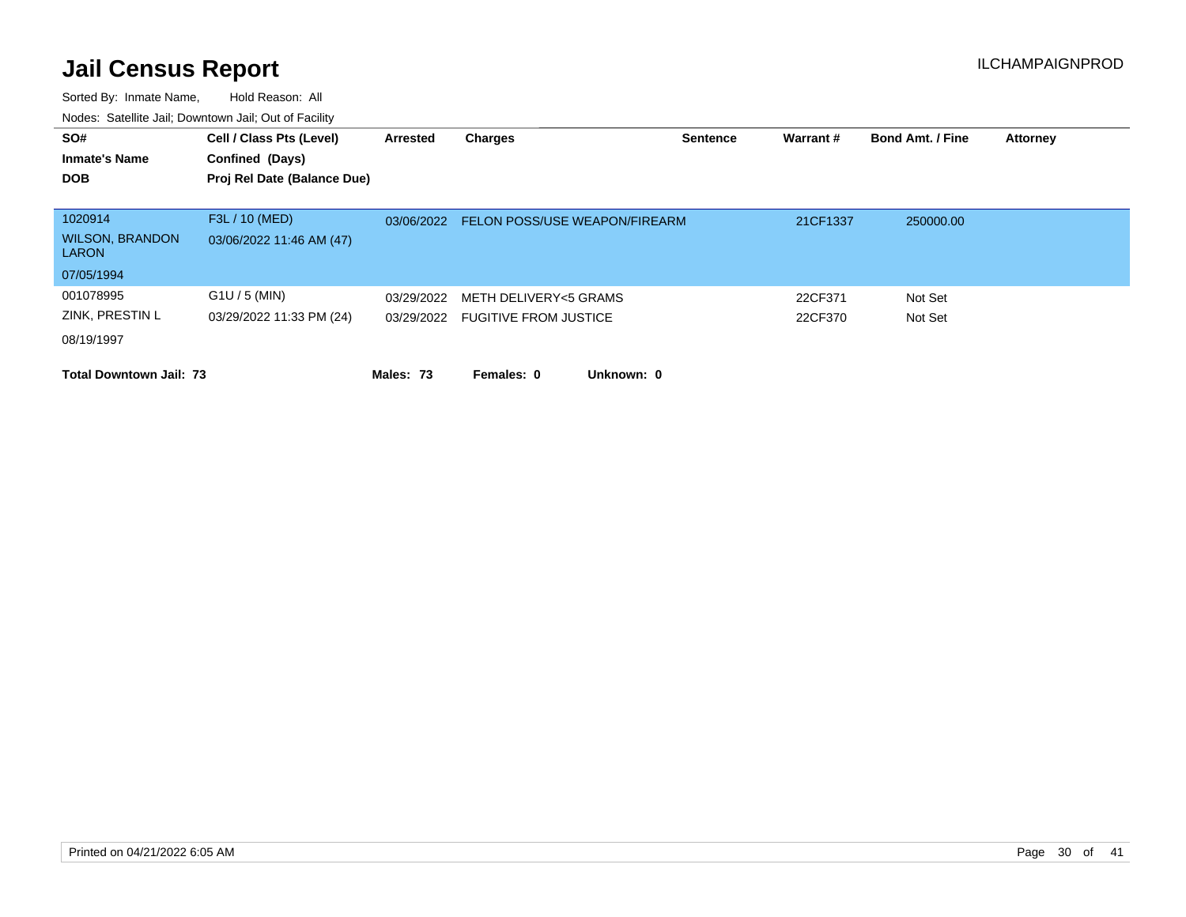# Jail Census Report

ILCHAMPAIGNPROD

Sorted By: Inmate Name, Hold Reason: All

Nodes: Satellite Jail; Downtown Jail; Out of Facility

| SO# / Inmate's Name / DOB | Cell / Class Pts (Level) / Confined (Days) / Proj Rel Date (Balance Due) | Arrested | Charges | Sentence | Warrant # | Bond Amt. / Fine | Attorney |
|---|---|---|---|---|---|---|---|
| 1020914 | F3L / 10 (MED) | 03/06/2022 | FELON POSS/USE WEAPON/FIREARM | | 21CF1337 | 250000.00 | |
| WILSON, BRANDON LARON | 03/06/2022 11:46 AM (47) | | | | | | |
| 07/05/1994 | | | | | | | |
| 001078995 | G1U / 5 (MIN) | 03/29/2022 | METH DELIVERY<5 GRAMS | | 22CF371 | Not Set | |
| ZINK, PRESTIN L | 03/29/2022 11:33 PM (24) | 03/29/2022 | FUGITIVE FROM JUSTICE | | 22CF370 | Not Set | |
| 08/19/1997 | | | | | | | |

**Total Downtown Jail: 73** **Males: 73** **Females: 0** **Unknown: 0**

Printed on 04/21/2022 6:05 AM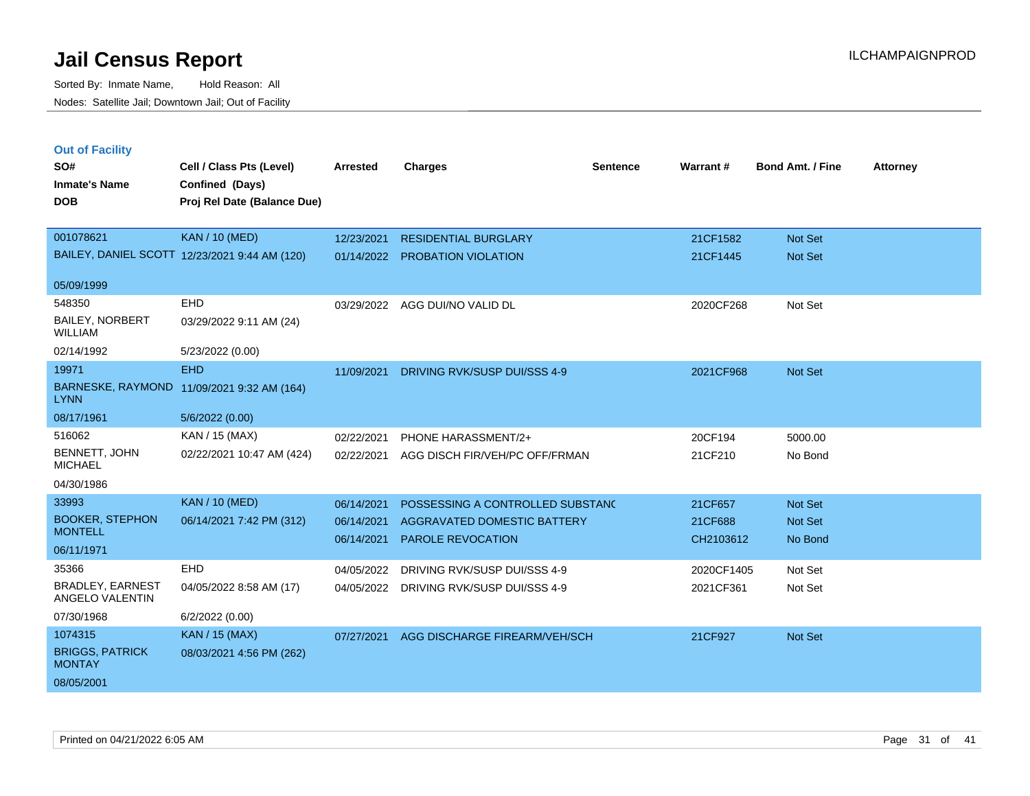# Jail Census Report

Sorted By: Inmate Name, Hold Reason: All

Nodes: Satellite Jail; Downtown Jail; Out of Facility

ILCHAMPAIGNPROD

## Out of Facility

| SO# / Inmate's Name / DOB | Cell / Class Pts (Level) / Confined (Days) / Proj Rel Date (Balance Due) | Arrested | Charges | Sentence | Warrant # | Bond Amt. / Fine | Attorney |
|---|---|---|---|---|---|---|---|
| 001078621<br>BAILEY, DANIEL SCOTT<br>05/09/1999 | KAN / 10 (MED)<br>12/23/2021 9:44 AM (120) | 12/23/2021<br>01/14/2022 | RESIDENTIAL BURGLARY<br>PROBATION VIOLATION | | 21CF1582<br>21CF1445 | Not Set<br>Not Set | |
| 548350<br>BAILEY, NORBERT WILLIAM<br>02/14/1992 | EHD<br>03/29/2022 9:11 AM (24)<br>5/23/2022 (0.00) | 03/29/2022 | AGG DUI/NO VALID DL | | 2020CF268 | Not Set | |
| 19971<br>BARNESKE, RAYMOND LYNN<br>08/17/1961 | EHD<br>11/09/2021 9:32 AM (164)<br>5/6/2022 (0.00) | 11/09/2021 | DRIVING RVK/SUSP DUI/SSS 4-9 | | 2021CF968 | Not Set | |
| 516062<br>BENNETT, JOHN MICHAEL<br>04/30/1986 | KAN / 15 (MAX)<br>02/22/2021 10:47 AM (424) | 02/22/2021<br>02/22/2021 | PHONE HARASSMENT/2+<br>AGG DISCH FIR/VEH/PC OFF/FRMAN | | 20CF194<br>21CF210 | 5000.00<br>No Bond | |
| 33993<br>BOOKER, STEPHON MONTELL<br>06/11/1971 | KAN / 10 (MED)<br>06/14/2021 7:42 PM (312) | 06/14/2021<br>06/14/2021<br>06/14/2021 | POSSESSING A CONTROLLED SUBSTANC<br>AGGRAVATED DOMESTIC BATTERY<br>PAROLE REVOCATION | | 21CF657<br>21CF688<br>CH2103612 | Not Set<br>Not Set<br>No Bond | |
| 35366<br>BRADLEY, EARNEST ANGELO VALENTIN<br>07/30/1968 | EHD<br>04/05/2022 8:58 AM (17)<br>6/2/2022 (0.00) | 04/05/2022<br>04/05/2022 | DRIVING RVK/SUSP DUI/SSS 4-9<br>DRIVING RVK/SUSP DUI/SSS 4-9 | | 2020CF1405<br>2021CF361 | Not Set<br>Not Set | |
| 1074315<br>BRIGGS, PATRICK MONTAY<br>08/05/2001 | KAN / 15 (MAX)<br>08/03/2021 4:56 PM (262) | 07/27/2021 | AGG DISCHARGE FIREARM/VEH/SCH | | 21CF927 | Not Set | |

Printed on 04/21/2022 6:05 AM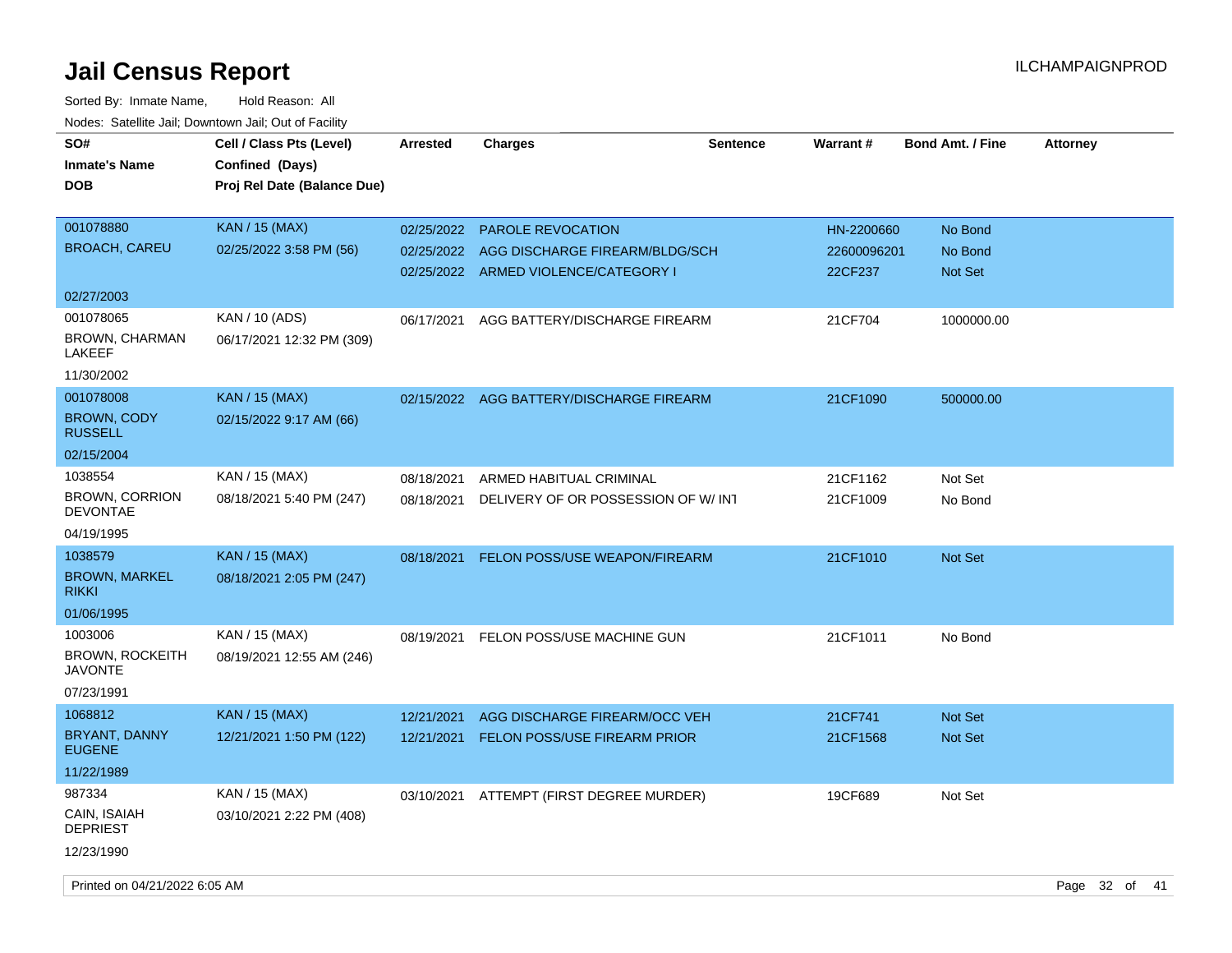# Jail Census Report

Sorted By: Inmate Name, Hold Reason: All

Nodes: Satellite Jail; Downtown Jail; Out of Facility

| SO# / Inmate's Name / DOB | Cell / Class Pts (Level) / Confined (Days) / Proj Rel Date (Balance Due) | Arrested | Charges | Sentence | Warrant # | Bond Amt. / Fine | Attorney |
|---|---|---|---|---|---|---|---|
| 001078880<br>BROACH, CAREU<br>02/27/2003 | KAN / 15 (MAX)<br>02/25/2022 3:58 PM (56) | 02/25/2022<br>02/25/2022<br>02/25/2022 | PAROLE REVOCATION<br>AGG DISCHARGE FIREARM/BLDG/SCH<br>ARMED VIOLENCE/CATEGORY I | | HN-2200660<br>22600096201<br>22CF237 | No Bond<br>No Bond<br>Not Set | |
| 001078065<br>BROWN, CHARMAN LAKEEF<br>11/30/2002 | KAN / 10 (ADS)<br>06/17/2021 12:32 PM (309) | 06/17/2021 | AGG BATTERY/DISCHARGE FIREARM | | 21CF704 | 1000000.00 | |
| 001078008<br>BROWN, CODY RUSSELL<br>02/15/2004 | KAN / 15 (MAX)<br>02/15/2022 9:17 AM (66) | 02/15/2022 | AGG BATTERY/DISCHARGE FIREARM | | 21CF1090 | 500000.00 | |
| 1038554<br>BROWN, CORRION DEVONTAE<br>04/19/1995 | KAN / 15 (MAX)<br>08/18/2021 5:40 PM (247) | 08/18/2021<br>08/18/2021 | ARMED HABITUAL CRIMINAL<br>DELIVERY OF OR POSSESSION OF W/ INT | | 21CF1162<br>21CF1009 | Not Set<br>No Bond | |
| 1038579<br>BROWN, MARKEL RIKKI<br>01/06/1995 | KAN / 15 (MAX)<br>08/18/2021 2:05 PM (247) | 08/18/2021 | FELON POSS/USE WEAPON/FIREARM | | 21CF1010 | Not Set | |
| 1003006<br>BROWN, ROCKEITH JAVONTE<br>07/23/1991 | KAN / 15 (MAX)<br>08/19/2021 12:55 AM (246) | 08/19/2021 | FELON POSS/USE MACHINE GUN | | 21CF1011 | No Bond | |
| 1068812<br>BRYANT, DANNY EUGENE<br>11/22/1989 | KAN / 15 (MAX)<br>12/21/2021 1:50 PM (122) | 12/21/2021<br>12/21/2021 | AGG DISCHARGE FIREARM/OCC VEH<br>FELON POSS/USE FIREARM PRIOR | | 21CF741<br>21CF1568 | Not Set<br>Not Set | |
| 987334<br>CAIN, ISAIAH DEPRIEST<br>12/23/1990 | KAN / 15 (MAX)<br>03/10/2021 2:22 PM (408) | 03/10/2021 | ATTEMPT (FIRST DEGREE MURDER) | | 19CF689 | Not Set | |

Printed on 04/21/2022 6:05 AM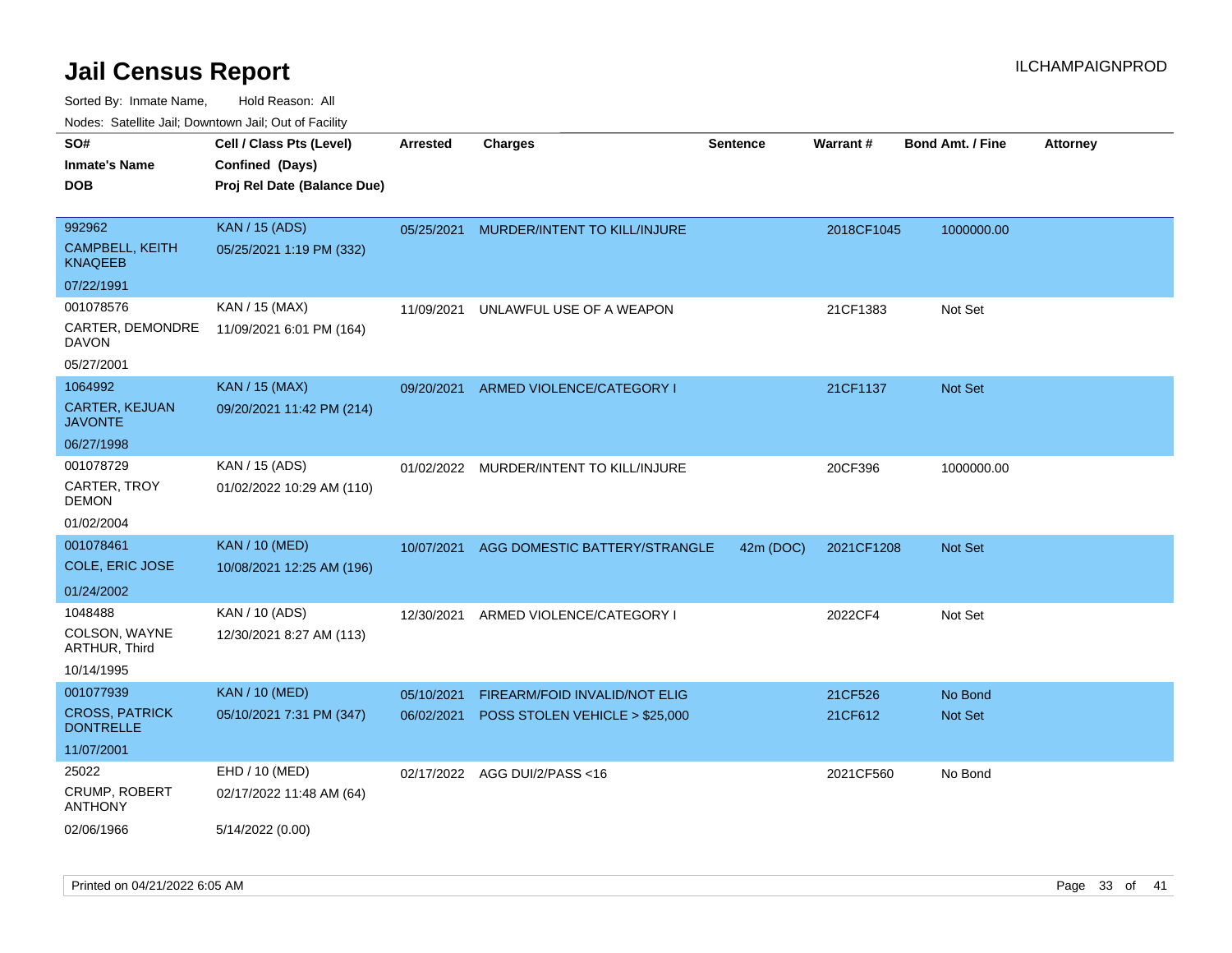# Jail Census Report

ILCHAMPAIGNPROD

Sorted By: Inmate Name, Hold Reason: All

Nodes: Satellite Jail; Downtown Jail; Out of Facility

| SO# / Inmate's Name / DOB | Cell / Class Pts (Level) / Confined (Days) / Proj Rel Date (Balance Due) | Arrested | Charges | Sentence | Warrant # | Bond Amt. / Fine | Attorney |
|---|---|---|---|---|---|---|---|
| 992962<br>CAMPBELL, KEITH KNAQEEB<br>07/22/1991 | KAN / 15 (ADS)<br>05/25/2021 1:19 PM (332) | 05/25/2021 | MURDER/INTENT TO KILL/INJURE | | 2018CF1045 | 1000000.00 | |
| 001078576<br>CARTER, DEMONDRE DAVON<br>05/27/2001 | KAN / 15 (MAX)<br>11/09/2021 6:01 PM (164) | 11/09/2021 | UNLAWFUL USE OF A WEAPON | | 21CF1383 | Not Set | |
| 1064992<br>CARTER, KEJUAN JAVONTE<br>06/27/1998 | KAN / 15 (MAX)<br>09/20/2021 11:42 PM (214) | 09/20/2021 | ARMED VIOLENCE/CATEGORY I | | 21CF1137 | Not Set | |
| 001078729<br>CARTER, TROY DEMON<br>01/02/2004 | KAN / 15 (ADS)<br>01/02/2022 10:29 AM (110) | 01/02/2022 | MURDER/INTENT TO KILL/INJURE | | 20CF396 | 1000000.00 | |
| 001078461<br>COLE, ERIC JOSE<br>01/24/2002 | KAN / 10 (MED)<br>10/08/2021 12:25 AM (196) | 10/07/2021 | AGG DOMESTIC BATTERY/STRANGLE | 42m (DOC) | 2021CF1208 | Not Set | |
| 1048488<br>COLSON, WAYNE ARTHUR, Third<br>10/14/1995 | KAN / 10 (ADS)<br>12/30/2021 8:27 AM (113) | 12/30/2021 | ARMED VIOLENCE/CATEGORY I | | 2022CF4 | Not Set | |
| 001077939<br>CROSS, PATRICK DONTRELLE<br>11/07/2001 | KAN / 10 (MED)<br>05/10/2021 7:31 PM (347) | 05/10/2021<br>06/02/2021 | FIREARM/FOID INVALID/NOT ELIG<br>POSS STOLEN VEHICLE > $25,000 | | 21CF526<br>21CF612 | No Bond<br>Not Set | |
| 25022<br>CRUMP, ROBERT ANTHONY<br>02/06/1966 | EHD / 10 (MED)<br>02/17/2022 11:48 AM (64)<br>5/14/2022 (0.00) | 02/17/2022 | AGG DUI/2/PASS <16 | | 2021CF560 | No Bond | |

Printed on 04/21/2022 6:05 AM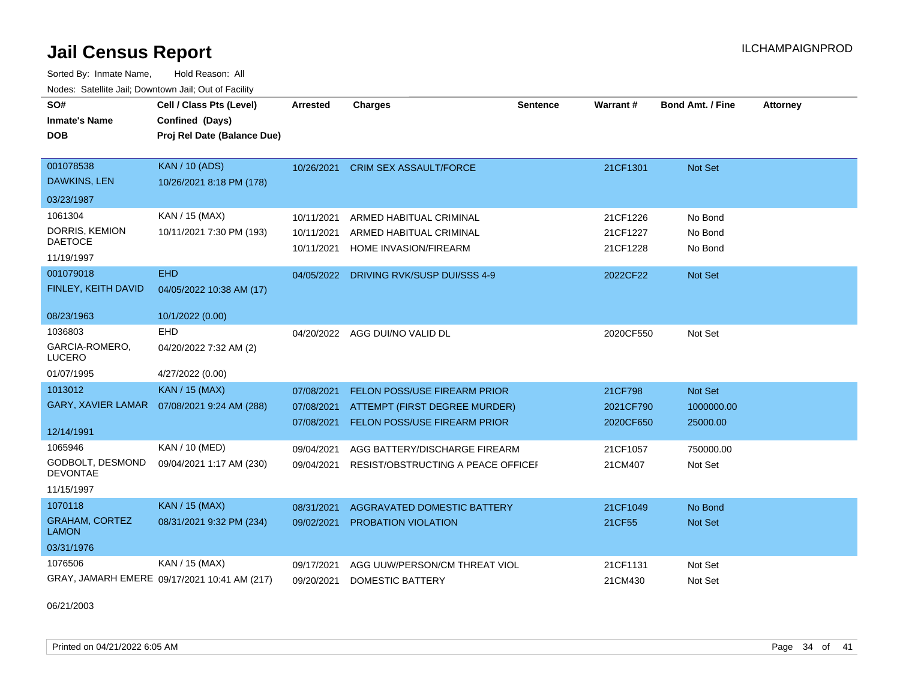# Jail Census Report

Sorted By: Inmate Name, Hold Reason: All

Nodes: Satellite Jail; Downtown Jail; Out of Facility

| SO# / Inmate's Name / DOB | Cell / Class Pts (Level) / Confined (Days) / Proj Rel Date (Balance Due) | Arrested | Charges | Sentence | Warrant # | Bond Amt. / Fine | Attorney |
|---|---|---|---|---|---|---|---|
| 001078538 DAWKINS, LEN 03/23/1987 | KAN / 10 (ADS) 10/26/2021 8:18 PM (178) | 10/26/2021 | CRIM SEX ASSAULT/FORCE | | 21CF1301 | Not Set | |
| 1061304 DORRIS, KEMION DAETOCE 11/19/1997 | KAN / 15 (MAX) 10/11/2021 7:30 PM (193) | 10/11/2021 | ARMED HABITUAL CRIMINAL | | 21CF1226 | No Bond | |
| | | 10/11/2021 | ARMED HABITUAL CRIMINAL | | 21CF1227 | No Bond | |
| | | 10/11/2021 | HOME INVASION/FIREARM | | 21CF1228 | No Bond | |
| 001079018 FINLEY, KEITH DAVID 08/23/1963 | EHD 04/05/2022 10:38 AM (17) 10/1/2022 (0.00) | 04/05/2022 | DRIVING RVK/SUSP DUI/SSS 4-9 | | 2022CF22 | Not Set | |
| 1036803 GARCIA-ROMERO, LUCERO 01/07/1995 | EHD 04/20/2022 7:32 AM (2) 4/27/2022 (0.00) | 04/20/2022 | AGG DUI/NO VALID DL | | 2020CF550 | Not Set | |
| 1013012 GARY, XAVIER LAMAR 12/14/1991 | KAN / 15 (MAX) 07/08/2021 9:24 AM (288) | 07/08/2021 | FELON POSS/USE FIREARM PRIOR | | 21CF798 | Not Set | |
| | | 07/08/2021 | ATTEMPT (FIRST DEGREE MURDER) | | 2021CF790 | 1000000.00 | |
| | | 07/08/2021 | FELON POSS/USE FIREARM PRIOR | | 2020CF650 | 25000.00 | |
| 1065946 GODBOLT, DESMOND DEVONTAE 11/15/1997 | KAN / 10 (MED) 09/04/2021 1:17 AM (230) | 09/04/2021 | AGG BATTERY/DISCHARGE FIREARM | | 21CF1057 | 750000.00 | |
| | | 09/04/2021 | RESIST/OBSTRUCTING A PEACE OFFICEI | | 21CM407 | Not Set | |
| 1070118 GRAHAM, CORTEZ LAMON 03/31/1976 | KAN / 15 (MAX) 08/31/2021 9:32 PM (234) | 08/31/2021 | AGGRAVATED DOMESTIC BATTERY | | 21CF1049 | No Bond | |
| | | 09/02/2021 | PROBATION VIOLATION | | 21CF55 | Not Set | |
| 1076506 GRAY, JAMARH EMERE 06/21/2003 | KAN / 15 (MAX) 09/17/2021 10:41 AM (217) | 09/17/2021 | AGG UUW/PERSON/CM THREAT VIOL | | 21CF1131 | Not Set | |
| | | 09/20/2021 | DOMESTIC BATTERY | | 21CM430 | Not Set | |

Printed on 04/21/2022 6:05 AM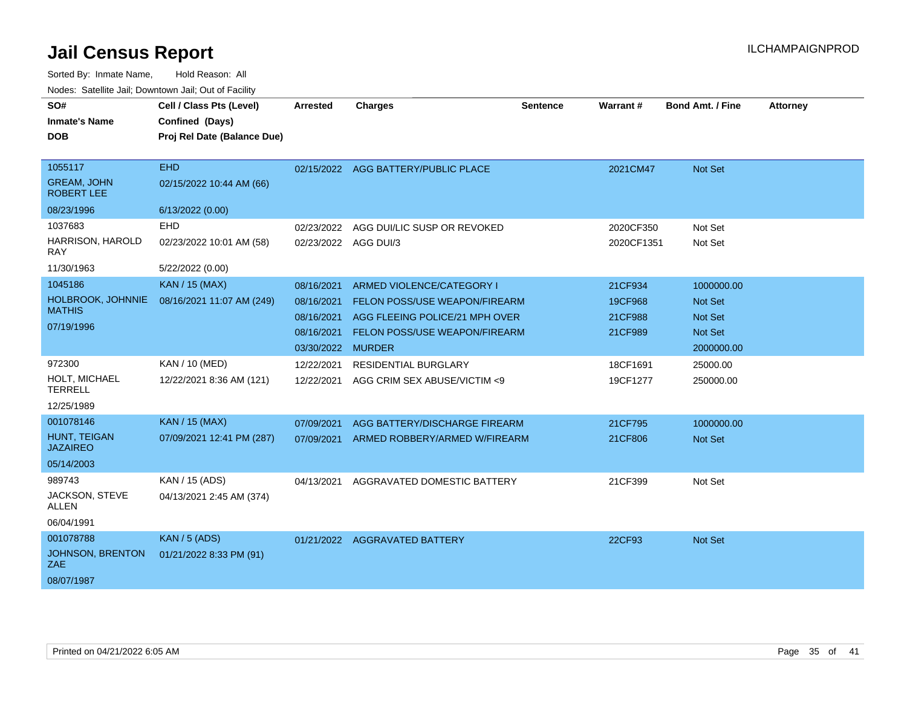# Jail Census Report

Sorted By: Inmate Name, Hold Reason: All

Nodes: Satellite Jail; Downtown Jail; Out of Facility

| SO# / Inmate's Name / DOB | Cell / Class Pts (Level) / Confined (Days) / Proj Rel Date (Balance Due) | Arrested | Charges | Sentence | Warrant # | Bond Amt. / Fine | Attorney |
|---|---|---|---|---|---|---|---|
| 1055117 | EHD | 02/15/2022 | AGG BATTERY/PUBLIC PLACE | | 2021CM47 | Not Set | |
| GREAM, JOHN ROBERT LEE | 02/15/2022 10:44 AM (66) | | | | | | |
| 08/23/1996 | 6/13/2022 (0.00) | | | | | | |
| 1037683 | EHD | 02/23/2022 | AGG DUI/LIC SUSP OR REVOKED | | 2020CF350 | Not Set | |
| HARRISON, HAROLD RAY | 02/23/2022 10:01 AM (58) | 02/23/2022 | AGG DUI/3 | | 2020CF1351 | Not Set | |
| 11/30/1963 | 5/22/2022 (0.00) | | | | | | |
| 1045186 | KAN / 15 (MAX) | 08/16/2021 | ARMED VIOLENCE/CATEGORY I | | 21CF934 | 1000000.00 | |
| HOLBROOK, JOHNNIE MATHIS | 08/16/2021 11:07 AM (249) | 08/16/2021 | FELON POSS/USE WEAPON/FIREARM | | 19CF968 | Not Set | |
| 07/19/1996 | | 08/16/2021 | AGG FLEEING POLICE/21 MPH OVER | | 21CF988 | Not Set | |
| | | 08/16/2021 | FELON POSS/USE WEAPON/FIREARM | | 21CF989 | Not Set | |
| | | 03/30/2022 | MURDER | | | 2000000.00 | |
| 972300 | KAN / 10 (MED) | 12/22/2021 | RESIDENTIAL BURGLARY | | 18CF1691 | 25000.00 | |
| HOLT, MICHAEL TERRELL | 12/22/2021 8:36 AM (121) | 12/22/2021 | AGG CRIM SEX ABUSE/VICTIM <9 | | 19CF1277 | 250000.00 | |
| 12/25/1989 | | | | | | | |
| 001078146 | KAN / 15 (MAX) | 07/09/2021 | AGG BATTERY/DISCHARGE FIREARM | | 21CF795 | 1000000.00 | |
| HUNT, TEIGAN JAZAIREO | 07/09/2021 12:41 PM (287) | 07/09/2021 | ARMED ROBBERY/ARMED W/FIREARM | | 21CF806 | Not Set | |
| 05/14/2003 | | | | | | | |
| 989743 | KAN / 15 (ADS) | 04/13/2021 | AGGRAVATED DOMESTIC BATTERY | | 21CF399 | Not Set | |
| JACKSON, STEVE ALLEN | 04/13/2021 2:45 AM (374) | | | | | | |
| 06/04/1991 | | | | | | | |
| 001078788 | KAN / 5 (ADS) | 01/21/2022 | AGGRAVATED BATTERY | | 22CF93 | Not Set | |
| JOHNSON, BRENTON ZAE | 01/21/2022 8:33 PM (91) | | | | | | |
| 08/07/1987 | | | | | | | |

Printed on 04/21/2022 6:05 AM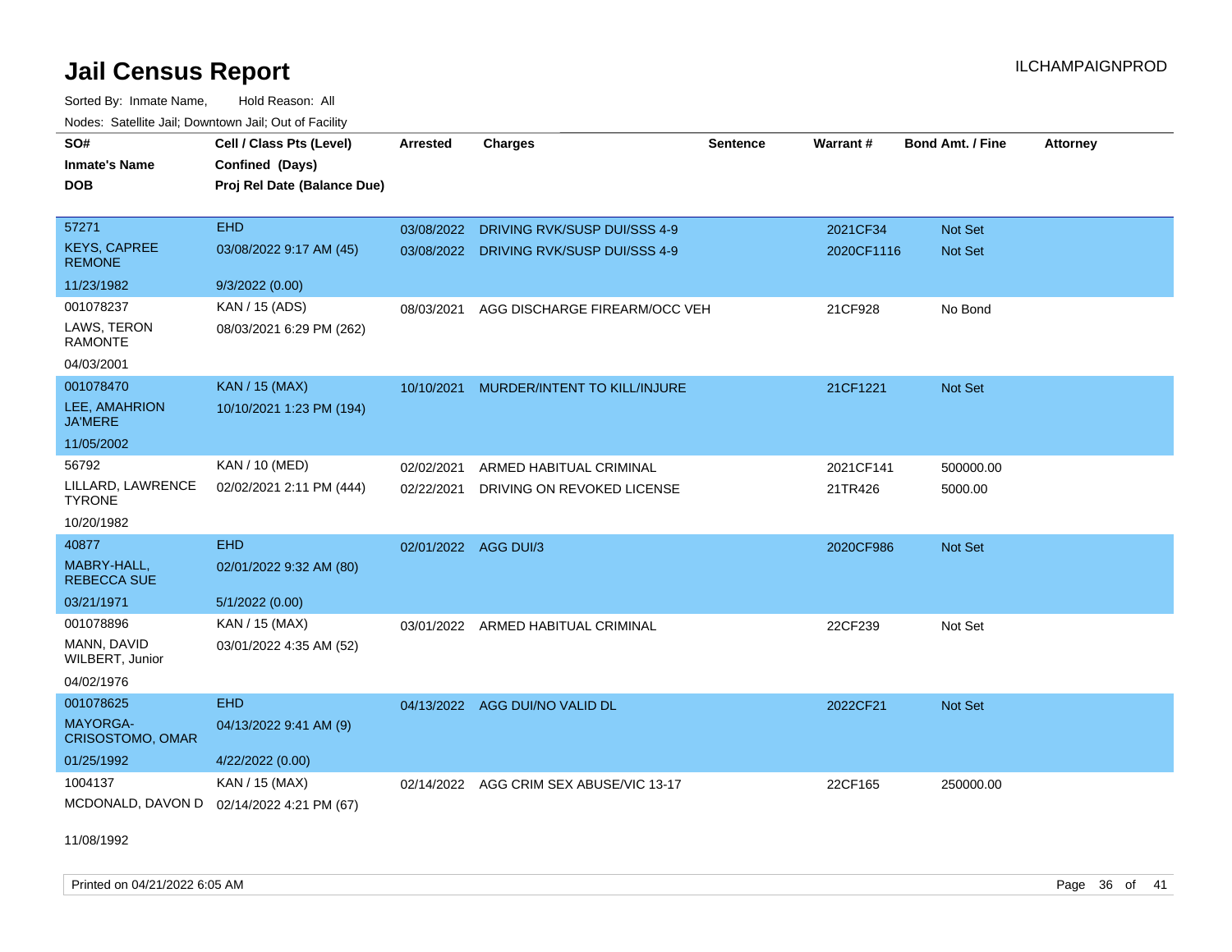# Jail Census Report

ILCHAMPAIGNPROD

Sorted By: Inmate Name, Hold Reason: All

Nodes: Satellite Jail; Downtown Jail; Out of Facility

| SO# / Inmate's Name / DOB | Cell / Class Pts (Level) / Confined (Days) / Proj Rel Date (Balance Due) | Arrested | Charges | Sentence | Warrant # | Bond Amt. / Fine | Attorney |
|---|---|---|---|---|---|---|---|
| 57271<br>KEYS, CAPREE REMONE<br>11/23/1982 | EHD<br>03/08/2022 9:17 AM (45)<br>9/3/2022 (0.00) | 03/08/2022<br>03/08/2022 | DRIVING RVK/SUSP DUI/SSS 4-9<br>DRIVING RVK/SUSP DUI/SSS 4-9 | | 2021CF34<br>2020CF1116 | Not Set<br>Not Set | |
| 001078237<br>LAWS, TERON RAMONTE<br>04/03/2001 | KAN / 15 (ADS)<br>08/03/2021 6:29 PM (262) | 08/03/2021 | AGG DISCHARGE FIREARM/OCC VEH | | 21CF928 | No Bond | |
| 001078470<br>LEE, AMAHRION JA'MERE<br>11/05/2002 | KAN / 15 (MAX)<br>10/10/2021 1:23 PM (194) | 10/10/2021 | MURDER/INTENT TO KILL/INJURE | | 21CF1221 | Not Set | |
| 56792<br>LILLARD, LAWRENCE TYRONE<br>10/20/1982 | KAN / 10 (MED)<br>02/02/2021 2:11 PM (444) | 02/02/2021<br>02/22/2021 | ARMED HABITUAL CRIMINAL<br>DRIVING ON REVOKED LICENSE | | 2021CF141<br>21TR426 | 500000.00<br>5000.00 | |
| 40877<br>MABRY-HALL, REBECCA SUE<br>03/21/1971 | EHD<br>02/01/2022 9:32 AM (80)<br>5/1/2022 (0.00) | 02/01/2022 | AGG DUI/3 | | 2020CF986 | Not Set | |
| 001078896<br>MANN, DAVID WILBERT, Junior<br>04/02/1976 | KAN / 15 (MAX)<br>03/01/2022 4:35 AM (52) | 03/01/2022 | ARMED HABITUAL CRIMINAL | | 22CF239 | Not Set | |
| 001078625<br>MAYORGA-CRISOSTOMO, OMAR<br>01/25/1992 | EHD<br>04/13/2022 9:41 AM (9)<br>4/22/2022 (0.00) | 04/13/2022 | AGG DUI/NO VALID DL | | 2022CF21 | Not Set | |
| 1004137<br>MCDONALD, DAVON D<br>11/08/1992 | KAN / 15 (MAX)<br>02/14/2022 4:21 PM (67) | 02/14/2022 | AGG CRIM SEX ABUSE/VIC 13-17 | | 22CF165 | 250000.00 | |

Printed on 04/21/2022 6:05 AM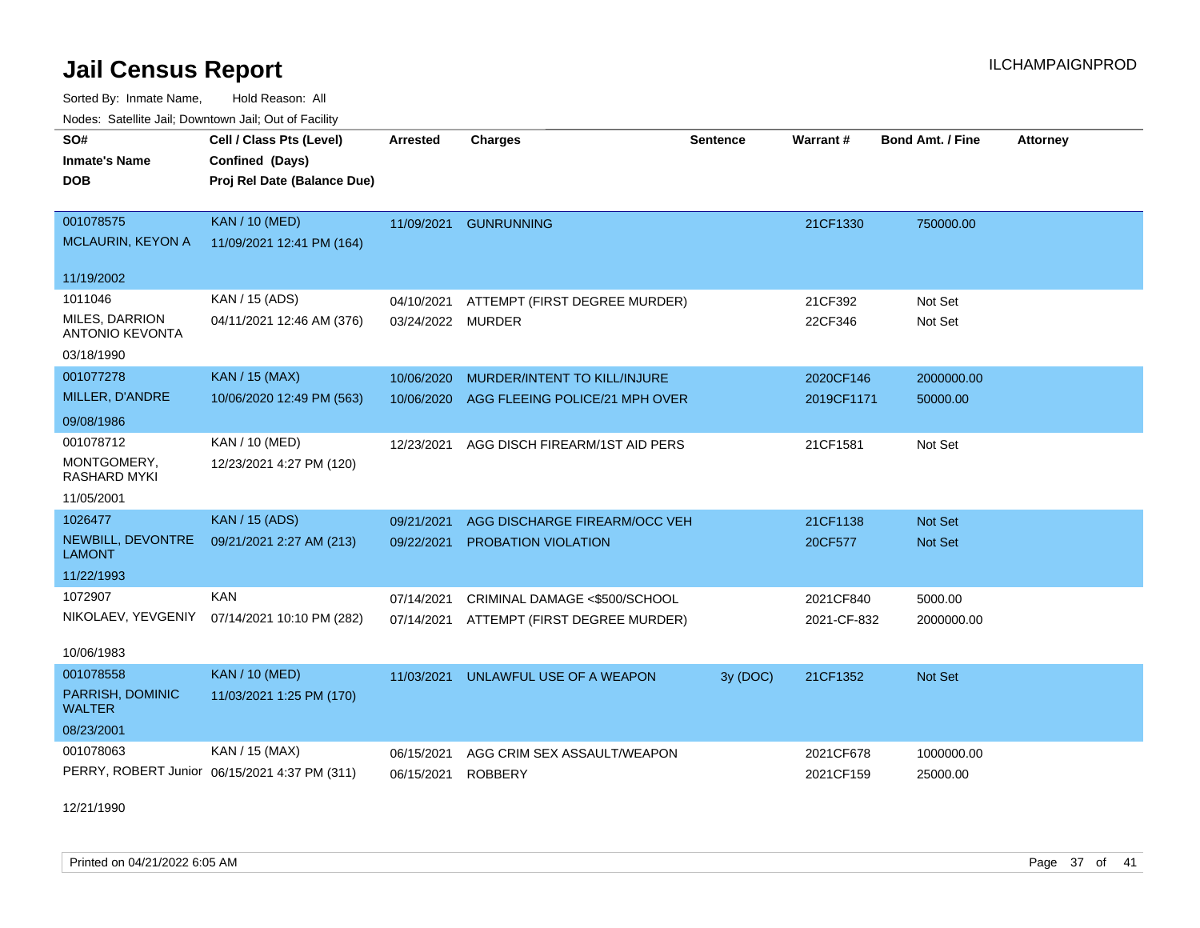# Jail Census Report

ILCHAMPAIGNPROD

Sorted By: Inmate Name, Hold Reason: All

Nodes: Satellite Jail; Downtown Jail; Out of Facility

| SO# / Inmate's Name / DOB | Cell / Class Pts (Level) / Confined (Days) / Proj Rel Date (Balance Due) | Arrested | Charges | Sentence | Warrant # | Bond Amt. / Fine | Attorney |
|---|---|---|---|---|---|---|---|
| 001078575<br>MCLAURIN, KEYON A<br>11/19/2002 | KAN / 10 (MED)<br>11/09/2021 12:41 PM (164) | 11/09/2021 | GUNRUNNING | | 21CF1330 | 750000.00 | |
| 1011046<br>MILES, DARRION ANTONIO KEVONTA<br>03/18/1990 | KAN / 15 (ADS)<br>04/11/2021 12:46 AM (376) | 04/10/2021<br>03/24/2022 | ATTEMPT (FIRST DEGREE MURDER)<br>MURDER | | 21CF392<br>22CF346 | Not Set<br>Not Set | |
| 001077278<br>MILLER, D'ANDRE<br>09/08/1986 | KAN / 15 (MAX)<br>10/06/2020 12:49 PM (563) | 10/06/2020<br>10/06/2020 | MURDER/INTENT TO KILL/INJURE<br>AGG FLEEING POLICE/21 MPH OVER | | 2020CF146<br>2019CF1171 | 2000000.00<br>50000.00 | |
| 001078712<br>MONTGOMERY, RASHARD MYKI<br>11/05/2001 | KAN / 10 (MED)<br>12/23/2021 4:27 PM (120) | 12/23/2021 | AGG DISCH FIREARM/1ST AID PERS | | 21CF1581 | Not Set | |
| 1026477<br>NEWBILL, DEVONTRE LAMONT<br>11/22/1993 | KAN / 15 (ADS)<br>09/21/2021 2:27 AM (213) | 09/21/2021<br>09/22/2021 | AGG DISCHARGE FIREARM/OCC VEH<br>PROBATION VIOLATION | | 21CF1138<br>20CF577 | Not Set<br>Not Set | |
| 1072907<br>NIKOLAEV, YEVGENIY<br>10/06/1983 | KAN<br>07/14/2021 10:10 PM (282) | 07/14/2021<br>07/14/2021 | CRIMINAL DAMAGE <$500/SCHOOL<br>ATTEMPT (FIRST DEGREE MURDER) | | 2021CF840<br>2021-CF-832 | 5000.00<br>2000000.00 | |
| 001078558<br>PARRISH, DOMINIC WALTER<br>08/23/2001 | KAN / 10 (MED)<br>11/03/2021 1:25 PM (170) | 11/03/2021 | UNLAWFUL USE OF A WEAPON | 3y (DOC) | 21CF1352 | Not Set | |
| 001078063<br>PERRY, ROBERT Junior<br>12/21/1990 | KAN / 15 (MAX)<br>06/15/2021 4:37 PM (311) | 06/15/2021<br>06/15/2021 | AGG CRIM SEX ASSAULT/WEAPON<br>ROBBERY | | 2021CF678<br>2021CF159 | 1000000.00<br>25000.00 | |

Printed on 04/21/2022 6:05 AM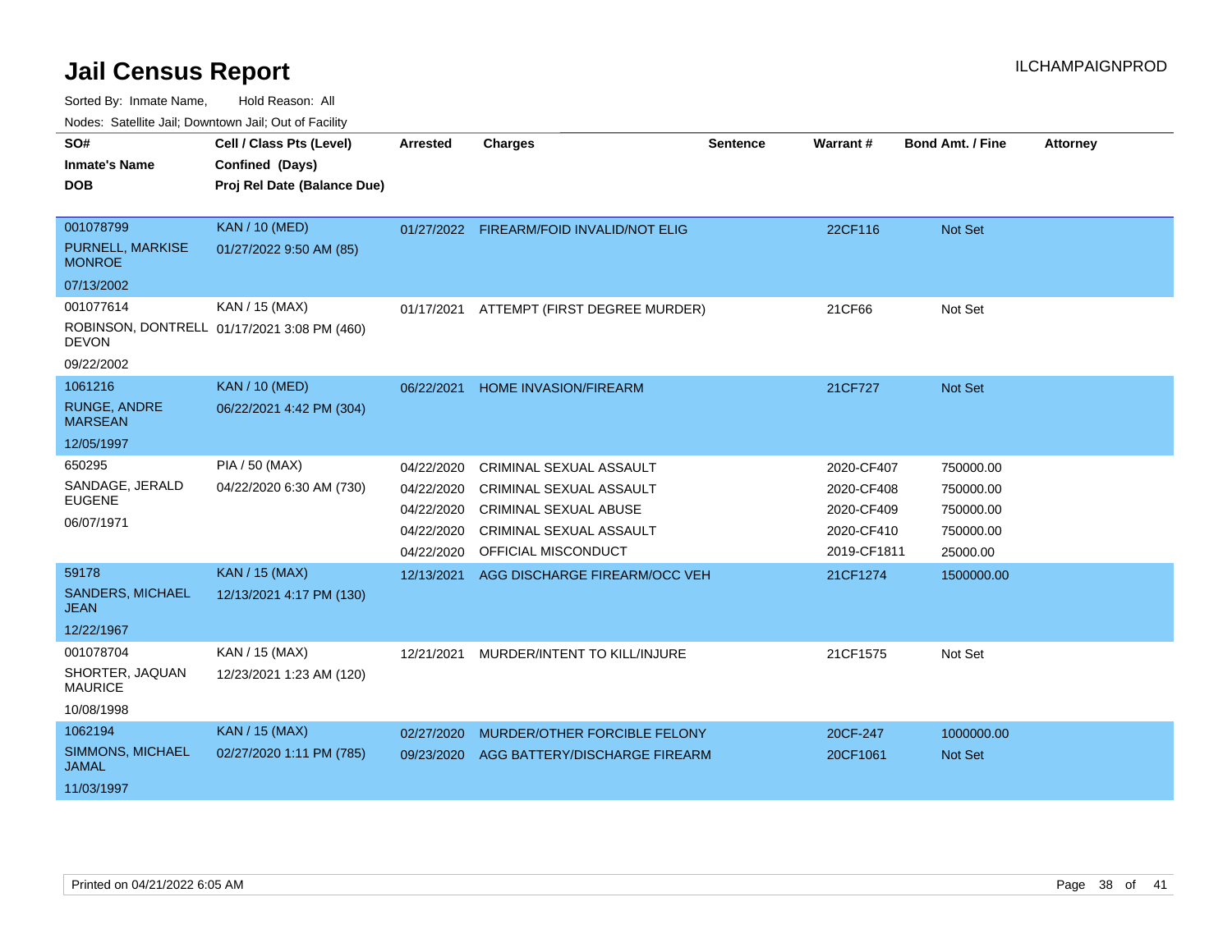# Jail Census Report

Sorted By: Inmate Name, Hold Reason: All

Nodes: Satellite Jail; Downtown Jail; Out of Facility

| SO# / Inmate's Name / DOB | Cell / Class Pts (Level) / Confined (Days) / Proj Rel Date (Balance Due) | Arrested | Charges | Sentence | Warrant # | Bond Amt. / Fine | Attorney |
|---|---|---|---|---|---|---|---|
| 001078799<br>PURNELL, MARKISE MONROE<br>07/13/2002 | KAN / 10 (MED)<br>01/27/2022 9:50 AM (85) | 01/27/2022 | FIREARM/FOID INVALID/NOT ELIG | | 22CF116 | Not Set | |
| 001077614<br>ROBINSON, DONTRELL DEVON<br>09/22/2002 | KAN / 15 (MAX)<br>01/17/2021 3:08 PM (460) | 01/17/2021 | ATTEMPT (FIRST DEGREE MURDER) | | 21CF66 | Not Set | |
| 1061216<br>RUNGE, ANDRE MARSEAN<br>12/05/1997 | KAN / 10 (MED)<br>06/22/2021 4:42 PM (304) | 06/22/2021 | HOME INVASION/FIREARM | | 21CF727 | Not Set | |
| 650295<br>SANDAGE, JERALD EUGENE<br>06/07/1971 | PIA / 50 (MAX)<br>04/22/2020 6:30 AM (730) | 04/22/2020 | CRIMINAL SEXUAL ASSAULT | | 2020-CF407 | 750000.00 | |
| | | 04/22/2020 | CRIMINAL SEXUAL ASSAULT | | 2020-CF408 | 750000.00 | |
| | | 04/22/2020 | CRIMINAL SEXUAL ABUSE | | 2020-CF409 | 750000.00 | |
| | | 04/22/2020 | CRIMINAL SEXUAL ASSAULT | | 2020-CF410 | 750000.00 | |
| | | 04/22/2020 | OFFICIAL MISCONDUCT | | 2019-CF1811 | 25000.00 | |
| 59178<br>SANDERS, MICHAEL JEAN<br>12/22/1967 | KAN / 15 (MAX)<br>12/13/2021 4:17 PM (130) | 12/13/2021 | AGG DISCHARGE FIREARM/OCC VEH | | 21CF1274 | 1500000.00 | |
| 001078704<br>SHORTER, JAQUAN MAURICE<br>10/08/1998 | KAN / 15 (MAX)<br>12/23/2021 1:23 AM (120) | 12/21/2021 | MURDER/INTENT TO KILL/INJURE | | 21CF1575 | Not Set | |
| 1062194<br>SIMMONS, MICHAEL JAMAL<br>11/03/1997 | KAN / 15 (MAX)<br>02/27/2020 1:11 PM (785) | 02/27/2020 | MURDER/OTHER FORCIBLE FELONY | | 20CF-247 | 1000000.00 | |
| | | 09/23/2020 | AGG BATTERY/DISCHARGE FIREARM | | 20CF1061 | Not Set | |

Printed on 04/21/2022 6:05 AM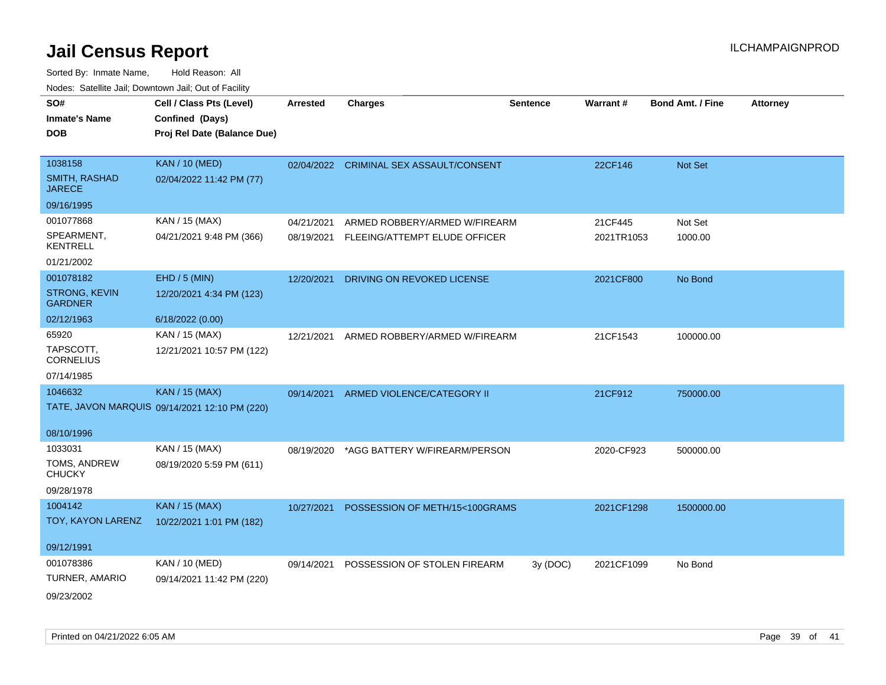# Jail Census Report

ILCHAMPAIGNPROD

Sorted By: Inmate Name, Hold Reason: All

Nodes: Satellite Jail; Downtown Jail; Out of Facility

| SO# / Inmate's Name / DOB | Cell / Class Pts (Level) / Confined (Days) / Proj Rel Date (Balance Due) | Arrested | Charges | Sentence | Warrant # | Bond Amt. / Fine | Attorney |
|---|---|---|---|---|---|---|---|
| 1038158<br>SMITH, RASHAD JARECE<br>09/16/1995 | KAN / 10 (MED)<br>02/04/2022 11:42 PM (77) | 02/04/2022 | CRIMINAL SEX ASSAULT/CONSENT | | 22CF146 | Not Set | |
| 001077868<br>SPEARMENT, KENTRELL<br>01/21/2002 | KAN / 15 (MAX)<br>04/21/2021 9:48 PM (366) | 04/21/2021 | ARMED ROBBERY/ARMED W/FIREARM | | 21CF445 | Not Set | |
| | | 08/19/2021 | FLEEING/ATTEMPT ELUDE OFFICER | | 2021TR1053 | 1000.00 | |
| 001078182<br>STRONG, KEVIN GARDNER<br>02/12/1963 | EHD / 5 (MIN)<br>12/20/2021 4:34 PM (123)<br>6/18/2022 (0.00) | 12/20/2021 | DRIVING ON REVOKED LICENSE | | 2021CF800 | No Bond | |
| 65920<br>TAPSCOTT, CORNELIUS<br>07/14/1985 | KAN / 15 (MAX)<br>12/21/2021 10:57 PM (122) | 12/21/2021 | ARMED ROBBERY/ARMED W/FIREARM | | 21CF1543 | 100000.00 | |
| 1046632<br>TATE, JAVON MARQUIS<br>08/10/1996 | KAN / 15 (MAX)<br>09/14/2021 12:10 PM (220) | 09/14/2021 | ARMED VIOLENCE/CATEGORY II | | 21CF912 | 750000.00 | |
| 1033031<br>TOMS, ANDREW CHUCKY<br>09/28/1978 | KAN / 15 (MAX)<br>08/19/2020 5:59 PM (611) | 08/19/2020 | *AGG BATTERY W/FIREARM/PERSON | | 2020-CF923 | 500000.00 | |
| 1004142<br>TOY, KAYON LARENZ<br>09/12/1991 | KAN / 15 (MAX)<br>10/22/2021 1:01 PM (182) | 10/27/2021 | POSSESSION OF METH/15<100GRAMS | | 2021CF1298 | 1500000.00 | |
| 001078386<br>TURNER, AMARIO<br>09/23/2002 | KAN / 10 (MED)<br>09/14/2021 11:42 PM (220) | 09/14/2021 | POSSESSION OF STOLEN FIREARM | 3y (DOC) | 2021CF1099 | No Bond | |

Printed on 04/21/2022 6:05 AM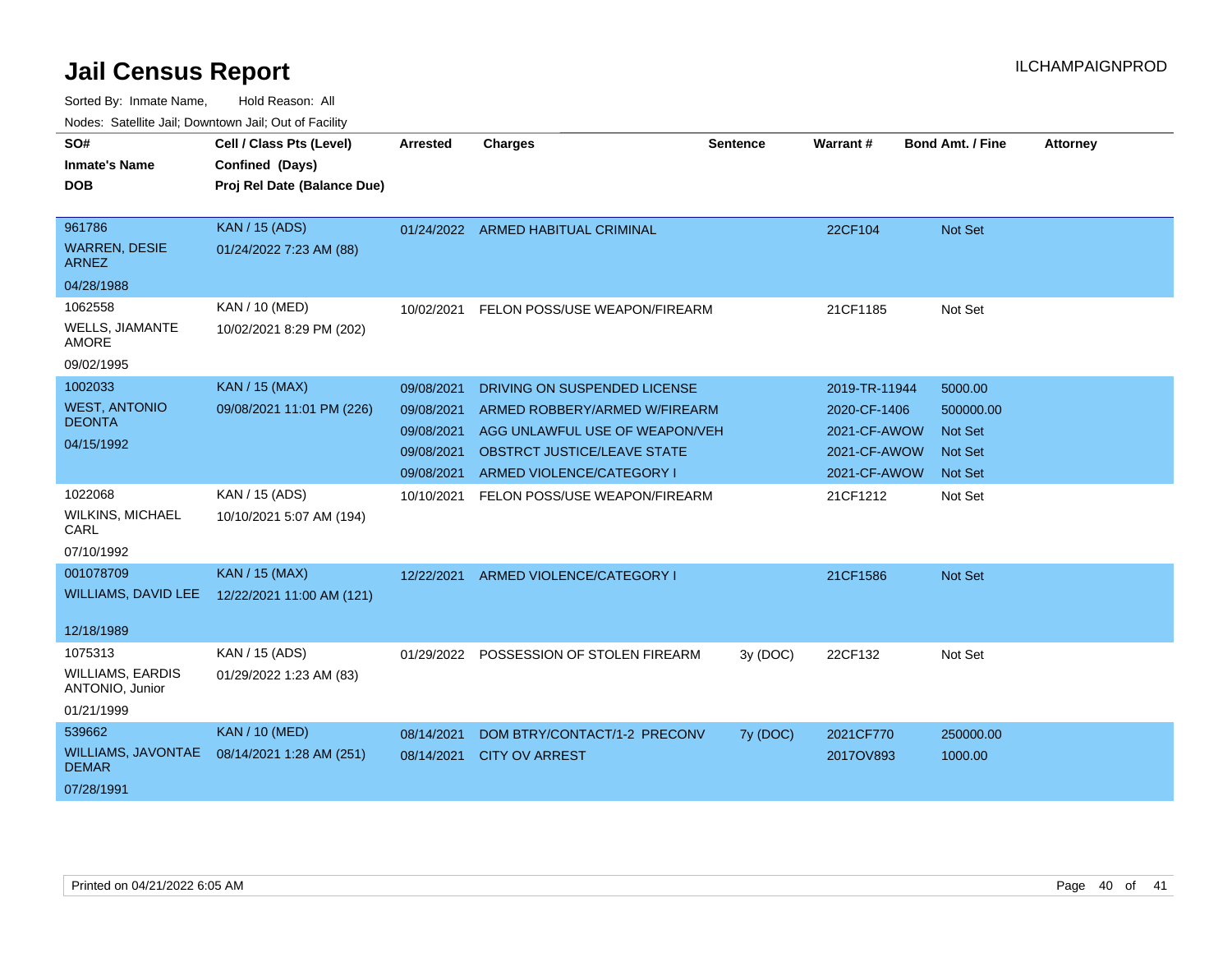# Jail Census Report

ILCHAMPAIGNPROD

Sorted By: Inmate Name, Hold Reason: All

Nodes: Satellite Jail; Downtown Jail; Out of Facility

| SO# / Inmate's Name / DOB | Cell / Class Pts (Level) / Confined (Days) / Proj Rel Date (Balance Due) | Arrested | Charges | Sentence | Warrant # | Bond Amt. / Fine | Attorney |
|---|---|---|---|---|---|---|---|
| 961786<br>WARREN, DESIE ARNEZ<br>04/28/1988 | KAN / 15 (ADS)<br>01/24/2022 7:23 AM (88) | 01/24/2022 | ARMED HABITUAL CRIMINAL | | 22CF104 | Not Set | |
| 1062558<br>WELLS, JIAMANTE AMORE<br>09/02/1995 | KAN / 10 (MED)<br>10/02/2021 8:29 PM (202) | 10/02/2021 | FELON POSS/USE WEAPON/FIREARM | | 21CF1185 | Not Set | |
| 1002033<br>WEST, ANTONIO DEONTA<br>04/15/1992 | KAN / 15 (MAX)<br>09/08/2021 11:01 PM (226) | 09/08/2021 | DRIVING ON SUSPENDED LICENSE | | 2019-TR-11944 | 5000.00 | |
| | | 09/08/2021 | ARMED ROBBERY/ARMED W/FIREARM | | 2020-CF-1406 | 500000.00 | |
| | | 09/08/2021 | AGG UNLAWFUL USE OF WEAPON/VEH | | 2021-CF-AWOW | Not Set | |
| | | 09/08/2021 | OBSTRCT JUSTICE/LEAVE STATE | | 2021-CF-AWOW | Not Set | |
| | | 09/08/2021 | ARMED VIOLENCE/CATEGORY I | | 2021-CF-AWOW | Not Set | |
| 1022068<br>WILKINS, MICHAEL CARL<br>07/10/1992 | KAN / 15 (ADS)<br>10/10/2021 5:07 AM (194) | 10/10/2021 | FELON POSS/USE WEAPON/FIREARM | | 21CF1212 | Not Set | |
| 001078709<br>WILLIAMS, DAVID LEE<br>12/18/1989 | KAN / 15 (MAX)<br>12/22/2021 11:00 AM (121) | 12/22/2021 | ARMED VIOLENCE/CATEGORY I | | 21CF1586 | Not Set | |
| 1075313<br>WILLIAMS, EARDIS ANTONIO, Junior<br>01/21/1999 | KAN / 15 (ADS)<br>01/29/2022 1:23 AM (83) | 01/29/2022 | POSSESSION OF STOLEN FIREARM | 3y (DOC) | 22CF132 | Not Set | |
| 539662<br>WILLIAMS, JAVONTAE DEMAR<br>07/28/1991 | KAN / 10 (MED)<br>08/14/2021 1:28 AM (251) | 08/14/2021 | DOM BTRY/CONTACT/1-2 PRECONV | 7y (DOC) | 2021CF770 | 250000.00 | |
| | | 08/14/2021 | CITY OV ARREST | | 2017OV893 | 1000.00 | |

Printed on 04/21/2022 6:05 AM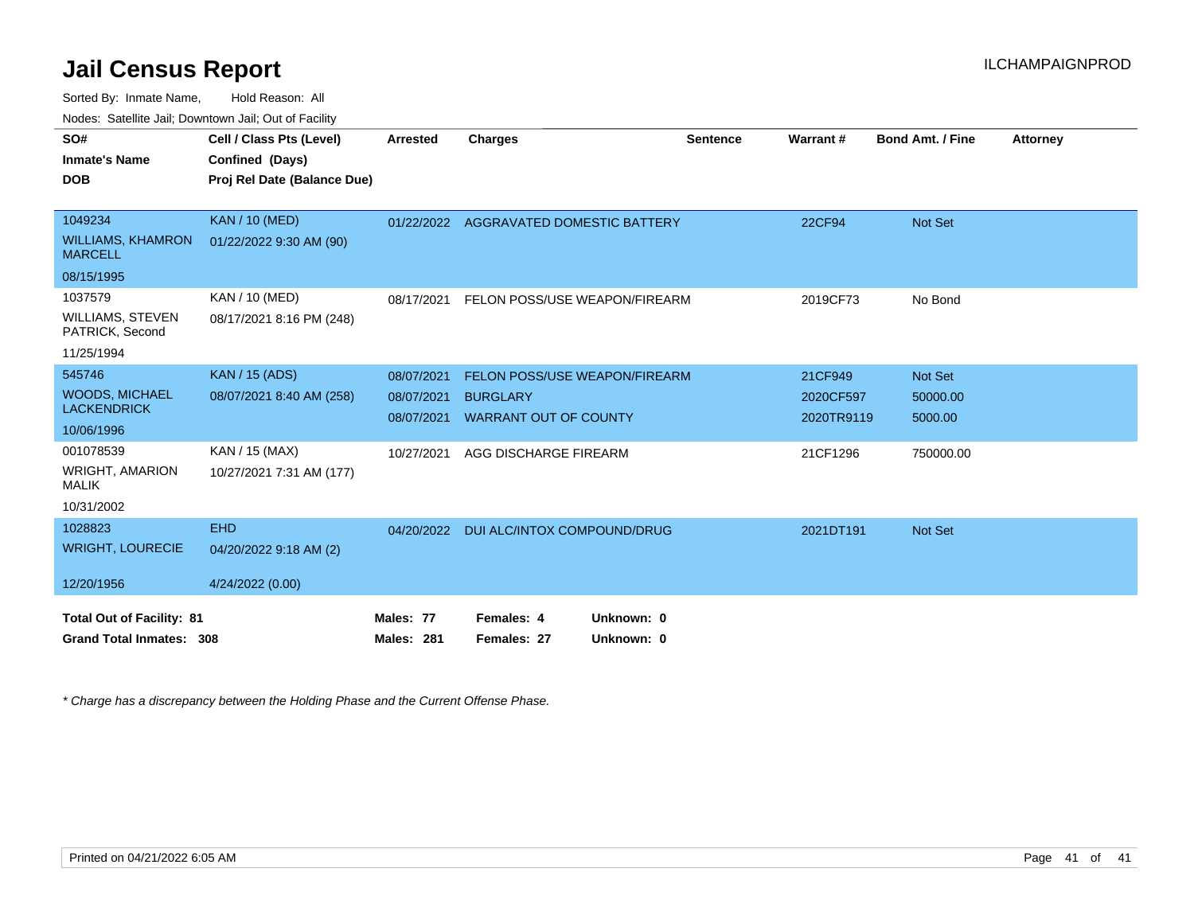# Jail Census Report

ILCHAMPAIGNPROD

Sorted By: Inmate Name, Hold Reason: All

Nodes: Satellite Jail; Downtown Jail; Out of Facility

| SO# / Inmate's Name / DOB | Cell / Class Pts (Level) / Confined (Days) / Proj Rel Date (Balance Due) | Arrested | Charges | Sentence | Warrant # | Bond Amt. / Fine | Attorney |
|---|---|---|---|---|---|---|---|
| 1049234<br>WILLIAMS, KHAMRON MARCELL<br>08/15/1995 | KAN / 10 (MED)<br>01/22/2022 9:30 AM (90) | 01/22/2022 | AGGRAVATED DOMESTIC BATTERY | | 22CF94 | Not Set | |
| 1037579<br>WILLIAMS, STEVEN PATRICK, Second<br>11/25/1994 | KAN / 10 (MED)<br>08/17/2021 8:16 PM (248) | 08/17/2021 | FELON POSS/USE WEAPON/FIREARM | | 2019CF73 | No Bond | |
| 545746<br>WOODS, MICHAEL LACKENDRICK<br>10/06/1996 | KAN / 15 (ADS)<br>08/07/2021 8:40 AM (258) | 08/07/2021<br>08/07/2021<br>08/07/2021 | FELON POSS/USE WEAPON/FIREARM<br>BURGLARY<br>WARRANT OUT OF COUNTY | | 21CF949<br>2020CF597<br>2020TR9119 | Not Set<br>50000.00<br>5000.00 | |
| 001078539<br>WRIGHT, AMARION MALIK<br>10/31/2002 | KAN / 15 (MAX)<br>10/27/2021 7:31 AM (177) | 10/27/2021 | AGG DISCHARGE FIREARM | | 21CF1296 | 750000.00 | |
| 1028823<br>WRIGHT, LOURECIE<br>12/20/1956 | EHD<br>04/20/2022 9:18 AM (2)<br>4/24/2022 (0.00) | 04/20/2022 | DUI ALC/INTOX COMPOUND/DRUG | | 2021DT191 | Not Set | |

| | | | |
|---|---|---|---|
| **Total Out of Facility: 81** | **Males: 77** | **Females: 4** | **Unknown: 0** |
| **Grand Total Inmates: 308** | **Males: 281** | **Females: 27** | **Unknown: 0** |

*\* Charge has a discrepancy between the Holding Phase and the Current Offense Phase.*

Printed on 04/21/2022 6:05 AM